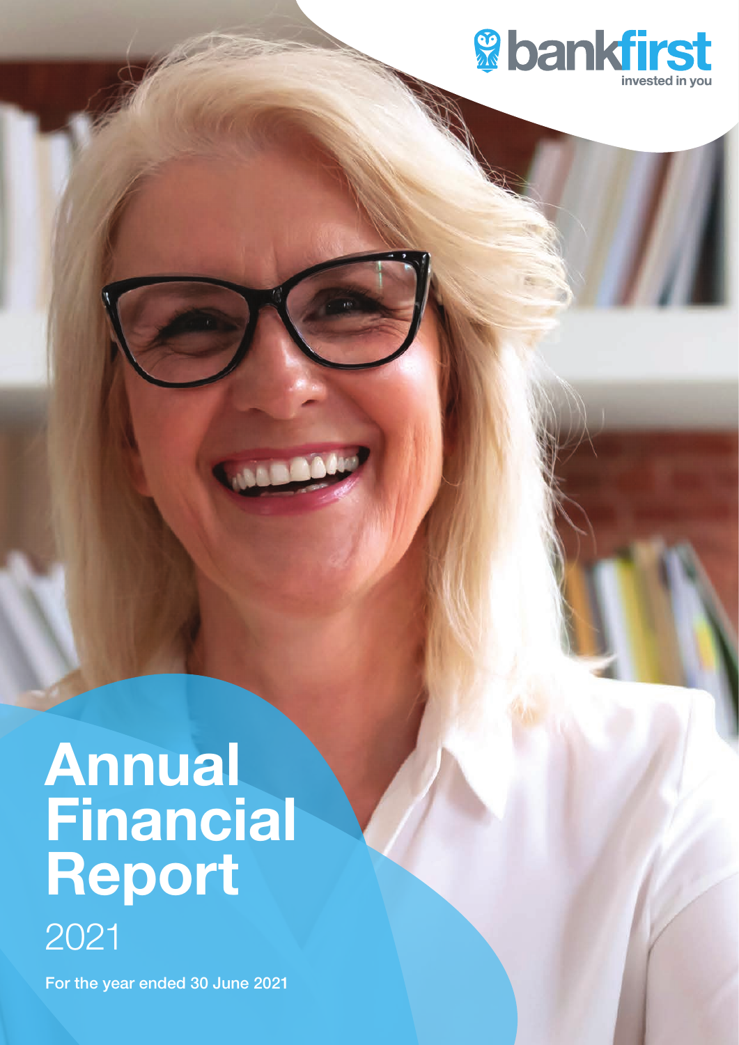bankfirst

invested in you

# Annual Financial Report

2021

**For the year ended 30 June 2021**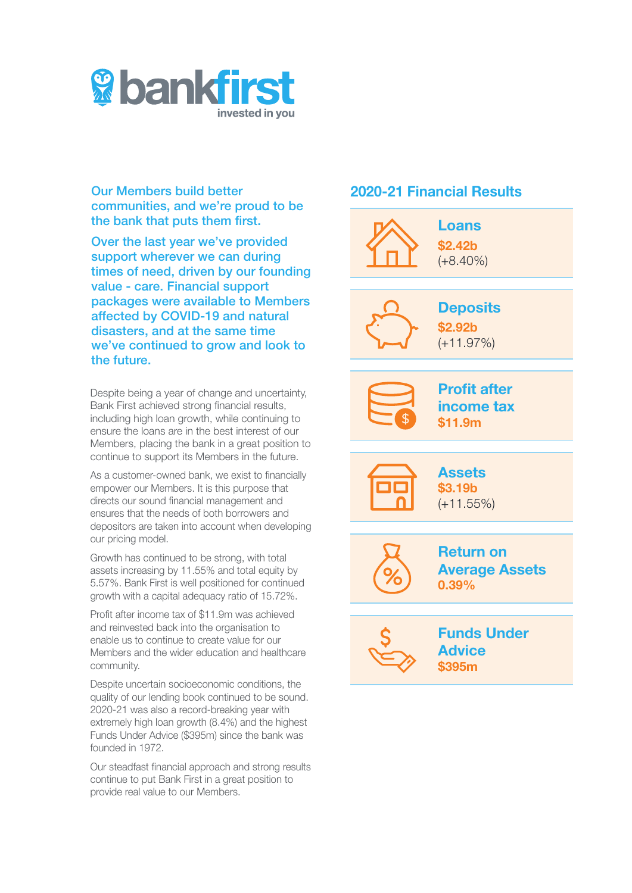**bankfirst**
invested in you

**Our Members build better communities, and we're proud to be the bank that puts them first.**

**Over the last year we've provided support wherever we can during times of need, driven by our founding value - care. Financial support packages were available to Members affected by COVID-19 and natural disasters, and at the same time we've continued to grow and look to the future.**

Despite being a year of change and uncertainty, Bank First achieved strong financial results, including high loan growth, while continuing to ensure the loans are in the best interest of our Members, placing the bank in a great position to continue to support its Members in the future.

As a customer-owned bank, we exist to financially empower our Members. It is this purpose that directs our sound financial management and ensures that the needs of both borrowers and depositors are taken into account when developing our pricing model.

Growth has continued to be strong, with total assets increasing by 11.55% and total equity by 5.57%. Bank First is well positioned for continued growth with a capital adequacy ratio of 15.72%.

Profit after income tax of $11.9m was achieved and reinvested back into the organisation to enable us to continue to create value for our Members and the wider education and healthcare community.

Despite uncertain socioeconomic conditions, the quality of our lending book continued to be sound. 2020-21 was also a record-breaking year with extremely high loan growth (8.4%) and the highest Funds Under Advice ($395m) since the bank was founded in 1972.

Our steadfast financial approach and strong results continue to put Bank First in a great position to provide real value to our Members.

## 2020-21 Financial Results

**Loans**
**$2.42b**
(+8.40%)

**Deposits**
**$2.92b**
(+11.97%)

**Profit after income tax**
**$11.9m**

**Assets**
**$3.19b**
(+11.55%)

**Return on Average Assets**
**0.39%**

**Funds Under Advice**
**$395m**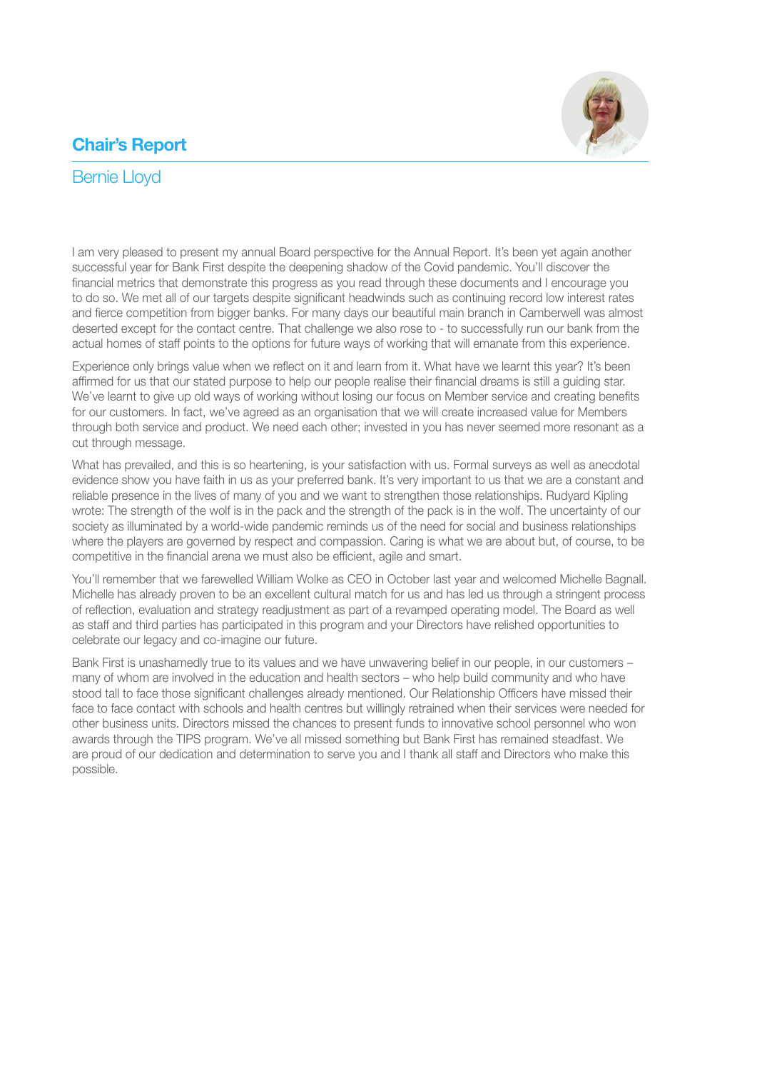## Chair's Report

### Bernie Lloyd

I am very pleased to present my annual Board perspective for the Annual Report. It's been yet again another successful year for Bank First despite the deepening shadow of the Covid pandemic. You'll discover the financial metrics that demonstrate this progress as you read through these documents and I encourage you to do so. We met all of our targets despite significant headwinds such as continuing record low interest rates and fierce competition from bigger banks. For many days our beautiful main branch in Camberwell was almost deserted except for the contact centre. That challenge we also rose to - to successfully run our bank from the actual homes of staff points to the options for future ways of working that will emanate from this experience.

Experience only brings value when we reflect on it and learn from it. What have we learnt this year? It's been affirmed for us that our stated purpose to help our people realise their financial dreams is still a guiding star. We've learnt to give up old ways of working without losing our focus on Member service and creating benefits for our customers. In fact, we've agreed as an organisation that we will create increased value for Members through both service and product. We need each other; invested in you has never seemed more resonant as a cut through message.

What has prevailed, and this is so heartening, is your satisfaction with us. Formal surveys as well as anecdotal evidence show you have faith in us as your preferred bank. It's very important to us that we are a constant and reliable presence in the lives of many of you and we want to strengthen those relationships. Rudyard Kipling wrote: The strength of the wolf is in the pack and the strength of the pack is in the wolf. The uncertainty of our society as illuminated by a world-wide pandemic reminds us of the need for social and business relationships where the players are governed by respect and compassion. Caring is what we are about but, of course, to be competitive in the financial arena we must also be efficient, agile and smart.

You'll remember that we farewelled William Wolke as CEO in October last year and welcomed Michelle Bagnall. Michelle has already proven to be an excellent cultural match for us and has led us through a stringent process of reflection, evaluation and strategy readjustment as part of a revamped operating model. The Board as well as staff and third parties has participated in this program and your Directors have relished opportunities to celebrate our legacy and co-imagine our future.

Bank First is unashamedly true to its values and we have unwavering belief in our people, in our customers – many of whom are involved in the education and health sectors – who help build community and who have stood tall to face those significant challenges already mentioned. Our Relationship Officers have missed their face to face contact with schools and health centres but willingly retrained when their services were needed for other business units. Directors missed the chances to present funds to innovative school personnel who won awards through the TIPS program. We've all missed something but Bank First has remained steadfast. We are proud of our dedication and determination to serve you and I thank all staff and Directors who make this possible.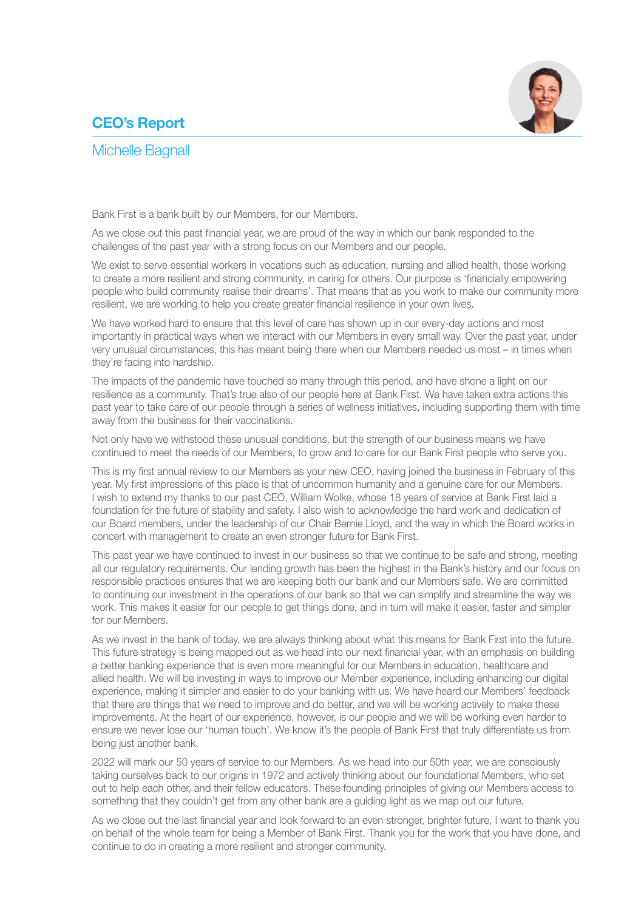# CEO's Report

## Michelle Bagnall

Bank First is a bank built by our Members, for our Members.

As we close out this past financial year, we are proud of the way in which our bank responded to the challenges of the past year with a strong focus on our Members and our people.

We exist to serve essential workers in vocations such as education, nursing and allied health, those working to create a more resilient and strong community, in caring for others. Our purpose is 'financially empowering people who build community realise their dreams'. That means that as you work to make our community more resilient, we are working to help you create greater financial resilience in your own lives.

We have worked hard to ensure that this level of care has shown up in our every-day actions and most importantly in practical ways when we interact with our Members in every small way. Over the past year, under very unusual circumstances, this has meant being there when our Members needed us most – in times when they're facing into hardship.

The impacts of the pandemic have touched so many through this period, and have shone a light on our resilience as a community. That's true also of our people here at Bank First. We have taken extra actions this past year to take care of our people through a series of wellness initiatives, including supporting them with time away from the business for their vaccinations.

Not only have we withstood these unusual conditions, but the strength of our business means we have continued to meet the needs of our Members, to grow and to care for our Bank First people who serve you.

This is my first annual review to our Members as your new CEO, having joined the business in February of this year. My first impressions of this place is that of uncommon humanity and a genuine care for our Members. I wish to extend my thanks to our past CEO, William Wolke, whose 18 years of service at Bank First laid a foundation for the future of stability and safety. I also wish to acknowledge the hard work and dedication of our Board members, under the leadership of our Chair Bernie Lloyd, and the way in which the Board works in concert with management to create an even stronger future for Bank First.

This past year we have continued to invest in our business so that we continue to be safe and strong, meeting all our regulatory requirements. Our lending growth has been the highest in the Bank's history and our focus on responsible practices ensures that we are keeping both our bank and our Members safe. We are committed to continuing our investment in the operations of our bank so that we can simplify and streamline the way we work. This makes it easier for our people to get things done, and in turn will make it easier, faster and simpler for our Members.

As we invest in the bank of today, we are always thinking about what this means for Bank First into the future. This future strategy is being mapped out as we head into our next financial year, with an emphasis on building a better banking experience that is even more meaningful for our Members in education, healthcare and allied health. We will be investing in ways to improve our Member experience, including enhancing our digital experience, making it simpler and easier to do your banking with us. We have heard our Members' feedback that there are things that we need to improve and do better, and we will be working actively to make these improvements. At the heart of our experience, however, is our people and we will be working even harder to ensure we never lose our 'human touch'. We know it's the people of Bank First that truly differentiate us from being just another bank.

2022 will mark our 50 years of service to our Members. As we head into our 50th year, we are consciously taking ourselves back to our origins in 1972 and actively thinking about our foundational Members, who set out to help each other, and their fellow educators. These founding principles of giving our Members access to something that they couldn't get from any other bank are a guiding light as we map out our future.

As we close out the last financial year and look forward to an even stronger, brighter future, I want to thank you on behalf of the whole team for being a Member of Bank First. Thank you for the work that you have done, and continue to do in creating a more resilient and stronger community.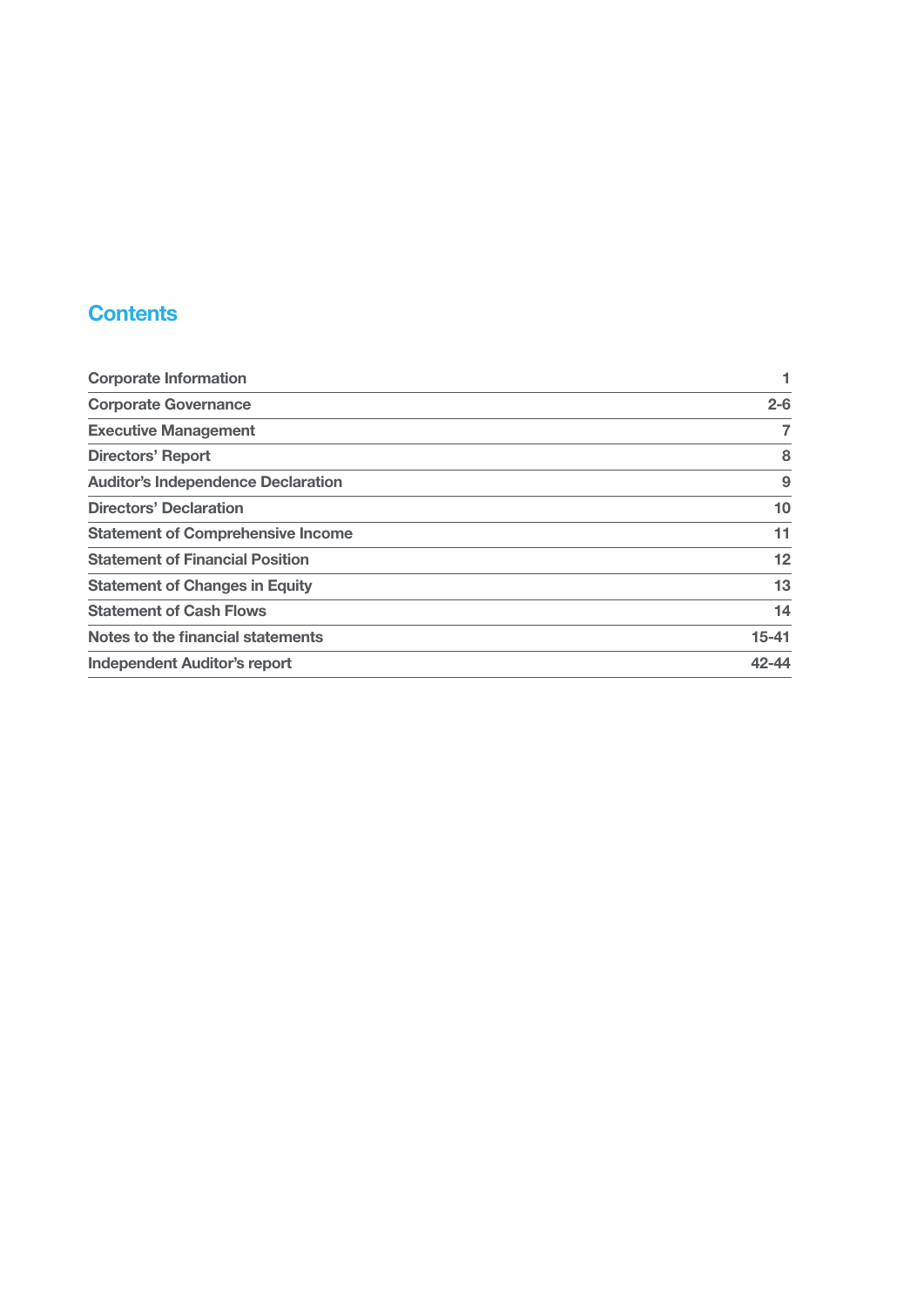# Contents

| | |
|---|---|
| Corporate Information | 1 |
| Corporate Governance | 2-6 |
| Executive Management | 7 |
| Directors' Report | 8 |
| Auditor's Independence Declaration | 9 |
| Directors' Declaration | 10 |
| Statement of Comprehensive Income | 11 |
| Statement of Financial Position | 12 |
| Statement of Changes in Equity | 13 |
| Statement of Cash Flows | 14 |
| Notes to the financial statements | 15-41 |
| Independent Auditor's report | 42-44 |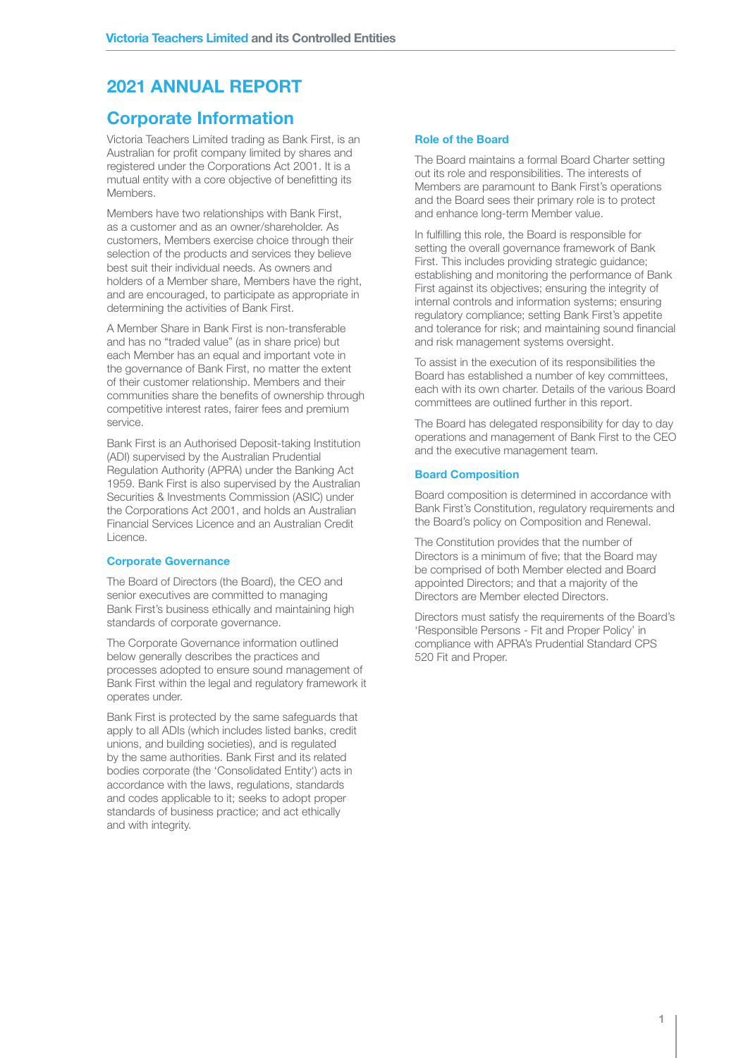# 2021 ANNUAL REPORT

## Corporate Information

Victoria Teachers Limited trading as Bank First, is an Australian for profit company limited by shares and registered under the Corporations Act 2001. It is a mutual entity with a core objective of benefitting its Members.

Members have two relationships with Bank First, as a customer and as an owner/shareholder. As customers, Members exercise choice through their selection of the products and services they believe best suit their individual needs. As owners and holders of a Member share, Members have the right, and are encouraged, to participate as appropriate in determining the activities of Bank First.

A Member Share in Bank First is non-transferable and has no "traded value" (as in share price) but each Member has an equal and important vote in the governance of Bank First, no matter the extent of their customer relationship. Members and their communities share the benefits of ownership through competitive interest rates, fairer fees and premium service.

Bank First is an Authorised Deposit-taking Institution (ADI) supervised by the Australian Prudential Regulation Authority (APRA) under the Banking Act 1959. Bank First is also supervised by the Australian Securities & Investments Commission (ASIC) under the Corporations Act 2001, and holds an Australian Financial Services Licence and an Australian Credit Licence.

### Corporate Governance

The Board of Directors (the Board), the CEO and senior executives are committed to managing Bank First's business ethically and maintaining high standards of corporate governance.

The Corporate Governance information outlined below generally describes the practices and processes adopted to ensure sound management of Bank First within the legal and regulatory framework it operates under.

Bank First is protected by the same safeguards that apply to all ADIs (which includes listed banks, credit unions, and building societies), and is regulated by the same authorities. Bank First and its related bodies corporate (the 'Consolidated Entity') acts in accordance with the laws, regulations, standards and codes applicable to it; seeks to adopt proper standards of business practice; and act ethically and with integrity.

### Role of the Board

The Board maintains a formal Board Charter setting out its role and responsibilities. The interests of Members are paramount to Bank First's operations and the Board sees their primary role is to protect and enhance long-term Member value.

In fulfilling this role, the Board is responsible for setting the overall governance framework of Bank First. This includes providing strategic guidance; establishing and monitoring the performance of Bank First against its objectives; ensuring the integrity of internal controls and information systems; ensuring regulatory compliance; setting Bank First's appetite and tolerance for risk; and maintaining sound financial and risk management systems oversight.

To assist in the execution of its responsibilities the Board has established a number of key committees, each with its own charter. Details of the various Board committees are outlined further in this report.

The Board has delegated responsibility for day to day operations and management of Bank First to the CEO and the executive management team.

### Board Composition

Board composition is determined in accordance with Bank First's Constitution, regulatory requirements and the Board's policy on Composition and Renewal.

The Constitution provides that the number of Directors is a minimum of five; that the Board may be comprised of both Member elected and Board appointed Directors; and that a majority of the Directors are Member elected Directors.

Directors must satisfy the requirements of the Board's 'Responsible Persons - Fit and Proper Policy' in compliance with APRA's Prudential Standard CPS 520 Fit and Proper.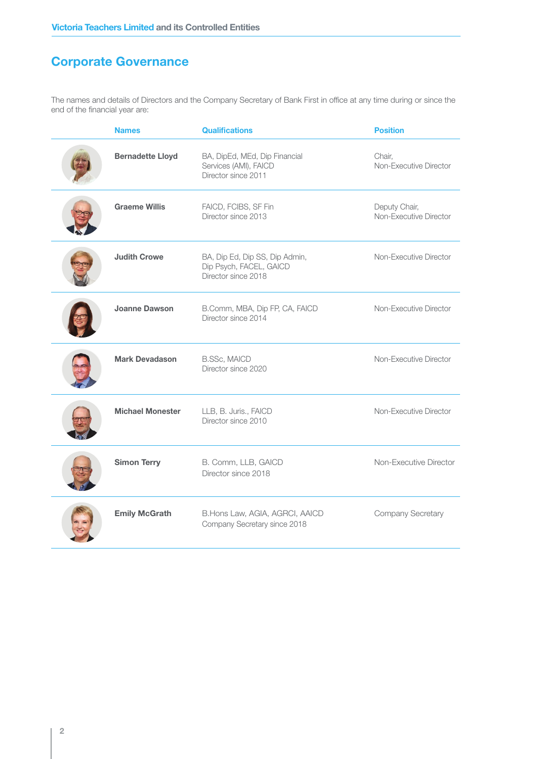## Corporate Governance

The names and details of Directors and the Company Secretary of Bank First in office at any time during or since the end of the financial year are:

| Names | Qualifications | Position |
|---|---|---|
| **Bernadette Lloyd** | BA, DipEd, MEd, Dip Financial Services (AMI), FAICD<br>Director since 2011 | Chair,<br>Non-Executive Director |
| **Graeme Willis** | FAICD, FCIBS, SF Fin<br>Director since 2013 | Deputy Chair,<br>Non-Executive Director |
| **Judith Crowe** | BA, Dip Ed, Dip SS, Dip Admin, Dip Psych, FACEL, GAICD<br>Director since 2018 | Non-Executive Director |
| **Joanne Dawson** | B.Comm, MBA, Dip FP, CA, FAICD<br>Director since 2014 | Non-Executive Director |
| **Mark Devadason** | B.SSc, MAICD<br>Director since 2020 | Non-Executive Director |
| **Michael Monester** | LLB, B. Juris., FAICD<br>Director since 2010 | Non-Executive Director |
| **Simon Terry** | B. Comm, LLB, GAICD<br>Director since 2018 | Non-Executive Director |
| **Emily McGrath** | B.Hons Law, AGIA, AGRCI, AAICD<br>Company Secretary since 2018 | Company Secretary |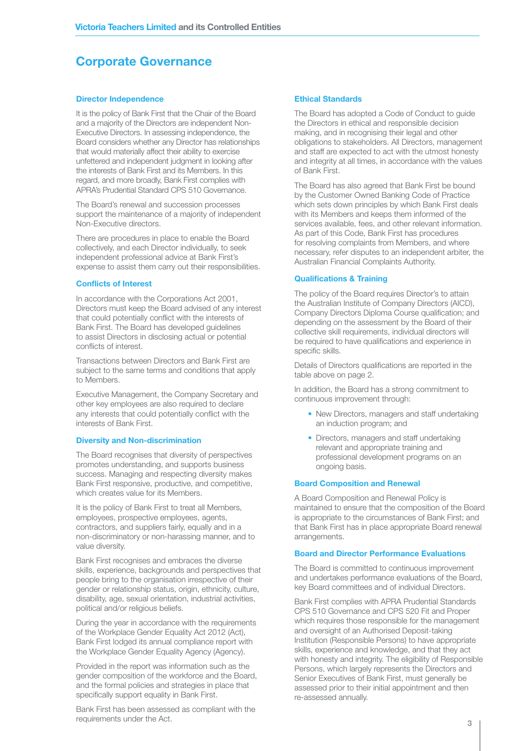# Corporate Governance

### Director Independence

It is the policy of Bank First that the Chair of the Board and a majority of the Directors are independent Non-Executive Directors. In assessing independence, the Board considers whether any Director has relationships that would materially affect their ability to exercise unfettered and independent judgment in looking after the interests of Bank First and its Members. In this regard, and more broadly, Bank First complies with APRA's Prudential Standard CPS 510 Governance.

The Board's renewal and succession processes support the maintenance of a majority of independent Non-Executive directors.

There are procedures in place to enable the Board collectively, and each Director individually, to seek independent professional advice at Bank First's expense to assist them carry out their responsibilities.

### Conflicts of Interest

In accordance with the Corporations Act 2001, Directors must keep the Board advised of any interest that could potentially conflict with the interests of Bank First. The Board has developed guidelines to assist Directors in disclosing actual or potential conflicts of interest.

Transactions between Directors and Bank First are subject to the same terms and conditions that apply to Members.

Executive Management, the Company Secretary and other key employees are also required to declare any interests that could potentially conflict with the interests of Bank First.

### Diversity and Non-discrimination

The Board recognises that diversity of perspectives promotes understanding, and supports business success. Managing and respecting diversity makes Bank First responsive, productive, and competitive, which creates value for its Members.

It is the policy of Bank First to treat all Members, employees, prospective employees, agents, contractors, and suppliers fairly, equally and in a non-discriminatory or non-harassing manner, and to value diversity.

Bank First recognises and embraces the diverse skills, experience, backgrounds and perspectives that people bring to the organisation irrespective of their gender or relationship status, origin, ethnicity, culture, disability, age, sexual orientation, industrial activities, political and/or religious beliefs.

During the year in accordance with the requirements of the Workplace Gender Equality Act 2012 (Act), Bank First lodged its annual compliance report with the Workplace Gender Equality Agency (Agency).

Provided in the report was information such as the gender composition of the workforce and the Board, and the formal policies and strategies in place that specifically support equality in Bank First.

Bank First has been assessed as compliant with the requirements under the Act.

### Ethical Standards

The Board has adopted a Code of Conduct to guide the Directors in ethical and responsible decision making, and in recognising their legal and other obligations to stakeholders. All Directors, management and staff are expected to act with the utmost honesty and integrity at all times, in accordance with the values of Bank First.

The Board has also agreed that Bank First be bound by the Customer Owned Banking Code of Practice which sets down principles by which Bank First deals with its Members and keeps them informed of the services available, fees, and other relevant information. As part of this Code, Bank First has procedures for resolving complaints from Members, and where necessary, refer disputes to an independent arbiter, the Australian Financial Complaints Authority.

### Qualifications & Training

The policy of the Board requires Director's to attain the Australian Institute of Company Directors (AICD), Company Directors Diploma Course qualification; and depending on the assessment by the Board of their collective skill requirements, individual directors will be required to have qualifications and experience in specific skills.

Details of Directors qualifications are reported in the table above on page 2.

In addition, the Board has a strong commitment to continuous improvement through:

- New Directors, managers and staff undertaking an induction program; and
- Directors, managers and staff undertaking relevant and appropriate training and professional development programs on an ongoing basis.

### Board Composition and Renewal

A Board Composition and Renewal Policy is maintained to ensure that the composition of the Board is appropriate to the circumstances of Bank First; and that Bank First has in place appropriate Board renewal arrangements.

### Board and Director Performance Evaluations

The Board is committed to continuous improvement and undertakes performance evaluations of the Board, key Board committees and of individual Directors.

Bank First complies with APRA Prudential Standards CPS 510 Governance and CPS 520 Fit and Proper which requires those responsible for the management and oversight of an Authorised Deposit-taking Institution (Responsible Persons) to have appropriate skills, experience and knowledge, and that they act with honesty and integrity. The eligibility of Responsible Persons, which largely represents the Directors and Senior Executives of Bank First, must generally be assessed prior to their initial appointment and then re-assessed annually.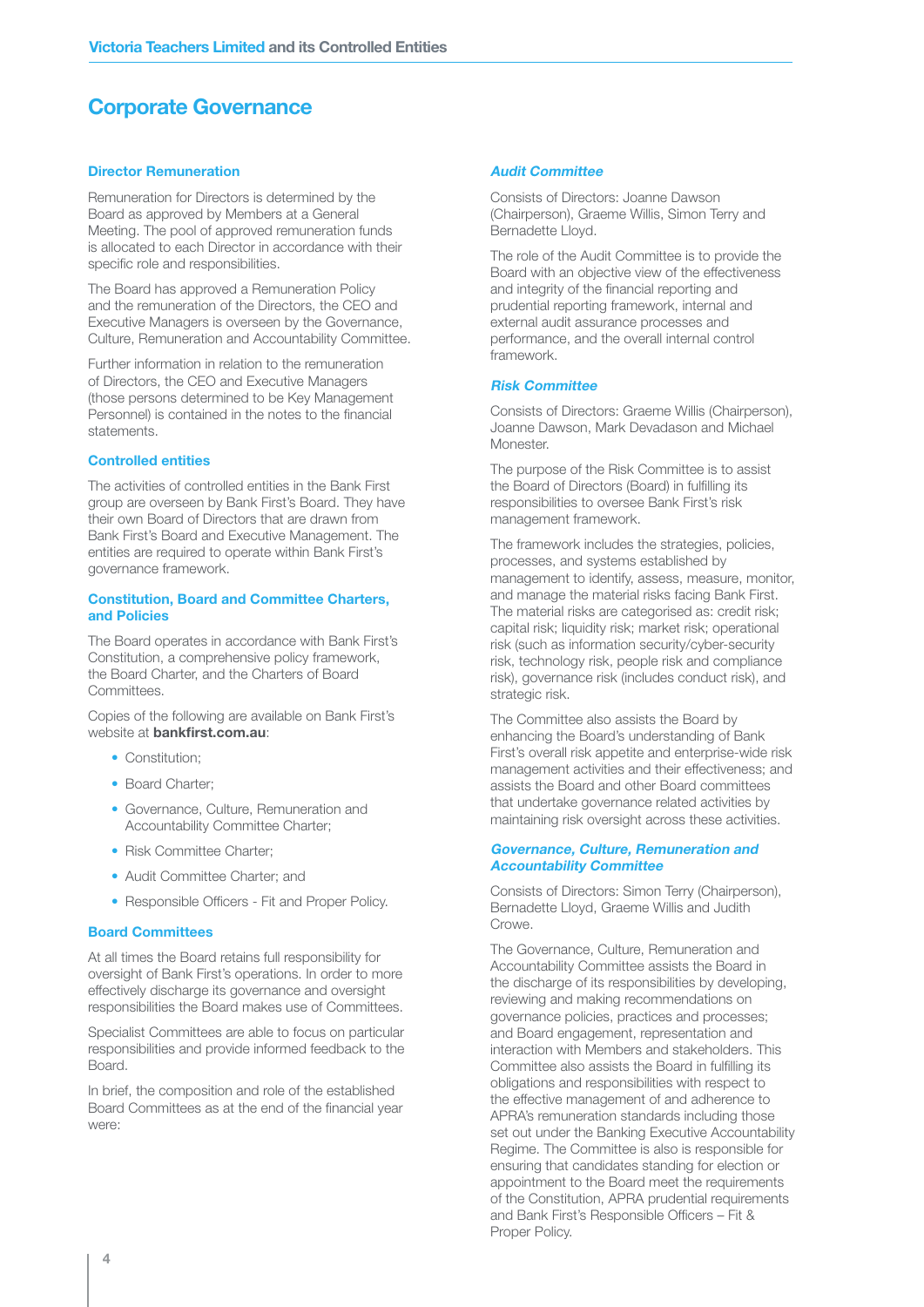# Corporate Governance

## Director Remuneration

Remuneration for Directors is determined by the Board as approved by Members at a General Meeting. The pool of approved remuneration funds is allocated to each Director in accordance with their specific role and responsibilities.

The Board has approved a Remuneration Policy and the remuneration of the Directors, the CEO and Executive Managers is overseen by the Governance, Culture, Remuneration and Accountability Committee.

Further information in relation to the remuneration of Directors, the CEO and Executive Managers (those persons determined to be Key Management Personnel) is contained in the notes to the financial statements.

## Controlled entities

The activities of controlled entities in the Bank First group are overseen by Bank First's Board. They have their own Board of Directors that are drawn from Bank First's Board and Executive Management. The entities are required to operate within Bank First's governance framework.

## Constitution, Board and Committee Charters, and Policies

The Board operates in accordance with Bank First's Constitution, a comprehensive policy framework, the Board Charter, and the Charters of Board Committees.

Copies of the following are available on Bank First's website at **bankfirst.com.au**:

- Constitution;
- Board Charter;
- Governance, Culture, Remuneration and Accountability Committee Charter;
- Risk Committee Charter;
- Audit Committee Charter; and
- Responsible Officers - Fit and Proper Policy.

## Board Committees

At all times the Board retains full responsibility for oversight of Bank First's operations. In order to more effectively discharge its governance and oversight responsibilities the Board makes use of Committees.

Specialist Committees are able to focus on particular responsibilities and provide informed feedback to the Board.

In brief, the composition and role of the established Board Committees as at the end of the financial year were:

### *Audit Committee*

Consists of Directors: Joanne Dawson (Chairperson), Graeme Willis, Simon Terry and Bernadette Lloyd.

The role of the Audit Committee is to provide the Board with an objective view of the effectiveness and integrity of the financial reporting and prudential reporting framework, internal and external audit assurance processes and performance, and the overall internal control framework.

### *Risk Committee*

Consists of Directors: Graeme Willis (Chairperson), Joanne Dawson, Mark Devadason and Michael Monester.

The purpose of the Risk Committee is to assist the Board of Directors (Board) in fulfilling its responsibilities to oversee Bank First's risk management framework.

The framework includes the strategies, policies, processes, and systems established by management to identify, assess, measure, monitor, and manage the material risks facing Bank First. The material risks are categorised as: credit risk; capital risk; liquidity risk; market risk; operational risk (such as information security/cyber-security risk, technology risk, people risk and compliance risk), governance risk (includes conduct risk), and strategic risk.

The Committee also assists the Board by enhancing the Board's understanding of Bank First's overall risk appetite and enterprise-wide risk management activities and their effectiveness; and assists the Board and other Board committees that undertake governance related activities by maintaining risk oversight across these activities.

### *Governance, Culture, Remuneration and Accountability Committee*

Consists of Directors: Simon Terry (Chairperson), Bernadette Lloyd, Graeme Willis and Judith Crowe.

The Governance, Culture, Remuneration and Accountability Committee assists the Board in the discharge of its responsibilities by developing, reviewing and making recommendations on governance policies, practices and processes; and Board engagement, representation and interaction with Members and stakeholders. This Committee also assists the Board in fulfilling its obligations and responsibilities with respect to the effective management of and adherence to APRA's remuneration standards including those set out under the Banking Executive Accountability Regime. The Committee is also is responsible for ensuring that candidates standing for election or appointment to the Board meet the requirements of the Constitution, APRA prudential requirements and Bank First's Responsible Officers – Fit & Proper Policy.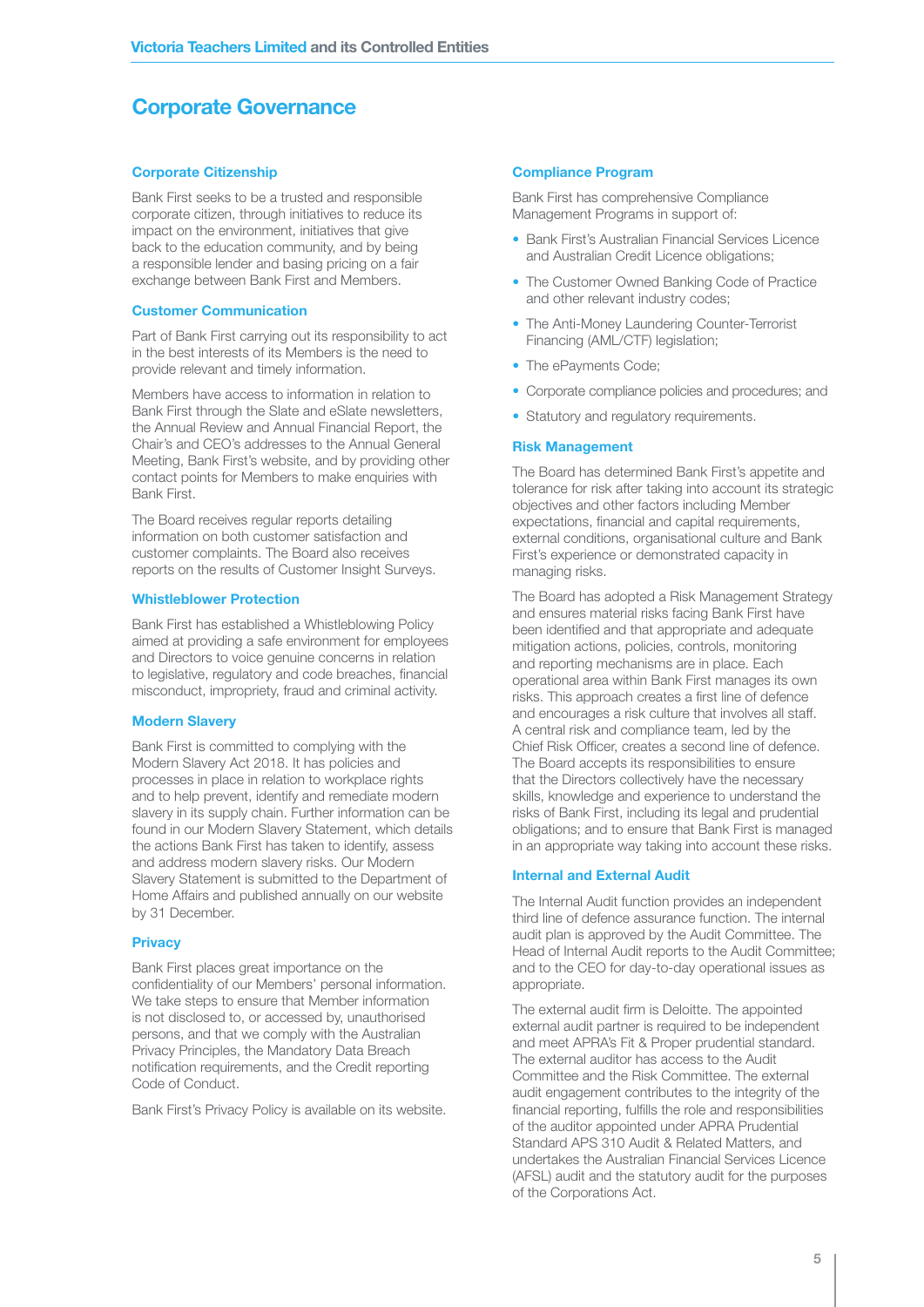# Corporate Governance

## Corporate Citizenship

Bank First seeks to be a trusted and responsible corporate citizen, through initiatives to reduce its impact on the environment, initiatives that give back to the education community, and by being a responsible lender and basing pricing on a fair exchange between Bank First and Members.

## Customer Communication

Part of Bank First carrying out its responsibility to act in the best interests of its Members is the need to provide relevant and timely information.

Members have access to information in relation to Bank First through the Slate and eSlate newsletters, the Annual Review and Annual Financial Report, the Chair's and CEO's addresses to the Annual General Meeting, Bank First's website, and by providing other contact points for Members to make enquiries with Bank First.

The Board receives regular reports detailing information on both customer satisfaction and customer complaints. The Board also receives reports on the results of Customer Insight Surveys.

## Whistleblower Protection

Bank First has established a Whistleblowing Policy aimed at providing a safe environment for employees and Directors to voice genuine concerns in relation to legislative, regulatory and code breaches, financial misconduct, impropriety, fraud and criminal activity.

## Modern Slavery

Bank First is committed to complying with the Modern Slavery Act 2018. It has policies and processes in place in relation to workplace rights and to help prevent, identify and remediate modern slavery in its supply chain. Further information can be found in our Modern Slavery Statement, which details the actions Bank First has taken to identify, assess and address modern slavery risks. Our Modern Slavery Statement is submitted to the Department of Home Affairs and published annually on our website by 31 December.

## Privacy

Bank First places great importance on the confidentiality of our Members' personal information. We take steps to ensure that Member information is not disclosed to, or accessed by, unauthorised persons, and that we comply with the Australian Privacy Principles, the Mandatory Data Breach notification requirements, and the Credit reporting Code of Conduct.

Bank First's Privacy Policy is available on its website.

## Compliance Program

Bank First has comprehensive Compliance Management Programs in support of:

- Bank First's Australian Financial Services Licence and Australian Credit Licence obligations;
- The Customer Owned Banking Code of Practice and other relevant industry codes;
- The Anti-Money Laundering Counter-Terrorist Financing (AML/CTF) legislation;
- The ePayments Code;
- Corporate compliance policies and procedures; and
- Statutory and regulatory requirements.

## Risk Management

The Board has determined Bank First's appetite and tolerance for risk after taking into account its strategic objectives and other factors including Member expectations, financial and capital requirements, external conditions, organisational culture and Bank First's experience or demonstrated capacity in managing risks.

The Board has adopted a Risk Management Strategy and ensures material risks facing Bank First have been identified and that appropriate and adequate mitigation actions, policies, controls, monitoring and reporting mechanisms are in place. Each operational area within Bank First manages its own risks. This approach creates a first line of defence and encourages a risk culture that involves all staff. A central risk and compliance team, led by the Chief Risk Officer, creates a second line of defence. The Board accepts its responsibilities to ensure that the Directors collectively have the necessary skills, knowledge and experience to understand the risks of Bank First, including its legal and prudential obligations; and to ensure that Bank First is managed in an appropriate way taking into account these risks.

## Internal and External Audit

The Internal Audit function provides an independent third line of defence assurance function. The internal audit plan is approved by the Audit Committee. The Head of Internal Audit reports to the Audit Committee; and to the CEO for day-to-day operational issues as appropriate.

The external audit firm is Deloitte. The appointed external audit partner is required to be independent and meet APRA's Fit & Proper prudential standard. The external auditor has access to the Audit Committee and the Risk Committee. The external audit engagement contributes to the integrity of the financial reporting, fulfills the role and responsibilities of the auditor appointed under APRA Prudential Standard APS 310 Audit & Related Matters, and undertakes the Australian Financial Services Licence (AFSL) audit and the statutory audit for the purposes of the Corporations Act.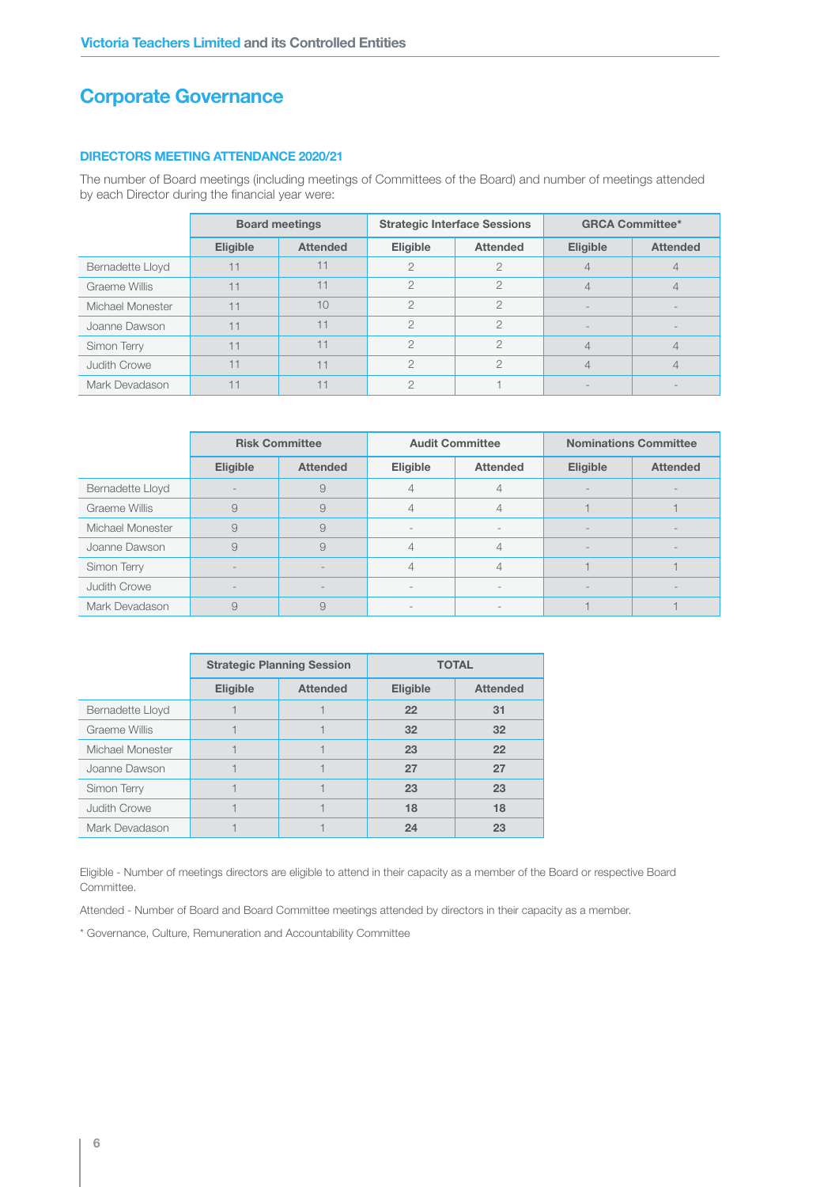# Corporate Governance

### DIRECTORS MEETING ATTENDANCE 2020/21

The number of Board meetings (including meetings of Committees of the Board) and number of meetings attended by each Director during the financial year were:

| | Board meetings | | Strategic Interface Sessions | | GRCA Committee* | |
|---|---|---|---|---|---|---|
| | Eligible | Attended | Eligible | Attended | Eligible | Attended |
| Bernadette Lloyd | 11 | 11 | 2 | 2 | 4 | 4 |
| Graeme Willis | 11 | 11 | 2 | 2 | 4 | 4 |
| Michael Monester | 11 | 10 | 2 | 2 | - | - |
| Joanne Dawson | 11 | 11 | 2 | 2 | - | - |
| Simon Terry | 11 | 11 | 2 | 2 | 4 | 4 |
| Judith Crowe | 11 | 11 | 2 | 2 | 4 | 4 |
| Mark Devadason | 11 | 11 | 2 | 1 | - | - |

| | Risk Committee | | Audit Committee | | Nominations Committee | |
|---|---|---|---|---|---|---|
| | Eligible | Attended | Eligible | Attended | Eligible | Attended |
| Bernadette Lloyd | - | 9 | 4 | 4 | - | - |
| Graeme Willis | 9 | 9 | 4 | 4 | 1 | 1 |
| Michael Monester | 9 | 9 | - | - | - | - |
| Joanne Dawson | 9 | 9 | 4 | 4 | - | - |
| Simon Terry | - | - | 4 | 4 | 1 | 1 |
| Judith Crowe | - | - | - | - | - | - |
| Mark Devadason | 9 | 9 | - | - | 1 | 1 |

| | Strategic Planning Session | | TOTAL | |
|---|---|---|---|---|
| | Eligible | Attended | Eligible | Attended |
| Bernadette Lloyd | 1 | 1 | **22** | **31** |
| Graeme Willis | 1 | 1 | **32** | **32** |
| Michael Monester | 1 | 1 | **23** | **22** |
| Joanne Dawson | 1 | 1 | **27** | **27** |
| Simon Terry | 1 | 1 | **23** | **23** |
| Judith Crowe | 1 | 1 | **18** | **18** |
| Mark Devadason | 1 | 1 | **24** | **23** |

Eligible - Number of meetings directors are eligible to attend in their capacity as a member of the Board or respective Board Committee.

Attended - Number of Board and Board Committee meetings attended by directors in their capacity as a member.

* Governance, Culture, Remuneration and Accountability Committee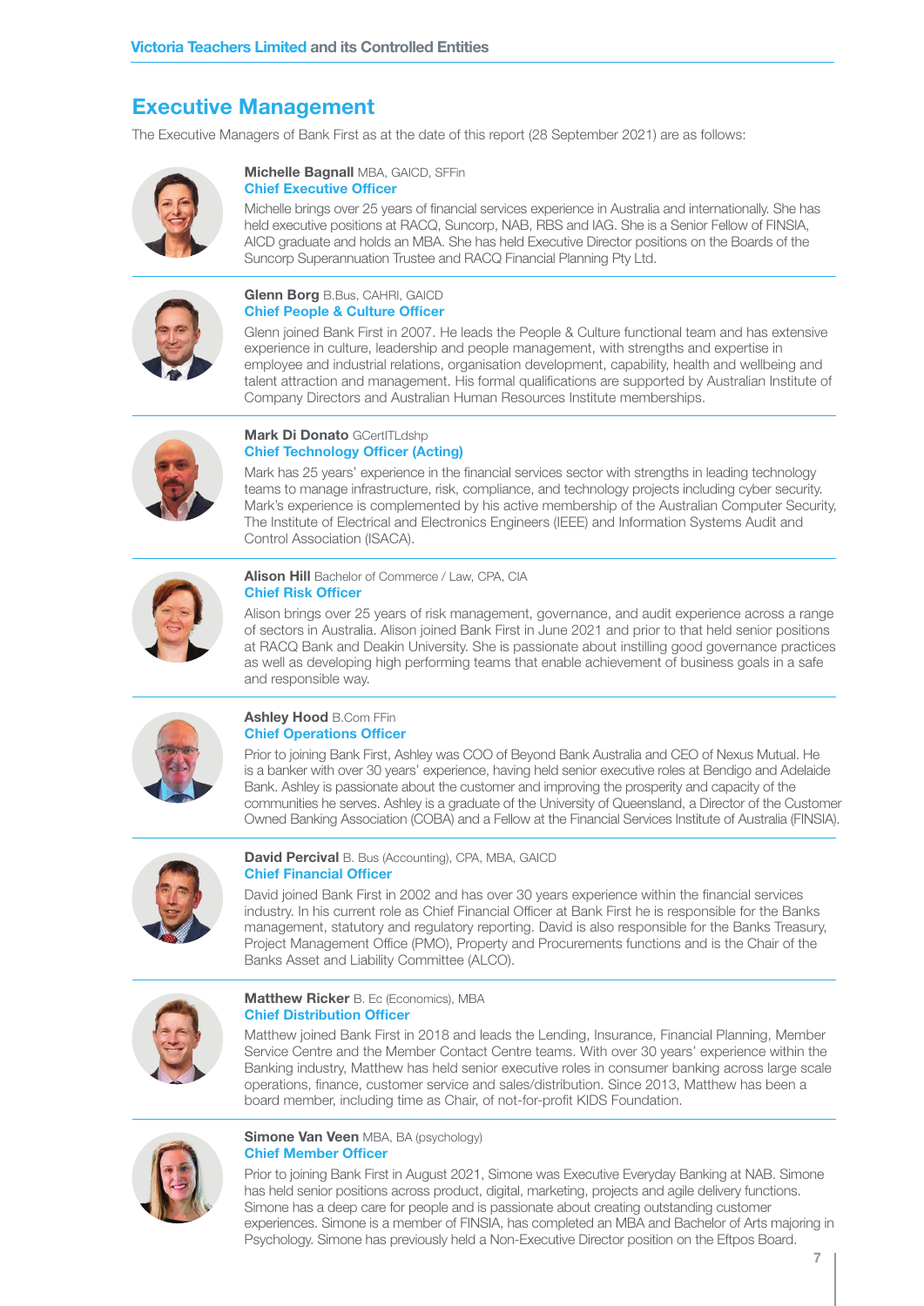# Executive Management

The Executive Managers of Bank First as at the date of this report (28 September 2021) are as follows:

**Michelle Bagnall** MBA, GAICD, SFFin
**Chief Executive Officer**

Michelle brings over 25 years of financial services experience in Australia and internationally. She has held executive positions at RACQ, Suncorp, NAB, RBS and IAG. She is a Senior Fellow of FINSIA, AICD graduate and holds an MBA. She has held Executive Director positions on the Boards of the Suncorp Superannuation Trustee and RACQ Financial Planning Pty Ltd.

**Glenn Borg** B.Bus, CAHRI, GAICD
**Chief People & Culture Officer**

Glenn joined Bank First in 2007. He leads the People & Culture functional team and has extensive experience in culture, leadership and people management, with strengths and expertise in employee and industrial relations, organisation development, capability, health and wellbeing and talent attraction and management. His formal qualifications are supported by Australian Institute of Company Directors and Australian Human Resources Institute memberships.

**Mark Di Donato** GCertITLdshp
**Chief Technology Officer (Acting)**

Mark has 25 years' experience in the financial services sector with strengths in leading technology teams to manage infrastructure, risk, compliance, and technology projects including cyber security. Mark's experience is complemented by his active membership of the Australian Computer Security, The Institute of Electrical and Electronics Engineers (IEEE) and Information Systems Audit and Control Association (ISACA).

**Alison Hill** Bachelor of Commerce / Law, CPA, CIA
**Chief Risk Officer**

Alison brings over 25 years of risk management, governance, and audit experience across a range of sectors in Australia. Alison joined Bank First in June 2021 and prior to that held senior positions at RACQ Bank and Deakin University. She is passionate about instilling good governance practices as well as developing high performing teams that enable achievement of business goals in a safe and responsible way.

**Ashley Hood** B.Com FFin
**Chief Operations Officer**

Prior to joining Bank First, Ashley was COO of Beyond Bank Australia and CEO of Nexus Mutual. He is a banker with over 30 years' experience, having held senior executive roles at Bendigo and Adelaide Bank. Ashley is passionate about the customer and improving the prosperity and capacity of the communities he serves. Ashley is a graduate of the University of Queensland, a Director of the Customer Owned Banking Association (COBA) and a Fellow at the Financial Services Institute of Australia (FINSIA).

**David Percival** B. Bus (Accounting), CPA, MBA, GAICD
**Chief Financial Officer**

David joined Bank First in 2002 and has over 30 years experience within the financial services industry. In his current role as Chief Financial Officer at Bank First he is responsible for the Banks management, statutory and regulatory reporting. David is also responsible for the Banks Treasury, Project Management Office (PMO), Property and Procurements functions and is the Chair of the Banks Asset and Liability Committee (ALCO).

**Matthew Ricker** B. Ec (Economics), MBA
**Chief Distribution Officer**

Matthew joined Bank First in 2018 and leads the Lending, Insurance, Financial Planning, Member Service Centre and the Member Contact Centre teams. With over 30 years' experience within the Banking industry, Matthew has held senior executive roles in consumer banking across large scale operations, finance, customer service and sales/distribution. Since 2013, Matthew has been a board member, including time as Chair, of not-for-profit KIDS Foundation.

**Simone Van Veen** MBA, BA (psychology)
**Chief Member Officer**

Prior to joining Bank First in August 2021, Simone was Executive Everyday Banking at NAB. Simone has held senior positions across product, digital, marketing, projects and agile delivery functions. Simone has a deep care for people and is passionate about creating outstanding customer experiences. Simone is a member of FINSIA, has completed an MBA and Bachelor of Arts majoring in Psychology. Simone has previously held a Non-Executive Director position on the Eftpos Board.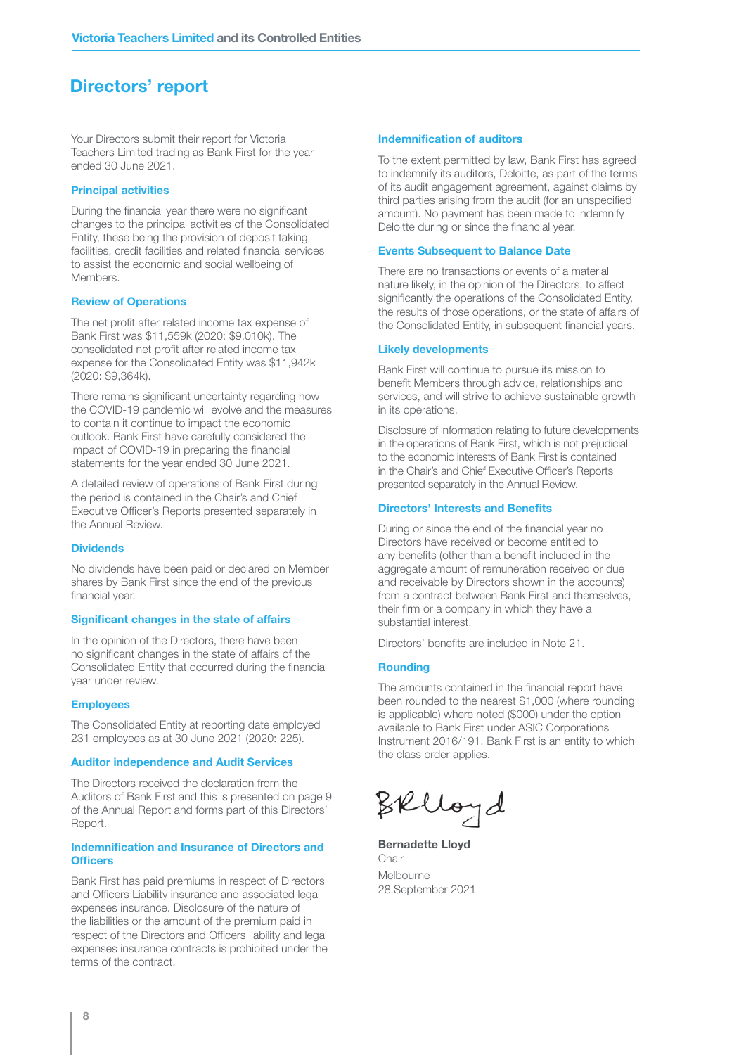# Directors' report

Your Directors submit their report for Victoria Teachers Limited trading as Bank First for the year ended 30 June 2021.

### Principal activities

During the financial year there were no significant changes to the principal activities of the Consolidated Entity, these being the provision of deposit taking facilities, credit facilities and related financial services to assist the economic and social wellbeing of Members.

### Review of Operations

The net profit after related income tax expense of Bank First was $11,559k (2020: $9,010k). The consolidated net profit after related income tax expense for the Consolidated Entity was $11,942k (2020: $9,364k).

There remains significant uncertainty regarding how the COVID-19 pandemic will evolve and the measures to contain it continue to impact the economic outlook. Bank First have carefully considered the impact of COVID-19 in preparing the financial statements for the year ended 30 June 2021.

A detailed review of operations of Bank First during the period is contained in the Chair's and Chief Executive Officer's Reports presented separately in the Annual Review.

### Dividends

No dividends have been paid or declared on Member shares by Bank First since the end of the previous financial year.

### Significant changes in the state of affairs

In the opinion of the Directors, there have been no significant changes in the state of affairs of the Consolidated Entity that occurred during the financial year under review.

### Employees

The Consolidated Entity at reporting date employed 231 employees as at 30 June 2021 (2020: 225).

### Auditor independence and Audit Services

The Directors received the declaration from the Auditors of Bank First and this is presented on page 9 of the Annual Report and forms part of this Directors' Report.

### Indemnification and Insurance of Directors and Officers

Bank First has paid premiums in respect of Directors and Officers Liability insurance and associated legal expenses insurance. Disclosure of the nature of the liabilities or the amount of the premium paid in respect of the Directors and Officers liability and legal expenses insurance contracts is prohibited under the terms of the contract.

### Indemnification of auditors

To the extent permitted by law, Bank First has agreed to indemnify its auditors, Deloitte, as part of the terms of its audit engagement agreement, against claims by third parties arising from the audit (for an unspecified amount). No payment has been made to indemnify Deloitte during or since the financial year.

### Events Subsequent to Balance Date

There are no transactions or events of a material nature likely, in the opinion of the Directors, to affect significantly the operations of the Consolidated Entity, the results of those operations, or the state of affairs of the Consolidated Entity, in subsequent financial years.

### Likely developments

Bank First will continue to pursue its mission to benefit Members through advice, relationships and services, and will strive to achieve sustainable growth in its operations.

Disclosure of information relating to future developments in the operations of Bank First, which is not prejudicial to the economic interests of Bank First is contained in the Chair's and Chief Executive Officer's Reports presented separately in the Annual Review.

### Directors' Interests and Benefits

During or since the end of the financial year no Directors have received or become entitled to any benefits (other than a benefit included in the aggregate amount of remuneration received or due and receivable by Directors shown in the accounts) from a contract between Bank First and themselves, their firm or a company in which they have a substantial interest.

Directors' benefits are included in Note 21.

### Rounding

The amounts contained in the financial report have been rounded to the nearest $1,000 (where rounding is applicable) where noted ($000) under the option available to Bank First under ASIC Corporations Instrument 2016/191. Bank First is an entity to which the class order applies.

**Bernadette Lloyd**
Chair

Melbourne
28 September 2021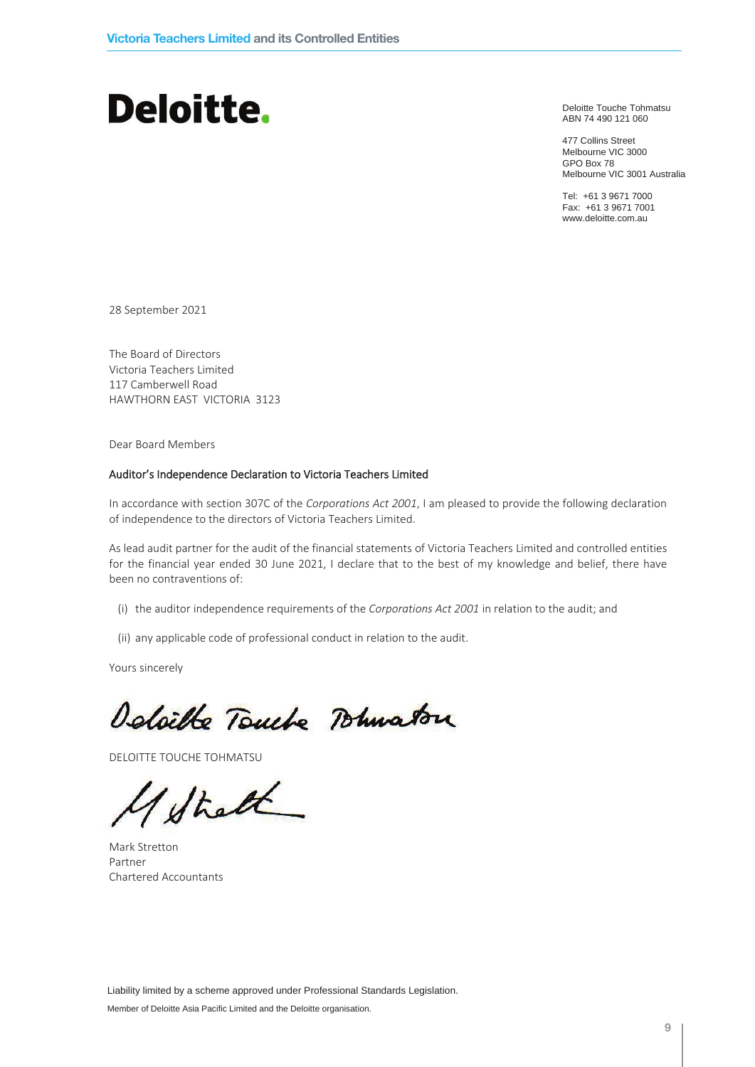Deloitte.

Deloitte Touche Tohmatsu
ABN 74 490 121 060

477 Collins Street
Melbourne VIC 3000
GPO Box 78
Melbourne VIC 3001 Australia

Tel: +61 3 9671 7000
Fax: +61 3 9671 7001
www.deloitte.com.au

28 September 2021

The Board of Directors
Victoria Teachers Limited
117 Camberwell Road
HAWTHORN EAST VICTORIA 3123

Dear Board Members

**Auditor's Independence Declaration to Victoria Teachers Limited**

In accordance with section 307C of the *Corporations Act 2001*, I am pleased to provide the following declaration of independence to the directors of Victoria Teachers Limited.

As lead audit partner for the audit of the financial statements of Victoria Teachers Limited and controlled entities for the financial year ended 30 June 2021, I declare that to the best of my knowledge and belief, there have been no contraventions of:

(i) the auditor independence requirements of the *Corporations Act 2001* in relation to the audit; and

(ii) any applicable code of professional conduct in relation to the audit.

Yours sincerely

DELOITTE TOUCHE TOHMATSU

Mark Stretton
Partner
Chartered Accountants

Liability limited by a scheme approved under Professional Standards Legislation.

Member of Deloitte Asia Pacific Limited and the Deloitte organisation.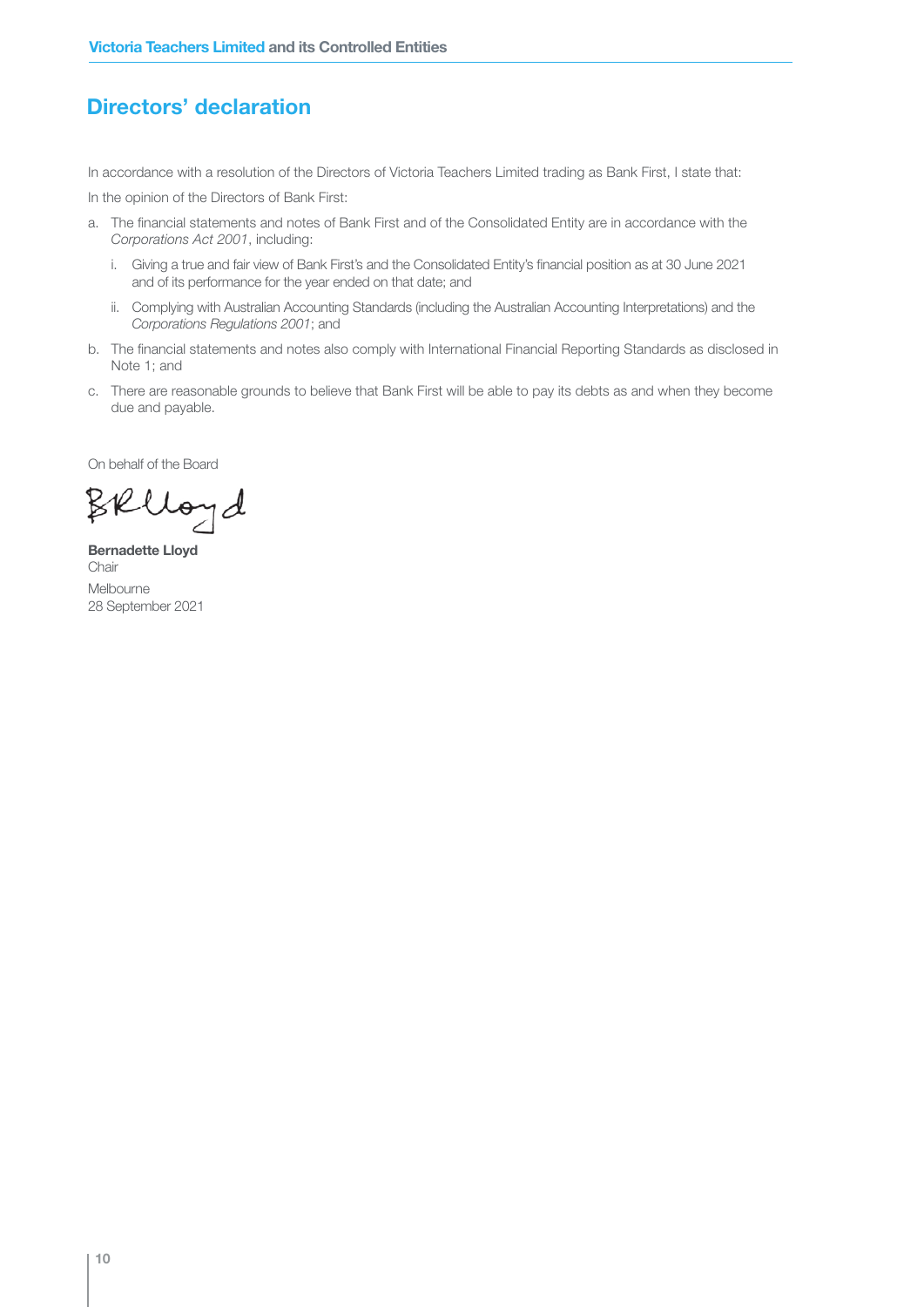## Directors' declaration

In accordance with a resolution of the Directors of Victoria Teachers Limited trading as Bank First, I state that:

In the opinion of the Directors of Bank First:

a. The financial statements and notes of Bank First and of the Consolidated Entity are in accordance with the *Corporations Act 2001*, including:

   i. Giving a true and fair view of Bank First's and the Consolidated Entity's financial position as at 30 June 2021 and of its performance for the year ended on that date; and

   ii. Complying with Australian Accounting Standards (including the Australian Accounting Interpretations) and the *Corporations Regulations 2001*; and

b. The financial statements and notes also comply with International Financial Reporting Standards as disclosed in Note 1; and

c. There are reasonable grounds to believe that Bank First will be able to pay its debts as and when they become due and payable.

On behalf of the Board

**Bernadette Lloyd**
Chair

Melbourne
28 September 2021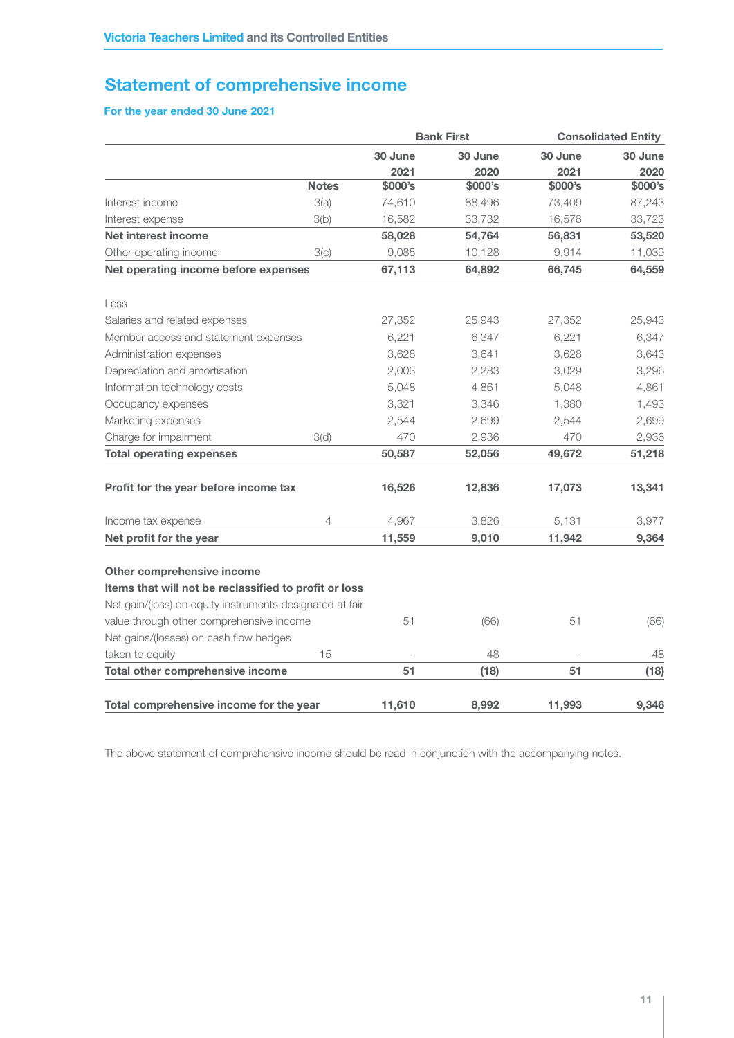## Statement of comprehensive income

**For the year ended 30 June 2021**

| | | Bank First | | Consolidated Entity | |
|---|---|---|---|---|---|
| | | 30 June 2021 | 30 June 2020 | 30 June 2021 | 30 June 2020 |
| | Notes | $000's | $000's | $000's | $000's |
| Interest income | 3(a) | 74,610 | 88,496 | 73,409 | 87,243 |
| Interest expense | 3(b) | 16,582 | 33,732 | 16,578 | 33,723 |
| **Net interest income** | | **58,028** | **54,764** | **56,831** | **53,520** |
| Other operating income | 3(c) | 9,085 | 10,128 | 9,914 | 11,039 |
| **Net operating income before expenses** | | **67,113** | **64,892** | **66,745** | **64,559** |
| Less | | | | | |
| Salaries and related expenses | | 27,352 | 25,943 | 27,352 | 25,943 |
| Member access and statement expenses | | 6,221 | 6,347 | 6,221 | 6,347 |
| Administration expenses | | 3,628 | 3,641 | 3,628 | 3,643 |
| Depreciation and amortisation | | 2,003 | 2,283 | 3,029 | 3,296 |
| Information technology costs | | 5,048 | 4,861 | 5,048 | 4,861 |
| Occupancy expenses | | 3,321 | 3,346 | 1,380 | 1,493 |
| Marketing expenses | | 2,544 | 2,699 | 2,544 | 2,699 |
| Charge for impairment | 3(d) | 470 | 2,936 | 470 | 2,936 |
| **Total operating expenses** | | **50,587** | **52,056** | **49,672** | **51,218** |
| **Profit for the year before income tax** | | **16,526** | **12,836** | **17,073** | **13,341** |
| Income tax expense | 4 | 4,967 | 3,826 | 5,131 | 3,977 |
| **Net profit for the year** | | **11,559** | **9,010** | **11,942** | **9,364** |
| **Other comprehensive income** | | | | | |
| **Items that will not be reclassified to profit or loss** | | | | | |
| Net gain/(loss) on equity instruments designated at fair value through other comprehensive income | | 51 | (66) | 51 | (66) |
| Net gains/(losses) on cash flow hedges taken to equity | 15 | - | 48 | - | 48 |
| **Total other comprehensive income** | | **51** | **(18)** | **51** | **(18)** |
| **Total comprehensive income for the year** | | **11,610** | **8,992** | **11,993** | **9,346** |

The above statement of comprehensive income should be read in conjunction with the accompanying notes.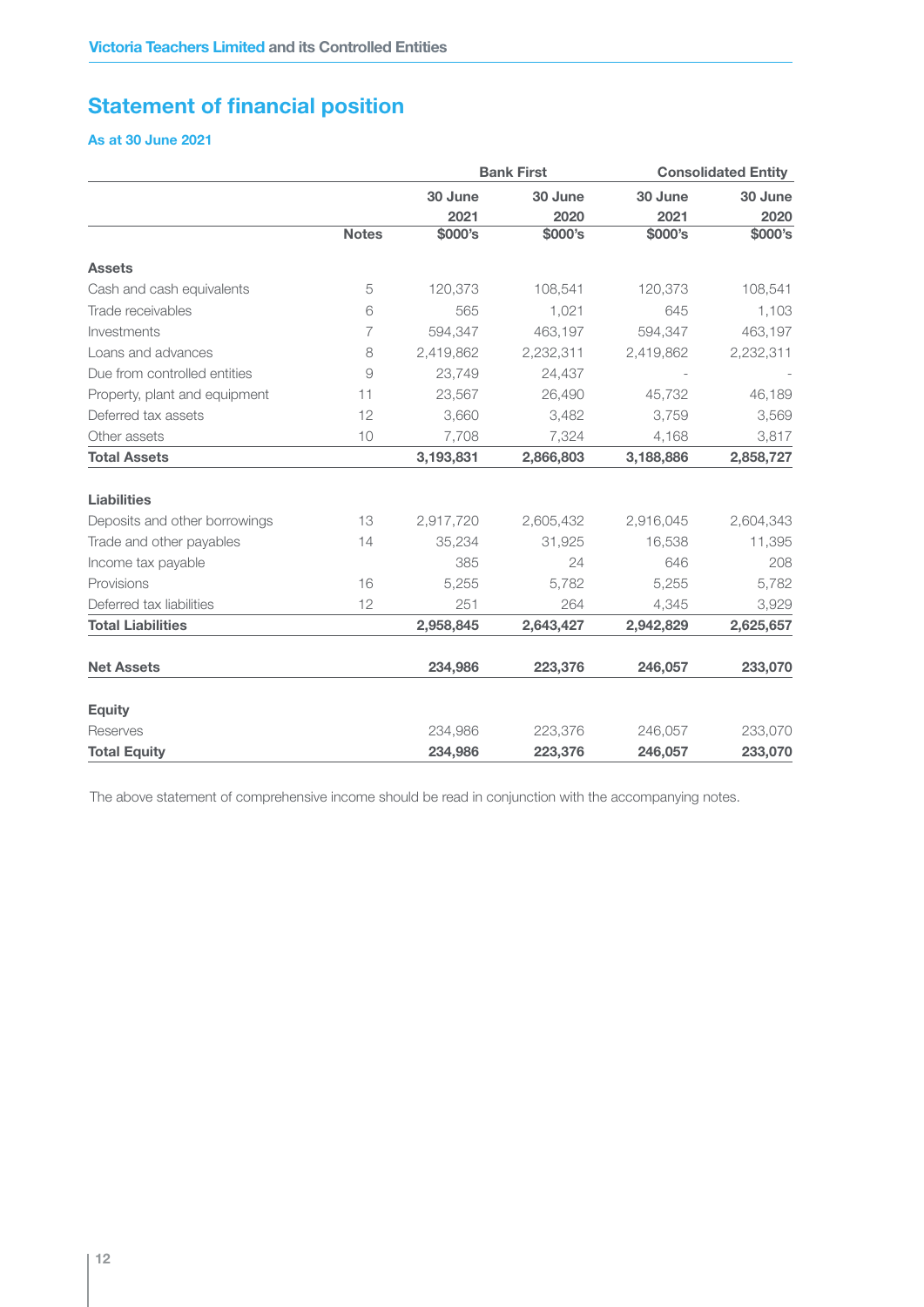## Statement of financial position

### As at 30 June 2021

| | | Bank First | | Consolidated Entity | |
|---|---|---|---|---|---|
| | | 30 June 2021 | 30 June 2020 | 30 June 2021 | 30 June 2020 |
| | **Notes** | **$000's** | **$000's** | **$000's** | **$000's** |
| **Assets** | | | | | |
| Cash and cash equivalents | 5 | 120,373 | 108,541 | 120,373 | 108,541 |
| Trade receivables | 6 | 565 | 1,021 | 645 | 1,103 |
| Investments | 7 | 594,347 | 463,197 | 594,347 | 463,197 |
| Loans and advances | 8 | 2,419,862 | 2,232,311 | 2,419,862 | 2,232,311 |
| Due from controlled entities | 9 | 23,749 | 24,437 | - | - |
| Property, plant and equipment | 11 | 23,567 | 26,490 | 45,732 | 46,189 |
| Deferred tax assets | 12 | 3,660 | 3,482 | 3,759 | 3,569 |
| Other assets | 10 | 7,708 | 7,324 | 4,168 | 3,817 |
| **Total Assets** | | **3,193,831** | **2,866,803** | **3,188,886** | **2,858,727** |
| **Liabilities** | | | | | |
| Deposits and other borrowings | 13 | 2,917,720 | 2,605,432 | 2,916,045 | 2,604,343 |
| Trade and other payables | 14 | 35,234 | 31,925 | 16,538 | 11,395 |
| Income tax payable | | 385 | 24 | 646 | 208 |
| Provisions | 16 | 5,255 | 5,782 | 5,255 | 5,782 |
| Deferred tax liabilities | 12 | 251 | 264 | 4,345 | 3,929 |
| **Total Liabilities** | | **2,958,845** | **2,643,427** | **2,942,829** | **2,625,657** |
| **Net Assets** | | **234,986** | **223,376** | **246,057** | **233,070** |
| **Equity** | | | | | |
| Reserves | | 234,986 | 223,376 | 246,057 | 233,070 |
| **Total Equity** | | **234,986** | **223,376** | **246,057** | **233,070** |

The above statement of comprehensive income should be read in conjunction with the accompanying notes.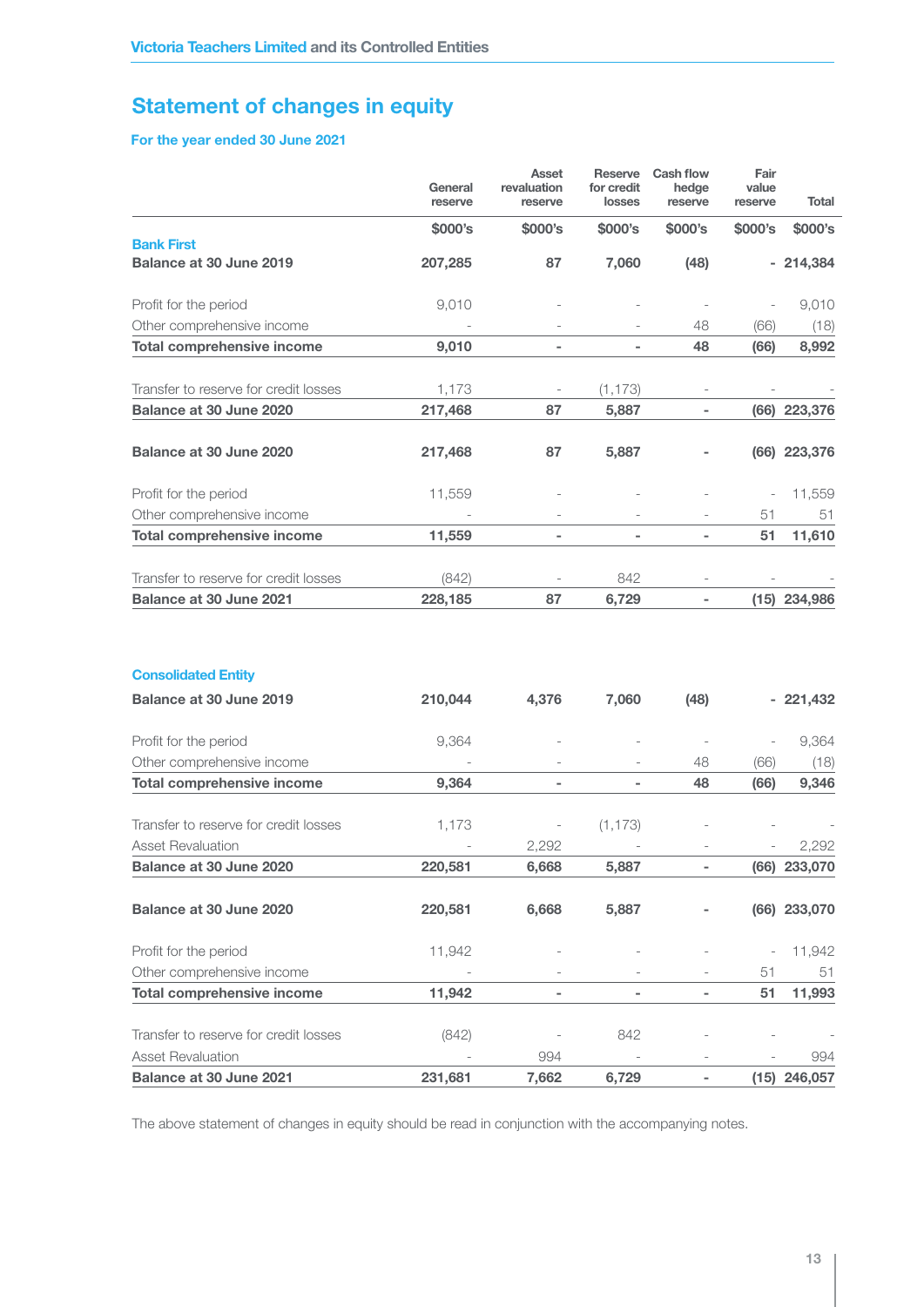## Statement of changes in equity

### For the year ended 30 June 2021

| | General reserve | Asset revaluation reserve | Reserve for credit losses | Cash flow hedge reserve | Fair value reserve | Total |
|---|---|---|---|---|---|---|
| | $000's | $000's | $000's | $000's | $000's | $000's |
| **Bank First** | | | | | | |
| **Balance at 30 June 2019** | **207,285** | **87** | **7,060** | **(48)** | **-** | **214,384** |
| Profit for the period | 9,010 | - | - | - | - | 9,010 |
| Other comprehensive income | - | - | - | 48 | (66) | (18) |
| **Total comprehensive income** | **9,010** | **-** | **-** | **48** | **(66)** | **8,992** |
| Transfer to reserve for credit losses | 1,173 | - | (1,173) | - | - | - |
| **Balance at 30 June 2020** | **217,468** | **87** | **5,887** | **-** | **(66)** | **223,376** |
| **Balance at 30 June 2020** | **217,468** | **87** | **5,887** | **-** | **(66)** | **223,376** |
| Profit for the period | 11,559 | - | - | - | - | 11,559 |
| Other comprehensive income | - | - | - | - | 51 | 51 |
| **Total comprehensive income** | **11,559** | **-** | **-** | **-** | **51** | **11,610** |
| Transfer to reserve for credit losses | (842) | - | 842 | - | - | - |
| **Balance at 30 June 2021** | **228,185** | **87** | **6,729** | **-** | **(15)** | **234,986** |
| **Consolidated Entity** | | | | | | |
| **Balance at 30 June 2019** | **210,044** | **4,376** | **7,060** | **(48)** | **-** | **221,432** |
| Profit for the period | 9,364 | - | - | - | - | 9,364 |
| Other comprehensive income | - | - | - | 48 | (66) | (18) |
| **Total comprehensive income** | **9,364** | **-** | **-** | **48** | **(66)** | **9,346** |
| Transfer to reserve for credit losses | 1,173 | - | (1,173) | - | - | - |
| Asset Revaluation | - | 2,292 | - | - | - | 2,292 |
| **Balance at 30 June 2020** | **220,581** | **6,668** | **5,887** | **-** | **(66)** | **233,070** |
| **Balance at 30 June 2020** | **220,581** | **6,668** | **5,887** | **-** | **(66)** | **233,070** |
| Profit for the period | 11,942 | - | - | - | - | 11,942 |
| Other comprehensive income | - | - | - | - | 51 | 51 |
| **Total comprehensive income** | **11,942** | **-** | **-** | **-** | **51** | **11,993** |
| Transfer to reserve for credit losses | (842) | - | 842 | - | - | - |
| Asset Revaluation | - | 994 | - | - | - | 994 |
| **Balance at 30 June 2021** | **231,681** | **7,662** | **6,729** | **-** | **(15)** | **246,057** |

The above statement of changes in equity should be read in conjunction with the accompanying notes.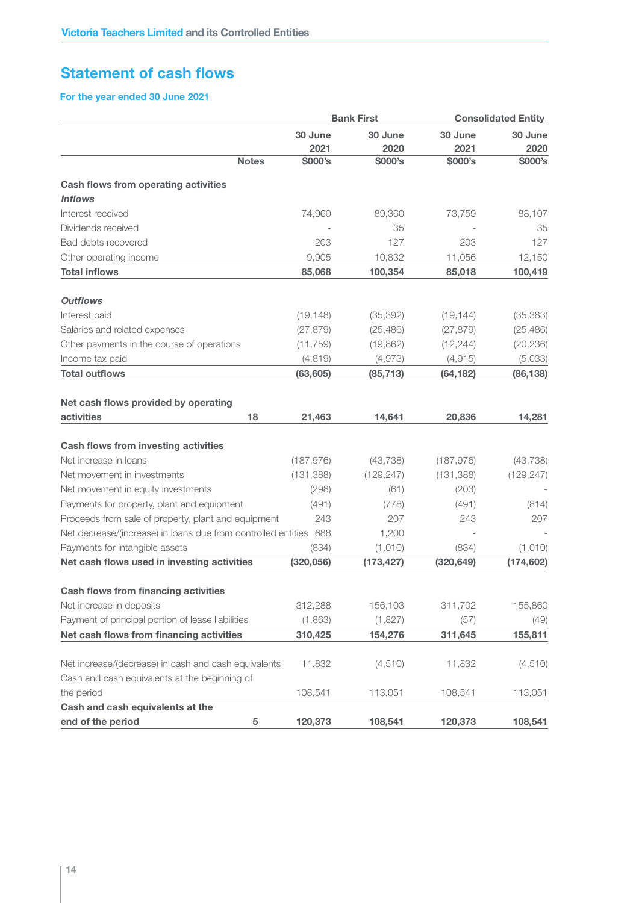## Statement of cash flows

**For the year ended 30 June 2021**

| | | Bank First | | Consolidated Entity | |
|---|---|---|---|---|---|
| | | 30 June 2021 | 30 June 2020 | 30 June 2021 | 30 June 2020 |
| | Notes | $000's | $000's | $000's | $000's |
| **Cash flows from operating activities** | | | | | |
| ***Inflows*** | | | | | |
| Interest received | | 74,960 | 89,360 | 73,759 | 88,107 |
| Dividends received | | - | 35 | - | 35 |
| Bad debts recovered | | 203 | 127 | 203 | 127 |
| Other operating income | | 9,905 | 10,832 | 11,056 | 12,150 |
| **Total inflows** | | **85,068** | **100,354** | **85,018** | **100,419** |
| ***Outflows*** | | | | | |
| Interest paid | | (19,148) | (35,392) | (19,144) | (35,383) |
| Salaries and related expenses | | (27,879) | (25,486) | (27,879) | (25,486) |
| Other payments in the course of operations | | (11,759) | (19,862) | (12,244) | (20,236) |
| Income tax paid | | (4,819) | (4,973) | (4,915) | (5,033) |
| **Total outflows** | | **(63,605)** | **(85,713)** | **(64,182)** | **(86,138)** |
| **Net cash flows provided by operating activities** | **18** | **21,463** | **14,641** | **20,836** | **14,281** |
| **Cash flows from investing activities** | | | | | |
| Net increase in loans | | (187,976) | (43,738) | (187,976) | (43,738) |
| Net movement in investments | | (131,388) | (129,247) | (131,388) | (129,247) |
| Net movement in equity investments | | (298) | (61) | (203) | - |
| Payments for property, plant and equipment | | (491) | (778) | (491) | (814) |
| Proceeds from sale of property, plant and equipment | | 243 | 207 | 243 | 207 |
| Net decrease/(increase) in loans due from controlled entities | | 688 | 1,200 | - | - |
| Payments for intangible assets | | (834) | (1,010) | (834) | (1,010) |
| **Net cash flows used in investing activities** | | **(320,056)** | **(173,427)** | **(320,649)** | **(174,602)** |
| **Cash flows from financing activities** | | | | | |
| Net increase in deposits | | 312,288 | 156,103 | 311,702 | 155,860 |
| Payment of principal portion of lease liabilities | | (1,863) | (1,827) | (57) | (49) |
| **Net cash flows from financing activities** | | **310,425** | **154,276** | **311,645** | **155,811** |
| Net increase/(decrease) in cash and cash equivalents | | 11,832 | (4,510) | 11,832 | (4,510) |
| Cash and cash equivalents at the beginning of the period | | 108,541 | 113,051 | 108,541 | 113,051 |
| **Cash and cash equivalents at the end of the period** | **5** | **120,373** | **108,541** | **120,373** | **108,541** |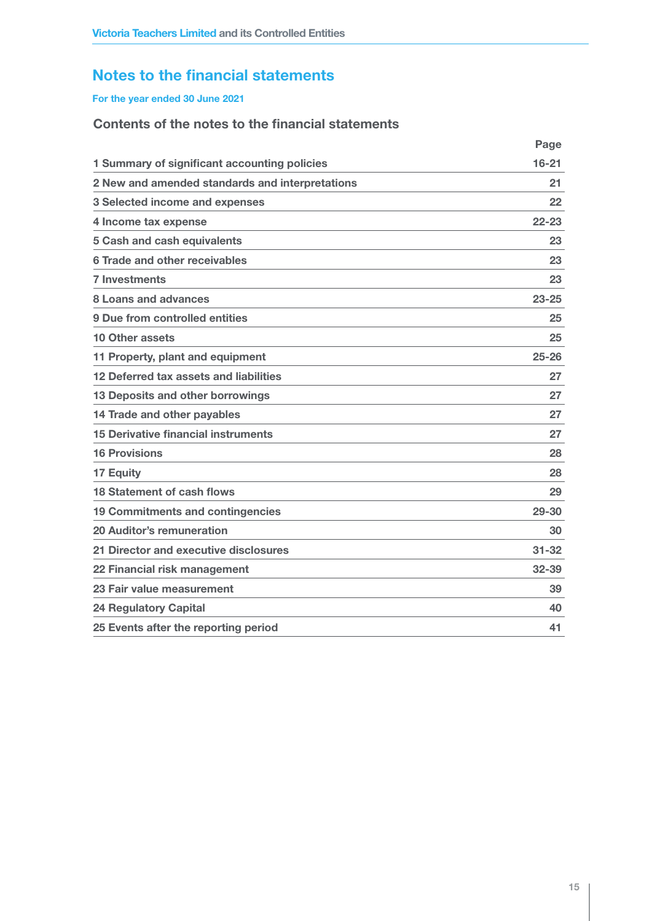# Notes to the financial statements

**For the year ended 30 June 2021**

## Contents of the notes to the financial statements

| | Page |
|---|---|
| 1 Summary of significant accounting policies | 16-21 |
| 2 New and amended standards and interpretations | 21 |
| 3 Selected income and expenses | 22 |
| 4 Income tax expense | 22-23 |
| 5 Cash and cash equivalents | 23 |
| 6 Trade and other receivables | 23 |
| 7 Investments | 23 |
| 8 Loans and advances | 23-25 |
| 9 Due from controlled entities | 25 |
| 10 Other assets | 25 |
| 11 Property, plant and equipment | 25-26 |
| 12 Deferred tax assets and liabilities | 27 |
| 13 Deposits and other borrowings | 27 |
| 14 Trade and other payables | 27 |
| 15 Derivative financial instruments | 27 |
| 16 Provisions | 28 |
| 17 Equity | 28 |
| 18 Statement of cash flows | 29 |
| 19 Commitments and contingencies | 29-30 |
| 20 Auditor's remuneration | 30 |
| 21 Director and executive disclosures | 31-32 |
| 22 Financial risk management | 32-39 |
| 23 Fair value measurement | 39 |
| 24 Regulatory Capital | 40 |
| 25 Events after the reporting period | 41 |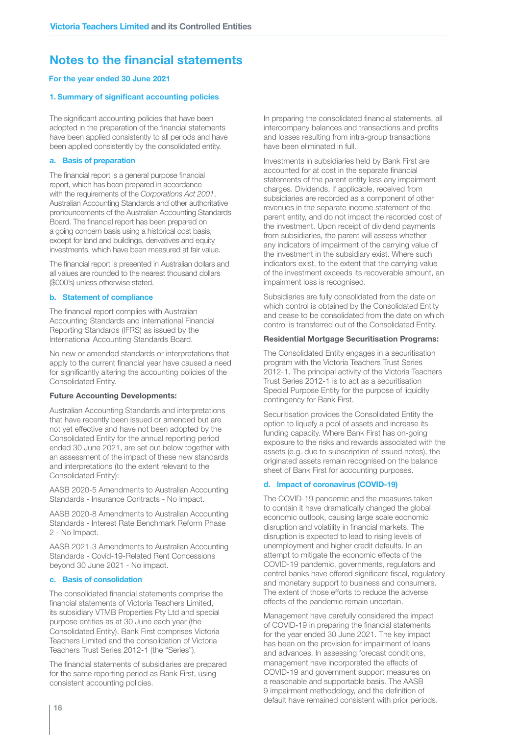# Notes to the financial statements

### For the year ended 30 June 2021

### 1. Summary of significant accounting policies

The significant accounting policies that have been adopted in the preparation of the financial statements have been applied consistently to all periods and have been applied consistently by the consolidated entity.

#### a. Basis of preparation

The financial report is a general purpose financial report, which has been prepared in accordance with the requirements of the *Corporations Act 2001*, Australian Accounting Standards and other authoritative pronouncements of the Australian Accounting Standards Board. The financial report has been prepared on a going concern basis using a historical cost basis, except for land and buildings, derivatives and equity investments, which have been measured at fair value.

The financial report is presented in Australian dollars and all values are rounded to the nearest thousand dollars ($000's) unless otherwise stated.

#### b. Statement of compliance

The financial report complies with Australian Accounting Standards and International Financial Reporting Standards (IFRS) as issued by the International Accounting Standards Board.

No new or amended standards or interpretations that apply to the current financial year have caused a need for significantly altering the accounting policies of the Consolidated Entity.

**Future Accounting Developments:**

Australian Accounting Standards and interpretations that have recently been issued or amended but are not yet effective and have not been adopted by the Consolidated Entity for the annual reporting period ended 30 June 2021, are set out below together with an assessment of the impact of these new standards and interpretations (to the extent relevant to the Consolidated Entity):

AASB 2020-5 Amendments to Australian Accounting Standards - Insurance Contracts - No Impact.

AASB 2020-8 Amendments to Australian Accounting Standards - Interest Rate Benchmark Reform Phase 2 - No Impact.

AASB 2021-3 Amendments to Australian Accounting Standards - Covid-19-Related Rent Concessions beyond 30 June 2021 - No impact.

#### c. Basis of consolidation

The consolidated financial statements comprise the financial statements of Victoria Teachers Limited, its subsidiary VTMB Properties Pty Ltd and special purpose entities as at 30 June each year (the Consolidated Entity). Bank First comprises Victoria Teachers Limited and the consolidation of Victoria Teachers Trust Series 2012-1 (the "Series").

The financial statements of subsidiaries are prepared for the same reporting period as Bank First, using consistent accounting policies.

In preparing the consolidated financial statements, all intercompany balances and transactions and profits and losses resulting from intra-group transactions have been eliminated in full.

Investments in subsidiaries held by Bank First are accounted for at cost in the separate financial statements of the parent entity less any impairment charges. Dividends, if applicable, received from subsidiaries are recorded as a component of other revenues in the separate income statement of the parent entity, and do not impact the recorded cost of the investment. Upon receipt of dividend payments from subsidiaries, the parent will assess whether any indicators of impairment of the carrying value of the investment in the subsidiary exist. Where such indicators exist, to the extent that the carrying value of the investment exceeds its recoverable amount, an impairment loss is recognised.

Subsidiaries are fully consolidated from the date on which control is obtained by the Consolidated Entity and cease to be consolidated from the date on which control is transferred out of the Consolidated Entity.

**Residential Mortgage Securitisation Programs:**

The Consolidated Entity engages in a securitisation program with the Victoria Teachers Trust Series 2012-1. The principal activity of the Victoria Teachers Trust Series 2012-1 is to act as a securitisation Special Purpose Entity for the purpose of liquidity contingency for Bank First.

Securitisation provides the Consolidated Entity the option to liquefy a pool of assets and increase its funding capacity. Where Bank First has on-going exposure to the risks and rewards associated with the assets (e.g. due to subscription of issued notes), the originated assets remain recognised on the balance sheet of Bank First for accounting purposes.

#### d. Impact of coronavirus (COVID-19)

The COVID-19 pandemic and the measures taken to contain it have dramatically changed the global economic outlook, causing large scale economic disruption and volatility in financial markets. The disruption is expected to lead to rising levels of unemployment and higher credit defaults. In an attempt to mitigate the economic effects of the COVID-19 pandemic, governments, regulators and central banks have offered significant fiscal, regulatory and monetary support to business and consumers. The extent of those efforts to reduce the adverse effects of the pandemic remain uncertain.

Management have carefully considered the impact of COVID-19 in preparing the financial statements for the year ended 30 June 2021. The key impact has been on the provision for impairment of loans and advances. In assessing forecast conditions, management have incorporated the effects of COVID-19 and government support measures on a reasonable and supportable basis. The AASB 9 impairment methodology, and the definition of default have remained consistent with prior periods.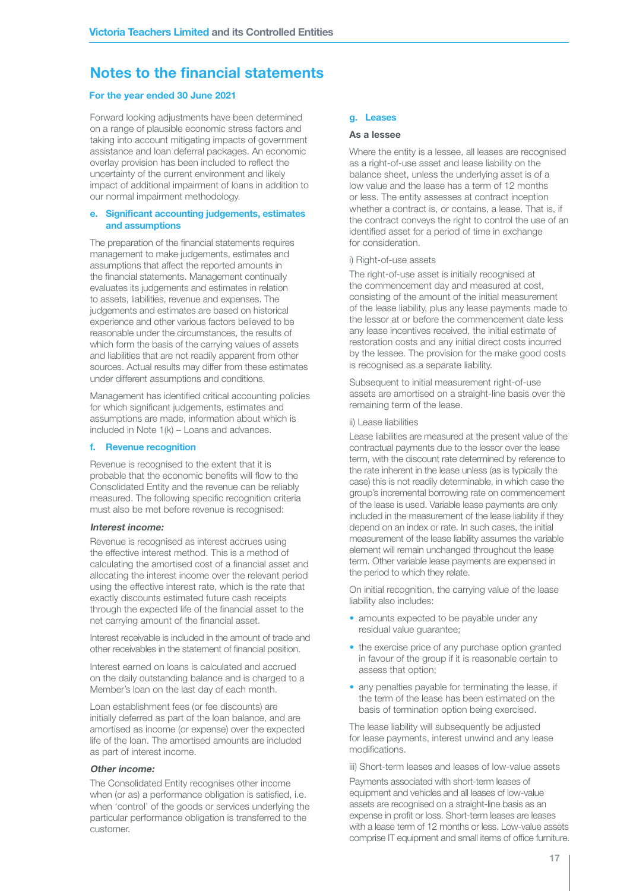# Notes to the financial statements

### For the year ended 30 June 2021

Forward looking adjustments have been determined on a range of plausible economic stress factors and taking into account mitigating impacts of government assistance and loan deferral packages. An economic overlay provision has been included to reflect the uncertainty of the current environment and likely impact of additional impairment of loans in addition to our normal impairment methodology.

### e. Significant accounting judgements, estimates and assumptions

The preparation of the financial statements requires management to make judgements, estimates and assumptions that affect the reported amounts in the financial statements. Management continually evaluates its judgements and estimates in relation to assets, liabilities, revenue and expenses. The judgements and estimates are based on historical experience and other various factors believed to be reasonable under the circumstances, the results of which form the basis of the carrying values of assets and liabilities that are not readily apparent from other sources. Actual results may differ from these estimates under different assumptions and conditions.

Management has identified critical accounting policies for which significant judgements, estimates and assumptions are made, information about which is included in Note 1(k) – Loans and advances.

### f. Revenue recognition

Revenue is recognised to the extent that it is probable that the economic benefits will flow to the Consolidated Entity and the revenue can be reliably measured. The following specific recognition criteria must also be met before revenue is recognised:

***Interest income:***

Revenue is recognised as interest accrues using the effective interest method. This is a method of calculating the amortised cost of a financial asset and allocating the interest income over the relevant period using the effective interest rate, which is the rate that exactly discounts estimated future cash receipts through the expected life of the financial asset to the net carrying amount of the financial asset.

Interest receivable is included in the amount of trade and other receivables in the statement of financial position.

Interest earned on loans is calculated and accrued on the daily outstanding balance and is charged to a Member's loan on the last day of each month.

Loan establishment fees (or fee discounts) are initially deferred as part of the loan balance, and are amortised as income (or expense) over the expected life of the loan. The amortised amounts are included as part of interest income.

***Other income:***

The Consolidated Entity recognises other income when (or as) a performance obligation is satisfied, i.e. when 'control' of the goods or services underlying the particular performance obligation is transferred to the customer.

### g. Leases

**As a lessee**

Where the entity is a lessee, all leases are recognised as a right-of-use asset and lease liability on the balance sheet, unless the underlying asset is of a low value and the lease has a term of 12 months or less. The entity assesses at contract inception whether a contract is, or contains, a lease. That is, if the contract conveys the right to control the use of an identified asset for a period of time in exchange for consideration.

i) Right-of-use assets

The right-of-use asset is initially recognised at the commencement day and measured at cost, consisting of the amount of the initial measurement of the lease liability, plus any lease payments made to the lessor at or before the commencement date less any lease incentives received, the initial estimate of restoration costs and any initial direct costs incurred by the lessee. The provision for the make good costs is recognised as a separate liability.

Subsequent to initial measurement right-of-use assets are amortised on a straight-line basis over the remaining term of the lease.

ii) Lease liabilities

Lease liabilities are measured at the present value of the contractual payments due to the lessor over the lease term, with the discount rate determined by reference to the rate inherent in the lease unless (as is typically the case) this is not readily determinable, in which case the group's incremental borrowing rate on commencement of the lease is used. Variable lease payments are only included in the measurement of the lease liability if they depend on an index or rate. In such cases, the initial measurement of the lease liability assumes the variable element will remain unchanged throughout the lease term. Other variable lease payments are expensed in the period to which they relate.

On initial recognition, the carrying value of the lease liability also includes:

- amounts expected to be payable under any residual value guarantee;
- the exercise price of any purchase option granted in favour of the group if it is reasonable certain to assess that option;
- any penalties payable for terminating the lease, if the term of the lease has been estimated on the basis of termination option being exercised.

The lease liability will subsequently be adjusted for lease payments, interest unwind and any lease modifications.

iii) Short-term leases and leases of low-value assets

Payments associated with short-term leases of equipment and vehicles and all leases of low-value assets are recognised on a straight-line basis as an expense in profit or loss. Short-term leases are leases with a lease term of 12 months or less. Low-value assets comprise IT equipment and small items of office furniture.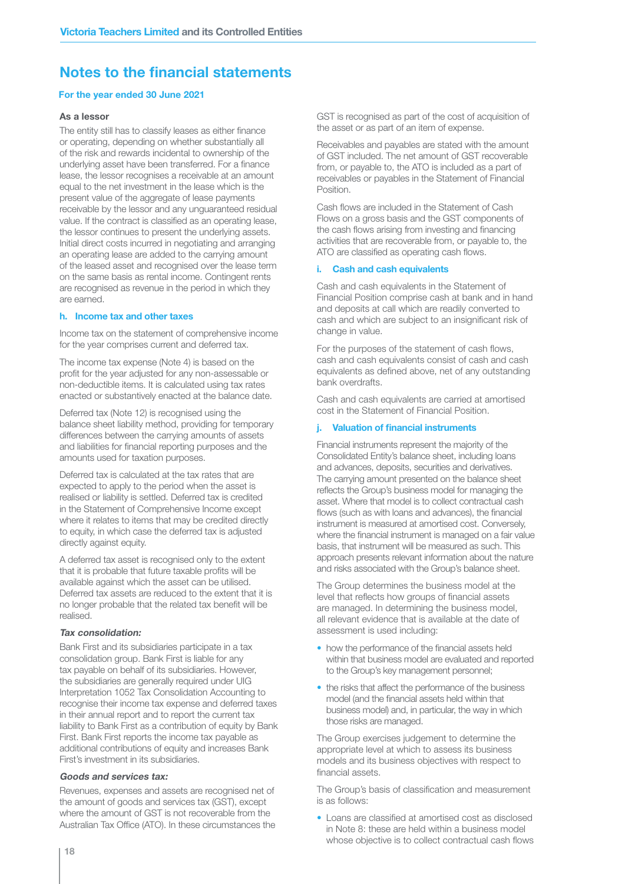# Notes to the financial statements

**For the year ended 30 June 2021**

**As a lessor**

The entity still has to classify leases as either finance or operating, depending on whether substantially all of the risk and rewards incidental to ownership of the underlying asset have been transferred. For a finance lease, the lessor recognises a receivable at an amount equal to the net investment in the lease which is the present value of the aggregate of lease payments receivable by the lessor and any unguaranteed residual value. If the contract is classified as an operating lease, the lessor continues to present the underlying assets. Initial direct costs incurred in negotiating and arranging an operating lease are added to the carrying amount of the leased asset and recognised over the lease term on the same basis as rental income. Contingent rents are recognised as revenue in the period in which they are earned.

### h. Income tax and other taxes

Income tax on the statement of comprehensive income for the year comprises current and deferred tax.

The income tax expense (Note 4) is based on the profit for the year adjusted for any non-assessable or non-deductible items. It is calculated using tax rates enacted or substantively enacted at the balance date.

Deferred tax (Note 12) is recognised using the balance sheet liability method, providing for temporary differences between the carrying amounts of assets and liabilities for financial reporting purposes and the amounts used for taxation purposes.

Deferred tax is calculated at the tax rates that are expected to apply to the period when the asset is realised or liability is settled. Deferred tax is credited in the Statement of Comprehensive Income except where it relates to items that may be credited directly to equity, in which case the deferred tax is adjusted directly against equity.

A deferred tax asset is recognised only to the extent that it is probable that future taxable profits will be available against which the asset can be utilised. Deferred tax assets are reduced to the extent that it is no longer probable that the related tax benefit will be realised.

***Tax consolidation:***

Bank First and its subsidiaries participate in a tax consolidation group. Bank First is liable for any tax payable on behalf of its subsidiaries. However, the subsidiaries are generally required under UIG Interpretation 1052 Tax Consolidation Accounting to recognise their income tax expense and deferred taxes in their annual report and to report the current tax liability to Bank First as a contribution of equity by Bank First. Bank First reports the income tax payable as additional contributions of equity and increases Bank First's investment in its subsidiaries.

***Goods and services tax:***

Revenues, expenses and assets are recognised net of the amount of goods and services tax (GST), except where the amount of GST is not recoverable from the Australian Tax Office (ATO). In these circumstances the GST is recognised as part of the cost of acquisition of the asset or as part of an item of expense.

Receivables and payables are stated with the amount of GST included. The net amount of GST recoverable from, or payable to, the ATO is included as a part of receivables or payables in the Statement of Financial Position.

Cash flows are included in the Statement of Cash Flows on a gross basis and the GST components of the cash flows arising from investing and financing activities that are recoverable from, or payable to, the ATO are classified as operating cash flows.

### i. Cash and cash equivalents

Cash and cash equivalents in the Statement of Financial Position comprise cash at bank and in hand and deposits at call which are readily converted to cash and which are subject to an insignificant risk of change in value.

For the purposes of the statement of cash flows, cash and cash equivalents consist of cash and cash equivalents as defined above, net of any outstanding bank overdrafts.

Cash and cash equivalents are carried at amortised cost in the Statement of Financial Position.

### j. Valuation of financial instruments

Financial instruments represent the majority of the Consolidated Entity's balance sheet, including loans and advances, deposits, securities and derivatives. The carrying amount presented on the balance sheet reflects the Group's business model for managing the asset. Where that model is to collect contractual cash flows (such as with loans and advances), the financial instrument is measured at amortised cost. Conversely, where the financial instrument is managed on a fair value basis, that instrument will be measured as such. This approach presents relevant information about the nature and risks associated with the Group's balance sheet.

The Group determines the business model at the level that reflects how groups of financial assets are managed. In determining the business model, all relevant evidence that is available at the date of assessment is used including:

- how the performance of the financial assets held within that business model are evaluated and reported to the Group's key management personnel;
- the risks that affect the performance of the business model (and the financial assets held within that business model) and, in particular, the way in which those risks are managed.

The Group exercises judgement to determine the appropriate level at which to assess its business models and its business objectives with respect to financial assets.

The Group's basis of classification and measurement is as follows:

- Loans are classified at amortised cost as disclosed in Note 8: these are held within a business model whose objective is to collect contractual cash flows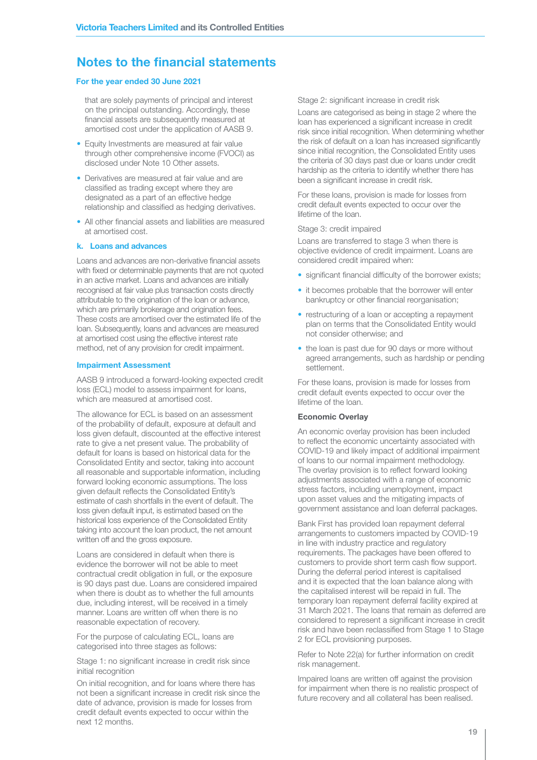# Notes to the financial statements

### For the year ended 30 June 2021

that are solely payments of principal and interest on the principal outstanding. Accordingly, these financial assets are subsequently measured at amortised cost under the application of AASB 9.

- Equity Investments are measured at fair value through other comprehensive income (FVOCI) as disclosed under Note 10 Other assets.
- Derivatives are measured at fair value and are classified as trading except where they are designated as a part of an effective hedge relationship and classified as hedging derivatives.
- All other financial assets and liabilities are measured at amortised cost.

### k. Loans and advances

Loans and advances are non-derivative financial assets with fixed or determinable payments that are not quoted in an active market. Loans and advances are initially recognised at fair value plus transaction costs directly attributable to the origination of the loan or advance, which are primarily brokerage and origination fees. These costs are amortised over the estimated life of the loan. Subsequently, loans and advances are measured at amortised cost using the effective interest rate method, net of any provision for credit impairment.

### Impairment Assessment

AASB 9 introduced a forward-looking expected credit loss (ECL) model to assess impairment for loans, which are measured at amortised cost.

The allowance for ECL is based on an assessment of the probability of default, exposure at default and loss given default, discounted at the effective interest rate to give a net present value. The probability of default for loans is based on historical data for the Consolidated Entity and sector, taking into account all reasonable and supportable information, including forward looking economic assumptions. The loss given default reflects the Consolidated Entity's estimate of cash shortfalls in the event of default. The loss given default input, is estimated based on the historical loss experience of the Consolidated Entity taking into account the loan product, the net amount written off and the gross exposure.

Loans are considered in default when there is evidence the borrower will not be able to meet contractual credit obligation in full, or the exposure is 90 days past due. Loans are considered impaired when there is doubt as to whether the full amounts due, including interest, will be received in a timely manner. Loans are written off when there is no reasonable expectation of recovery.

For the purpose of calculating ECL, loans are categorised into three stages as follows:

Stage 1: no significant increase in credit risk since initial recognition

On initial recognition, and for loans where there has not been a significant increase in credit risk since the date of advance, provision is made for losses from credit default events expected to occur within the next 12 months.

Stage 2: significant increase in credit risk

Loans are categorised as being in stage 2 where the loan has experienced a significant increase in credit risk since initial recognition. When determining whether the risk of default on a loan has increased significantly since initial recognition, the Consolidated Entity uses the criteria of 30 days past due or loans under credit hardship as the criteria to identify whether there has been a significant increase in credit risk.

For these loans, provision is made for losses from credit default events expected to occur over the lifetime of the loan.

Stage 3: credit impaired

Loans are transferred to stage 3 when there is objective evidence of credit impairment. Loans are considered credit impaired when:

- significant financial difficulty of the borrower exists;
- it becomes probable that the borrower will enter bankruptcy or other financial reorganisation;
- restructuring of a loan or accepting a repayment plan on terms that the Consolidated Entity would not consider otherwise; and
- the loan is past due for 90 days or more without agreed arrangements, such as hardship or pending settlement.

For these loans, provision is made for losses from credit default events expected to occur over the lifetime of the loan.

**Economic Overlay**

An economic overlay provision has been included to reflect the economic uncertainty associated with COVID-19 and likely impact of additional impairment of loans to our normal impairment methodology. The overlay provision is to reflect forward looking adjustments associated with a range of economic stress factors, including unemployment, impact upon asset values and the mitigating impacts of government assistance and loan deferral packages.

Bank First has provided loan repayment deferral arrangements to customers impacted by COVID-19 in line with industry practice and regulatory requirements. The packages have been offered to customers to provide short term cash flow support. During the deferral period interest is capitalised and it is expected that the loan balance along with the capitalised interest will be repaid in full. The temporary loan repayment deferral facility expired at 31 March 2021. The loans that remain as deferred are considered to represent a significant increase in credit risk and have been reclassified from Stage 1 to Stage 2 for ECL provisioning purposes.

Refer to Note 22(a) for further information on credit risk management.

Impaired loans are written off against the provision for impairment when there is no realistic prospect of future recovery and all collateral has been realised.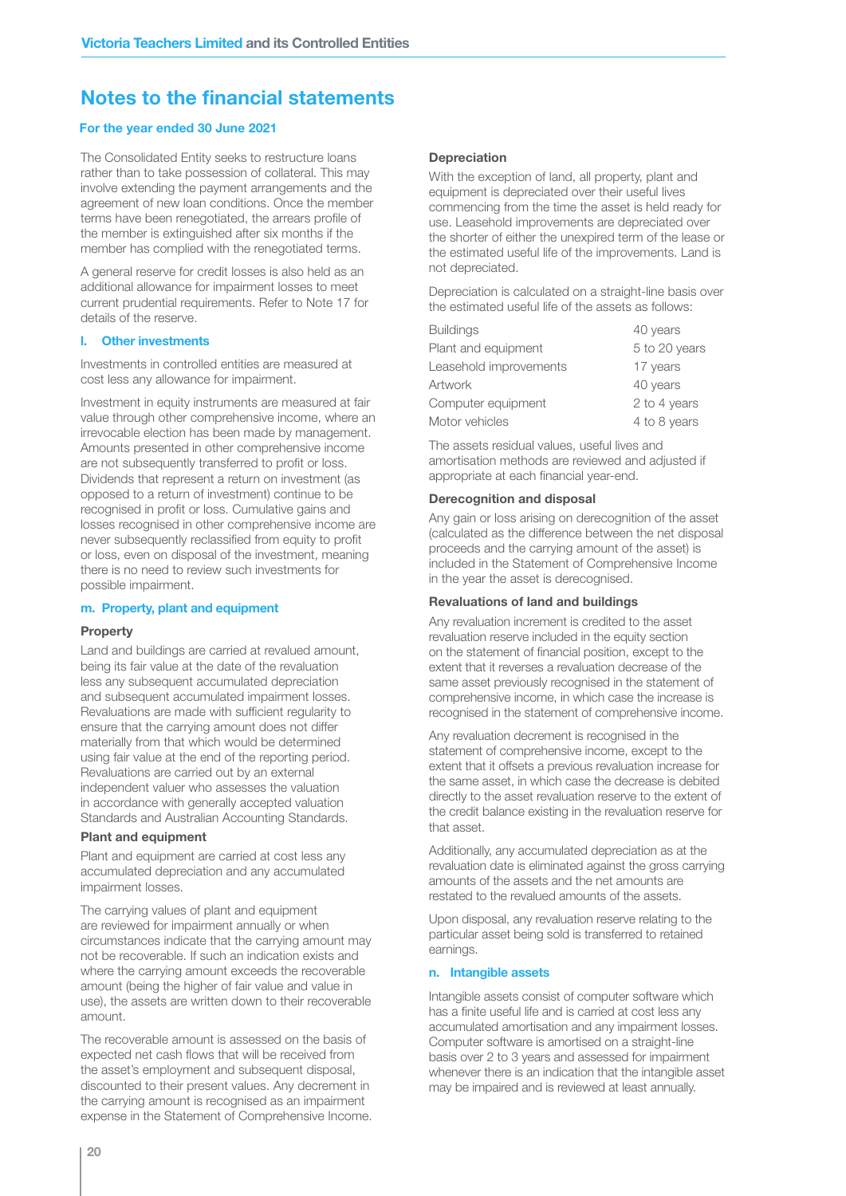## Notes to the financial statements

### For the year ended 30 June 2021

The Consolidated Entity seeks to restructure loans rather than to take possession of collateral. This may involve extending the payment arrangements and the agreement of new loan conditions. Once the member terms have been renegotiated, the arrears profile of the member is extinguished after six months if the member has complied with the renegotiated terms.

A general reserve for credit losses is also held as an additional allowance for impairment losses to meet current prudential requirements. Refer to Note 17 for details of the reserve.

### l. Other investments

Investments in controlled entities are measured at cost less any allowance for impairment.

Investment in equity instruments are measured at fair value through other comprehensive income, where an irrevocable election has been made by management. Amounts presented in other comprehensive income are not subsequently transferred to profit or loss. Dividends that represent a return on investment (as opposed to a return of investment) continue to be recognised in profit or loss. Cumulative gains and losses recognised in other comprehensive income are never subsequently reclassified from equity to profit or loss, even on disposal of the investment, meaning there is no need to review such investments for possible impairment.

### m. Property, plant and equipment

**Property**

Land and buildings are carried at revalued amount, being its fair value at the date of the revaluation less any subsequent accumulated depreciation and subsequent accumulated impairment losses. Revaluations are made with sufficient regularity to ensure that the carrying amount does not differ materially from that which would be determined using fair value at the end of the reporting period. Revaluations are carried out by an external independent valuer who assesses the valuation in accordance with generally accepted valuation Standards and Australian Accounting Standards.

**Plant and equipment**

Plant and equipment are carried at cost less any accumulated depreciation and any accumulated impairment losses.

The carrying values of plant and equipment are reviewed for impairment annually or when circumstances indicate that the carrying amount may not be recoverable. If such an indication exists and where the carrying amount exceeds the recoverable amount (being the higher of fair value and value in use), the assets are written down to their recoverable amount.

The recoverable amount is assessed on the basis of expected net cash flows that will be received from the asset's employment and subsequent disposal, discounted to their present values. Any decrement in the carrying amount is recognised as an impairment expense in the Statement of Comprehensive Income.

**Depreciation**

With the exception of land, all property, plant and equipment is depreciated over their useful lives commencing from the time the asset is held ready for use. Leasehold improvements are depreciated over the shorter of either the unexpired term of the lease or the estimated useful life of the improvements. Land is not depreciated.

Depreciation is calculated on a straight-line basis over the estimated useful life of the assets as follows:

| | |
|---|---|
| Buildings | 40 years |
| Plant and equipment | 5 to 20 years |
| Leasehold improvements | 17 years |
| Artwork | 40 years |
| Computer equipment | 2 to 4 years |
| Motor vehicles | 4 to 8 years |

The assets residual values, useful lives and amortisation methods are reviewed and adjusted if appropriate at each financial year-end.

**Derecognition and disposal**

Any gain or loss arising on derecognition of the asset (calculated as the difference between the net disposal proceeds and the carrying amount of the asset) is included in the Statement of Comprehensive Income in the year the asset is derecognised.

**Revaluations of land and buildings**

Any revaluation increment is credited to the asset revaluation reserve included in the equity section on the statement of financial position, except to the extent that it reverses a revaluation decrease of the same asset previously recognised in the statement of comprehensive income, in which case the increase is recognised in the statement of comprehensive income.

Any revaluation decrement is recognised in the statement of comprehensive income, except to the extent that it offsets a previous revaluation increase for the same asset, in which case the decrease is debited directly to the asset revaluation reserve to the extent of the credit balance existing in the revaluation reserve for that asset.

Additionally, any accumulated depreciation as at the revaluation date is eliminated against the gross carrying amounts of the assets and the net amounts are restated to the revalued amounts of the assets.

Upon disposal, any revaluation reserve relating to the particular asset being sold is transferred to retained earnings.

### n. Intangible assets

Intangible assets consist of computer software which has a finite useful life and is carried at cost less any accumulated amortisation and any impairment losses. Computer software is amortised on a straight-line basis over 2 to 3 years and assessed for impairment whenever there is an indication that the intangible asset may be impaired and is reviewed at least annually.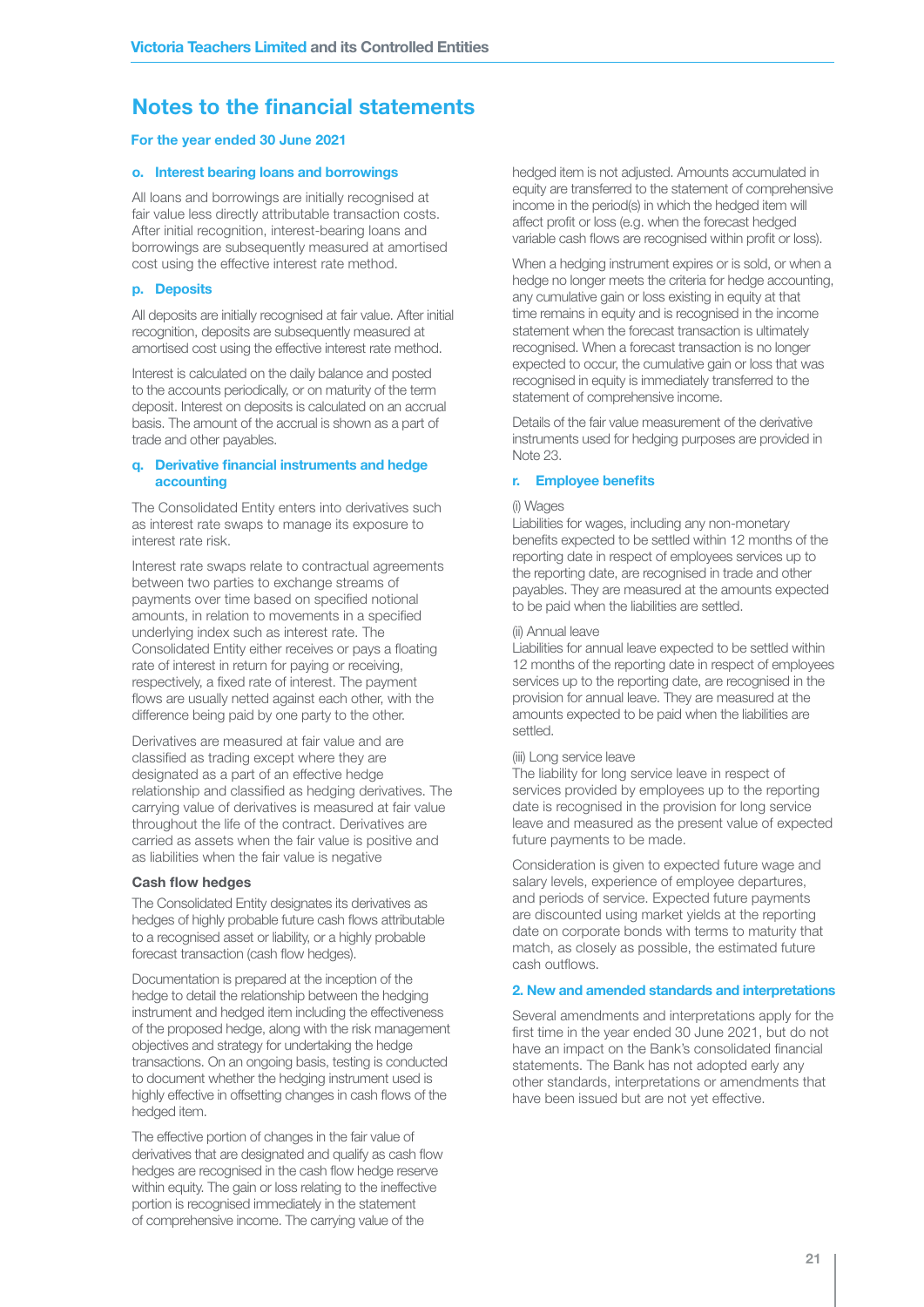# Notes to the financial statements

### For the year ended 30 June 2021

### o. Interest bearing loans and borrowings

All loans and borrowings are initially recognised at fair value less directly attributable transaction costs. After initial recognition, interest-bearing loans and borrowings are subsequently measured at amortised cost using the effective interest rate method.

### p. Deposits

All deposits are initially recognised at fair value. After initial recognition, deposits are subsequently measured at amortised cost using the effective interest rate method.

Interest is calculated on the daily balance and posted to the accounts periodically, or on maturity of the term deposit. Interest on deposits is calculated on an accrual basis. The amount of the accrual is shown as a part of trade and other payables.

### q. Derivative financial instruments and hedge accounting

The Consolidated Entity enters into derivatives such as interest rate swaps to manage its exposure to interest rate risk.

Interest rate swaps relate to contractual agreements between two parties to exchange streams of payments over time based on specified notional amounts, in relation to movements in a specified underlying index such as interest rate. The Consolidated Entity either receives or pays a floating rate of interest in return for paying or receiving, respectively, a fixed rate of interest. The payment flows are usually netted against each other, with the difference being paid by one party to the other.

Derivatives are measured at fair value and are classified as trading except where they are designated as a part of an effective hedge relationship and classified as hedging derivatives. The carrying value of derivatives is measured at fair value throughout the life of the contract. Derivatives are carried as assets when the fair value is positive and as liabilities when the fair value is negative

**Cash flow hedges**

The Consolidated Entity designates its derivatives as hedges of highly probable future cash flows attributable to a recognised asset or liability, or a highly probable forecast transaction (cash flow hedges).

Documentation is prepared at the inception of the hedge to detail the relationship between the hedging instrument and hedged item including the effectiveness of the proposed hedge, along with the risk management objectives and strategy for undertaking the hedge transactions. On an ongoing basis, testing is conducted to document whether the hedging instrument used is highly effective in offsetting changes in cash flows of the hedged item.

The effective portion of changes in the fair value of derivatives that are designated and qualify as cash flow hedges are recognised in the cash flow hedge reserve within equity. The gain or loss relating to the ineffective portion is recognised immediately in the statement of comprehensive income. The carrying value of the hedged item is not adjusted. Amounts accumulated in equity are transferred to the statement of comprehensive income in the period(s) in which the hedged item will affect profit or loss (e.g. when the forecast hedged variable cash flows are recognised within profit or loss).

When a hedging instrument expires or is sold, or when a hedge no longer meets the criteria for hedge accounting, any cumulative gain or loss existing in equity at that time remains in equity and is recognised in the income statement when the forecast transaction is ultimately recognised. When a forecast transaction is no longer expected to occur, the cumulative gain or loss that was recognised in equity is immediately transferred to the statement of comprehensive income.

Details of the fair value measurement of the derivative instruments used for hedging purposes are provided in Note 23.

### r. Employee benefits

(i) Wages
Liabilities for wages, including any non-monetary benefits expected to be settled within 12 months of the reporting date in respect of employees services up to the reporting date, are recognised in trade and other payables. They are measured at the amounts expected to be paid when the liabilities are settled.

(ii) Annual leave
Liabilities for annual leave expected to be settled within 12 months of the reporting date in respect of employees services up to the reporting date, are recognised in the provision for annual leave. They are measured at the amounts expected to be paid when the liabilities are settled.

(iii) Long service leave
The liability for long service leave in respect of services provided by employees up to the reporting date is recognised in the provision for long service leave and measured as the present value of expected future payments to be made.

Consideration is given to expected future wage and salary levels, experience of employee departures, and periods of service. Expected future payments are discounted using market yields at the reporting date on corporate bonds with terms to maturity that match, as closely as possible, the estimated future cash outflows.

## 2. New and amended standards and interpretations

Several amendments and interpretations apply for the first time in the year ended 30 June 2021, but do not have an impact on the Bank's consolidated financial statements. The Bank has not adopted early any other standards, interpretations or amendments that have been issued but are not yet effective.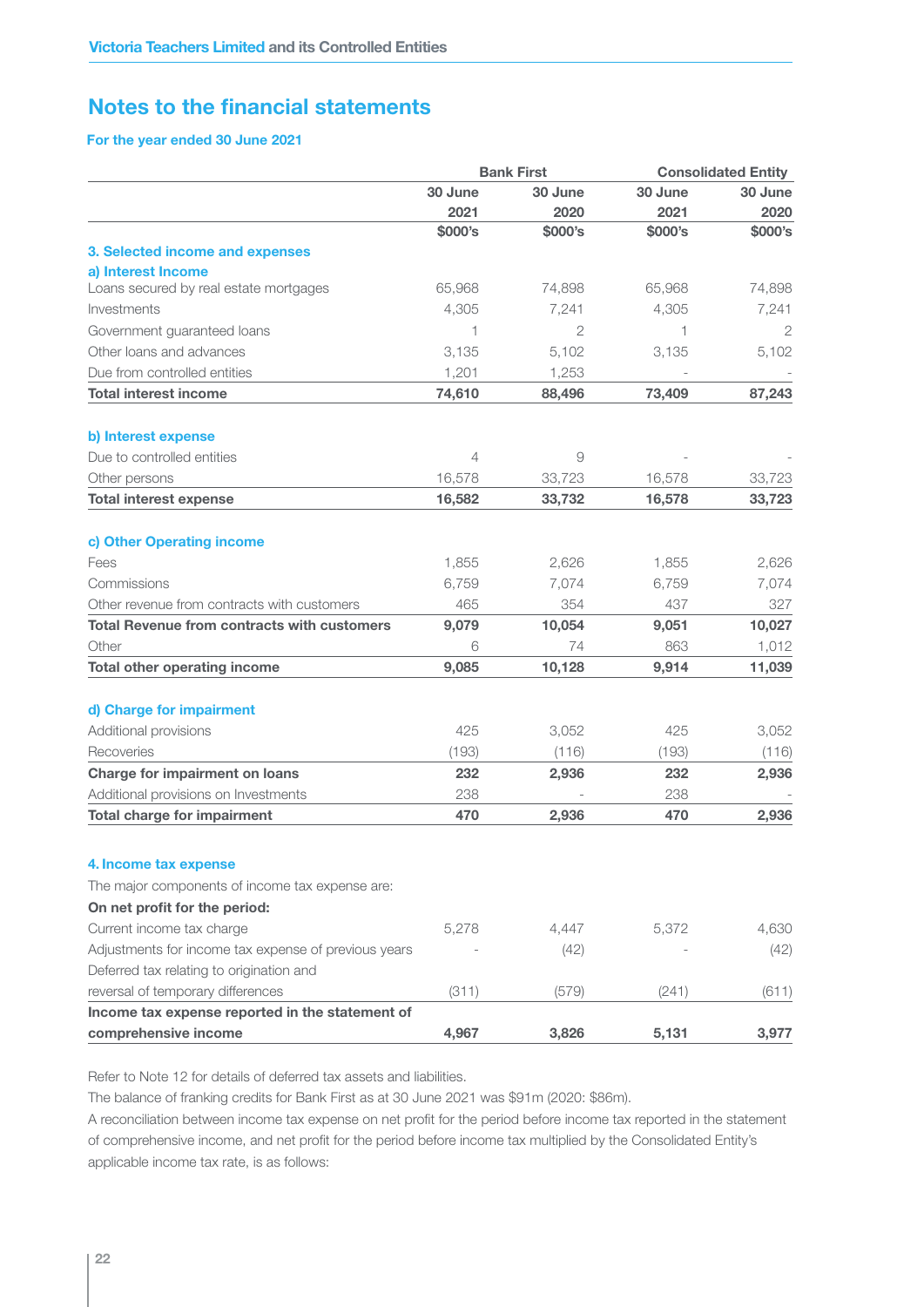# Notes to the financial statements

**For the year ended 30 June 2021**

| | Bank First | | Consolidated Entity | |
|---|---|---|---|---|
| | 30 June 2021 | 30 June 2020 | 30 June 2021 | 30 June 2020 |
| | $000's | $000's | $000's | $000's |
| **3. Selected income and expenses** | | | | |
| **a) Interest Income** | | | | |
| Loans secured by real estate mortgages | 65,968 | 74,898 | 65,968 | 74,898 |
| Investments | 4,305 | 7,241 | 4,305 | 7,241 |
| Government guaranteed loans | 1 | 2 | 1 | 2 |
| Other loans and advances | 3,135 | 5,102 | 3,135 | 5,102 |
| Due from controlled entities | 1,201 | 1,253 | - | - |
| **Total interest income** | **74,610** | **88,496** | **73,409** | **87,243** |
| **b) Interest expense** | | | | |
| Due to controlled entities | 4 | 9 | - | - |
| Other persons | 16,578 | 33,723 | 16,578 | 33,723 |
| **Total interest expense** | **16,582** | **33,732** | **16,578** | **33,723** |
| **c) Other Operating income** | | | | |
| Fees | 1,855 | 2,626 | 1,855 | 2,626 |
| Commissions | 6,759 | 7,074 | 6,759 | 7,074 |
| Other revenue from contracts with customers | 465 | 354 | 437 | 327 |
| **Total Revenue from contracts with customers** | **9,079** | **10,054** | **9,051** | **10,027** |
| Other | 6 | 74 | 863 | 1,012 |
| **Total other operating income** | **9,085** | **10,128** | **9,914** | **11,039** |
| **d) Charge for impairment** | | | | |
| Additional provisions | 425 | 3,052 | 425 | 3,052 |
| Recoveries | (193) | (116) | (193) | (116) |
| **Charge for impairment on loans** | **232** | **2,936** | **232** | **2,936** |
| Additional provisions on Investments | 238 | - | 238 | - |
| **Total charge for impairment** | **470** | **2,936** | **470** | **2,936** |
| **4. Income tax expense** | | | | |
| The major components of income tax expense are: | | | | |
| **On net profit for the period:** | | | | |
| Current income tax charge | 5,278 | 4,447 | 5,372 | 4,630 |
| Adjustments for income tax expense of previous years | - | (42) | - | (42) |
| Deferred tax relating to origination and reversal of temporary differences | (311) | (579) | (241) | (611) |
| **Income tax expense reported in the statement of comprehensive income** | **4,967** | **3,826** | **5,131** | **3,977** |

Refer to Note 12 for details of deferred tax assets and liabilities.

The balance of franking credits for Bank First as at 30 June 2021 was $91m (2020: $86m).

A reconciliation between income tax expense on net profit for the period before income tax reported in the statement of comprehensive income, and net profit for the period before income tax multiplied by the Consolidated Entity's applicable income tax rate, is as follows: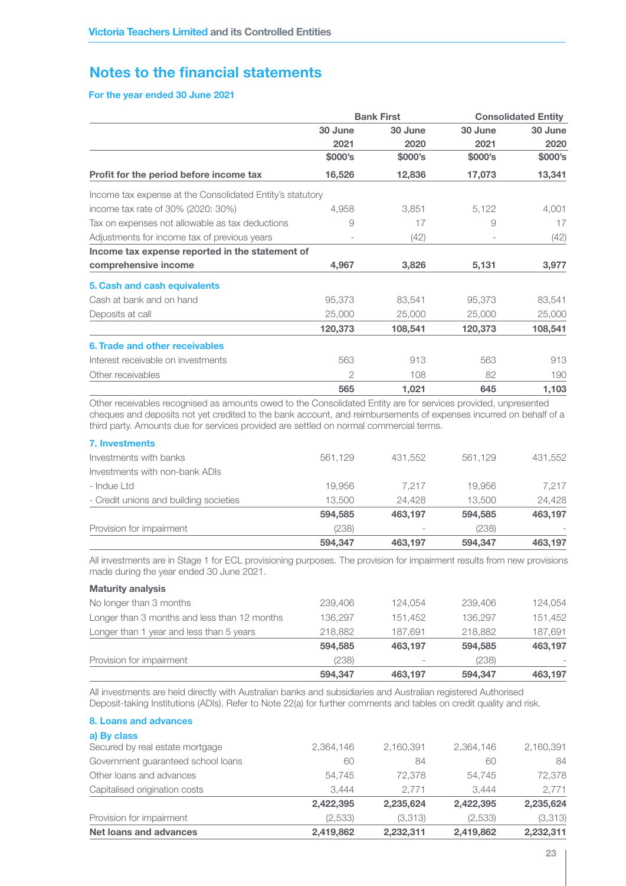## Notes to the financial statements

**For the year ended 30 June 2021**

| | Bank First | | Consolidated Entity | |
|---|---|---|---|---|
| | 30 June 2021 $000's | 30 June 2020 $000's | 30 June 2021 $000's | 30 June 2020 $000's |
| **Profit for the period before income tax** | **16,526** | **12,836** | **17,073** | **13,341** |
| Income tax expense at the Consolidated Entity's statutory income tax rate of 30% (2020: 30%) | 4,958 | 3,851 | 5,122 | 4,001 |
| Tax on expenses not allowable as tax deductions | 9 | 17 | 9 | 17 |
| Adjustments for income tax of previous years | - | (42) | - | (42) |
| **Income tax expense reported in the statement of comprehensive income** | **4,967** | **3,826** | **5,131** | **3,977** |

### 5. Cash and cash equivalents

| | Bank First 30 June 2021 $000's | Bank First 30 June 2020 $000's | Consolidated Entity 30 June 2021 $000's | Consolidated Entity 30 June 2020 $000's |
|---|---|---|---|---|
| Cash at bank and on hand | 95,373 | 83,541 | 95,373 | 83,541 |
| Deposits at call | 25,000 | 25,000 | 25,000 | 25,000 |
| | **120,373** | **108,541** | **120,373** | **108,541** |

### 6. Trade and other receivables

| | Bank First 30 June 2021 $000's | Bank First 30 June 2020 $000's | Consolidated Entity 30 June 2021 $000's | Consolidated Entity 30 June 2020 $000's |
|---|---|---|---|---|
| Interest receivable on investments | 563 | 913 | 563 | 913 |
| Other receivables | 2 | 108 | 82 | 190 |
| | **565** | **1,021** | **645** | **1,103** |

Other receivables recognised as amounts owed to the Consolidated Entity are for services provided, unpresented cheques and deposits not yet credited to the bank account, and reimbursements of expenses incurred on behalf of a third party. Amounts due for services provided are settled on normal commercial terms.

### 7. Investments

| | Bank First 30 June 2021 $000's | Bank First 30 June 2020 $000's | Consolidated Entity 30 June 2021 $000's | Consolidated Entity 30 June 2020 $000's |
|---|---|---|---|---|
| Investments with banks | 561,129 | 431,552 | 561,129 | 431,552 |
| Investments with non-bank ADIs | | | | |
| - Indue Ltd | 19,956 | 7,217 | 19,956 | 7,217 |
| - Credit unions and building societies | 13,500 | 24,428 | 13,500 | 24,428 |
| | **594,585** | **463,197** | **594,585** | **463,197** |
| Provision for impairment | (238) | - | (238) | - |
| | **594,347** | **463,197** | **594,347** | **463,197** |

All investments are in Stage 1 for ECL provisioning purposes. The provision for impairment results from new provisions made during the year ended 30 June 2021.

**Maturity analysis**

| | Bank First 30 June 2021 $000's | Bank First 30 June 2020 $000's | Consolidated Entity 30 June 2021 $000's | Consolidated Entity 30 June 2020 $000's |
|---|---|---|---|---|
| No longer than 3 months | 239,406 | 124,054 | 239,406 | 124,054 |
| Longer than 3 months and less than 12 months | 136,297 | 151,452 | 136,297 | 151,452 |
| Longer than 1 year and less than 5 years | 218,882 | 187,691 | 218,882 | 187,691 |
| | **594,585** | **463,197** | **594,585** | **463,197** |
| Provision for impairment | (238) | - | (238) | - |
| | **594,347** | **463,197** | **594,347** | **463,197** |

All investments are held directly with Australian banks and subsidiaries and Australian registered Authorised Deposit-taking Institutions (ADIs). Refer to Note 22(a) for further comments and tables on credit quality and risk.

### 8. Loans and advances

**a) By class**

| | Bank First 30 June 2021 $000's | Bank First 30 June 2020 $000's | Consolidated Entity 30 June 2021 $000's | Consolidated Entity 30 June 2020 $000's |
|---|---|---|---|---|
| Secured by real estate mortgage | 2,364,146 | 2,160,391 | 2,364,146 | 2,160,391 |
| Government guaranteed school loans | 60 | 84 | 60 | 84 |
| Other loans and advances | 54,745 | 72,378 | 54,745 | 72,378 |
| Capitalised origination costs | 3,444 | 2,771 | 3,444 | 2,771 |
| | **2,422,395** | **2,235,624** | **2,422,395** | **2,235,624** |
| Provision for impairment | (2,533) | (3,313) | (2,533) | (3,313) |
| **Net loans and advances** | **2,419,862** | **2,232,311** | **2,419,862** | **2,232,311** |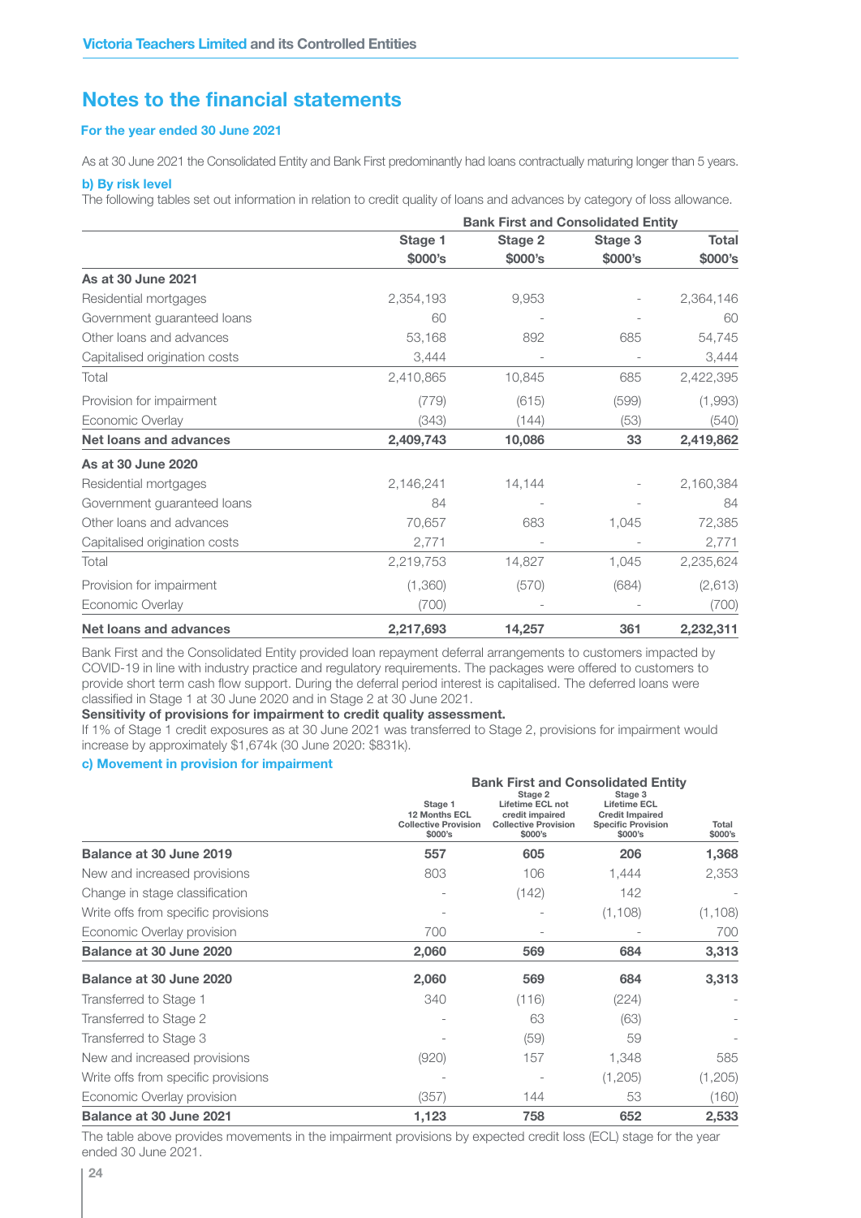## Notes to the financial statements

### For the year ended 30 June 2021

As at 30 June 2021 the Consolidated Entity and Bank First predominantly had loans contractually maturing longer than 5 years.

**b) By risk level**

The following tables set out information in relation to credit quality of loans and advances by category of loss allowance.

| | Bank First and Consolidated Entity | | | |
|---|---|---|---|---|
| | Stage 1 $000's | Stage 2 $000's | Stage 3 $000's | Total $000's |
| **As at 30 June 2021** | | | | |
| Residential mortgages | 2,354,193 | 9,953 | - | 2,364,146 |
| Government guaranteed loans | 60 | - | - | 60 |
| Other loans and advances | 53,168 | 892 | 685 | 54,745 |
| Capitalised origination costs | 3,444 | - | - | 3,444 |
| Total | 2,410,865 | 10,845 | 685 | 2,422,395 |
| Provision for impairment | (779) | (615) | (599) | (1,993) |
| Economic Overlay | (343) | (144) | (53) | (540) |
| **Net loans and advances** | **2,409,743** | **10,086** | **33** | **2,419,862** |
| **As at 30 June 2020** | | | | |
| Residential mortgages | 2,146,241 | 14,144 | - | 2,160,384 |
| Government guaranteed loans | 84 | - | - | 84 |
| Other loans and advances | 70,657 | 683 | 1,045 | 72,385 |
| Capitalised origination costs | 2,771 | - | - | 2,771 |
| Total | 2,219,753 | 14,827 | 1,045 | 2,235,624 |
| Provision for impairment | (1,360) | (570) | (684) | (2,613) |
| Economic Overlay | (700) | - | - | (700) |
| **Net loans and advances** | **2,217,693** | **14,257** | **361** | **2,232,311** |

Bank First and the Consolidated Entity provided loan repayment deferral arrangements to customers impacted by COVID-19 in line with industry practice and regulatory requirements. The packages were offered to customers to provide short term cash flow support. During the deferral period interest is capitalised. The deferred loans were classified in Stage 1 at 30 June 2020 and in Stage 2 at 30 June 2021.

**Sensitivity of provisions for impairment to credit quality assessment.**

If 1% of Stage 1 credit exposures as at 30 June 2021 was transferred to Stage 2, provisions for impairment would increase by approximately $1,674k (30 June 2020: $831k).

**c) Movement in provision for impairment**

| | Bank First and Consolidated Entity | | | |
|---|---|---|---|---|
| | Stage 1 12 Months ECL Collective Provision $000's | Stage 2 Lifetime ECL not credit impaired Collective Provision $000's | Stage 3 Lifetime ECL Credit Impaired Specific Provision $000's | Total $000's |
| **Balance at 30 June 2019** | **557** | **605** | **206** | **1,368** |
| New and increased provisions | 803 | 106 | 1,444 | 2,353 |
| Change in stage classification | - | (142) | 142 | - |
| Write offs from specific provisions | - | - | (1,108) | (1,108) |
| Economic Overlay provision | 700 | - | - | 700 |
| **Balance at 30 June 2020** | **2,060** | **569** | **684** | **3,313** |
| **Balance at 30 June 2020** | **2,060** | **569** | **684** | **3,313** |
| Transferred to Stage 1 | 340 | (116) | (224) | - |
| Transferred to Stage 2 | - | 63 | (63) | - |
| Transferred to Stage 3 | - | (59) | 59 | - |
| New and increased provisions | (920) | 157 | 1,348 | 585 |
| Write offs from specific provisions | - | - | (1,205) | (1,205) |
| Economic Overlay provision | (357) | 144 | 53 | (160) |
| **Balance at 30 June 2021** | **1,123** | **758** | **652** | **2,533** |

The table above provides movements in the impairment provisions by expected credit loss (ECL) stage for the year ended 30 June 2021.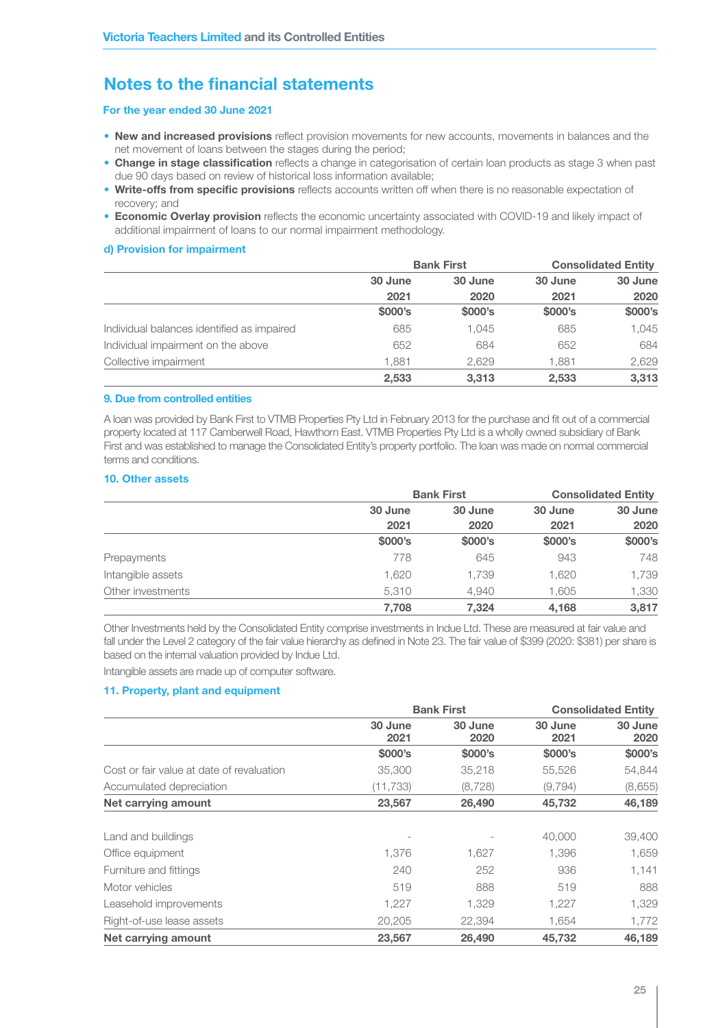## Notes to the financial statements

**For the year ended 30 June 2021**

- **New and increased provisions** reflect provision movements for new accounts, movements in balances and the net movement of loans between the stages during the period;
- **Change in stage classification** reflects a change in categorisation of certain loan products as stage 3 when past due 90 days based on review of historical loss information available;
- **Write-offs from specific provisions** reflects accounts written off when there is no reasonable expectation of recovery; and
- **Economic Overlay provision** reflects the economic uncertainty associated with COVID-19 and likely impact of additional impairment of loans to our normal impairment methodology.

### d) Provision for impairment

| | Bank First | | Consolidated Entity | |
|---|---|---|---|---|
| | 30 June 2021 | 30 June 2020 | 30 June 2021 | 30 June 2020 |
| | $000's | $000's | $000's | $000's |
| Individual balances identified as impaired | 685 | 1,045 | 685 | 1,045 |
| Individual impairment on the above | 652 | 684 | 652 | 684 |
| Collective impairment | 1,881 | 2,629 | 1,881 | 2,629 |
| | **2,533** | **3,313** | **2,533** | **3,313** |

### 9. Due from controlled entities

A loan was provided by Bank First to VTMB Properties Pty Ltd in February 2013 for the purchase and fit out of a commercial property located at 117 Camberwell Road, Hawthorn East. VTMB Properties Pty Ltd is a wholly owned subsidiary of Bank First and was established to manage the Consolidated Entity's property portfolio. The loan was made on normal commercial terms and conditions.

### 10. Other assets

| | Bank First | | Consolidated Entity | |
|---|---|---|---|---|
| | 30 June 2021 | 30 June 2020 | 30 June 2021 | 30 June 2020 |
| | $000's | $000's | $000's | $000's |
| Prepayments | 778 | 645 | 943 | 748 |
| Intangible assets | 1,620 | 1,739 | 1,620 | 1,739 |
| Other investments | 5,310 | 4,940 | 1,605 | 1,330 |
| | **7,708** | **7,324** | **4,168** | **3,817** |

Other Investments held by the Consolidated Entity comprise investments in Indue Ltd. These are measured at fair value and fall under the Level 2 category of the fair value hierarchy as defined in Note 23. The fair value of $399 (2020: $381) per share is based on the internal valuation provided by Indue Ltd.

Intangible assets are made up of computer software.

### 11. Property, plant and equipment

| | Bank First | | Consolidated Entity | |
|---|---|---|---|---|
| | 30 June 2021 | 30 June 2020 | 30 June 2021 | 30 June 2020 |
| | $000's | $000's | $000's | $000's |
| Cost or fair value at date of revaluation | 35,300 | 35,218 | 55,526 | 54,844 |
| Accumulated depreciation | (11,733) | (8,728) | (9,794) | (8,655) |
| **Net carrying amount** | **23,567** | **26,490** | **45,732** | **46,189** |
| | | | | |
| Land and buildings | - | - | 40,000 | 39,400 |
| Office equipment | 1,376 | 1,627 | 1,396 | 1,659 |
| Furniture and fittings | 240 | 252 | 936 | 1,141 |
| Motor vehicles | 519 | 888 | 519 | 888 |
| Leasehold improvements | 1,227 | 1,329 | 1,227 | 1,329 |
| Right-of-use lease assets | 20,205 | 22,394 | 1,654 | 1,772 |
| **Net carrying amount** | **23,567** | **26,490** | **45,732** | **46,189** |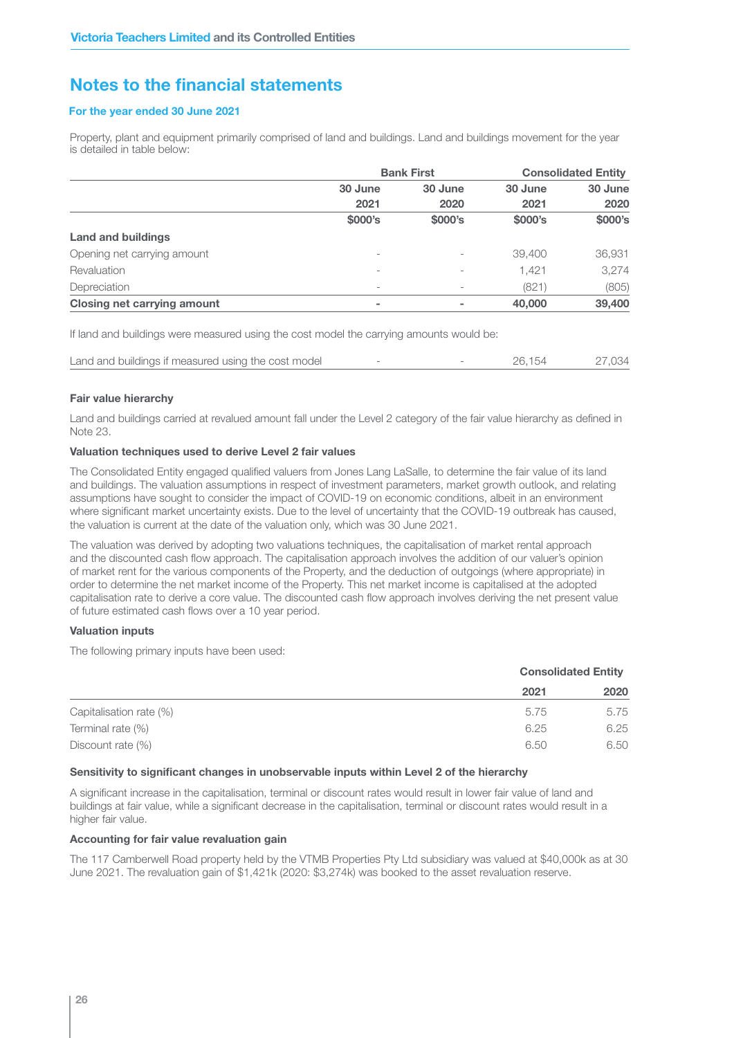## Notes to the financial statements

**For the year ended 30 June 2021**

Property, plant and equipment primarily comprised of land and buildings. Land and buildings movement for the year is detailed in table below:

| | Bank First | | Consolidated Entity | |
|---|---|---|---|---|
| | 30 June 2021 | 30 June 2020 | 30 June 2021 | 30 June 2020 |
| | $000's | $000's | $000's | $000's |
| **Land and buildings** | | | | |
| Opening net carrying amount | - | - | 39,400 | 36,931 |
| Revaluation | - | - | 1,421 | 3,274 |
| Depreciation | - | - | (821) | (805) |
| **Closing net carrying amount** | **-** | **-** | **40,000** | **39,400** |

If land and buildings were measured using the cost model the carrying amounts would be:

| | | | | |
|---|---|---|---|---|
| Land and buildings if measured using the cost model | - | - | 26,154 | 27,034 |

**Fair value hierarchy**

Land and buildings carried at revalued amount fall under the Level 2 category of the fair value hierarchy as defined in Note 23.

**Valuation techniques used to derive Level 2 fair values**

The Consolidated Entity engaged qualified valuers from Jones Lang LaSalle, to determine the fair value of its land and buildings. The valuation assumptions in respect of investment parameters, market growth outlook, and relating assumptions have sought to consider the impact of COVID-19 on economic conditions, albeit in an environment where significant market uncertainty exists. Due to the level of uncertainty that the COVID-19 outbreak has caused, the valuation is current at the date of the valuation only, which was 30 June 2021.

The valuation was derived by adopting two valuations techniques, the capitalisation of market rental approach and the discounted cash flow approach. The capitalisation approach involves the addition of our valuer's opinion of market rent for the various components of the Property, and the deduction of outgoings (where appropriate) in order to determine the net market income of the Property. This net market income is capitalised at the adopted capitalisation rate to derive a core value. The discounted cash flow approach involves deriving the net present value of future estimated cash flows over a 10 year period.

**Valuation inputs**

The following primary inputs have been used:

| | Consolidated Entity | |
|---|---|---|
| | 2021 | 2020 |
| Capitalisation rate (%) | 5.75 | 5.75 |
| Terminal rate (%) | 6.25 | 6.25 |
| Discount rate (%) | 6.50 | 6.50 |

**Sensitivity to significant changes in unobservable inputs within Level 2 of the hierarchy**

A significant increase in the capitalisation, terminal or discount rates would result in lower fair value of land and buildings at fair value, while a significant decrease in the capitalisation, terminal or discount rates would result in a higher fair value.

**Accounting for fair value revaluation gain**

The 117 Camberwell Road property held by the VTMB Properties Pty Ltd subsidiary was valued at $40,000k as at 30 June 2021. The revaluation gain of $1,421k (2020: $3,274k) was booked to the asset revaluation reserve.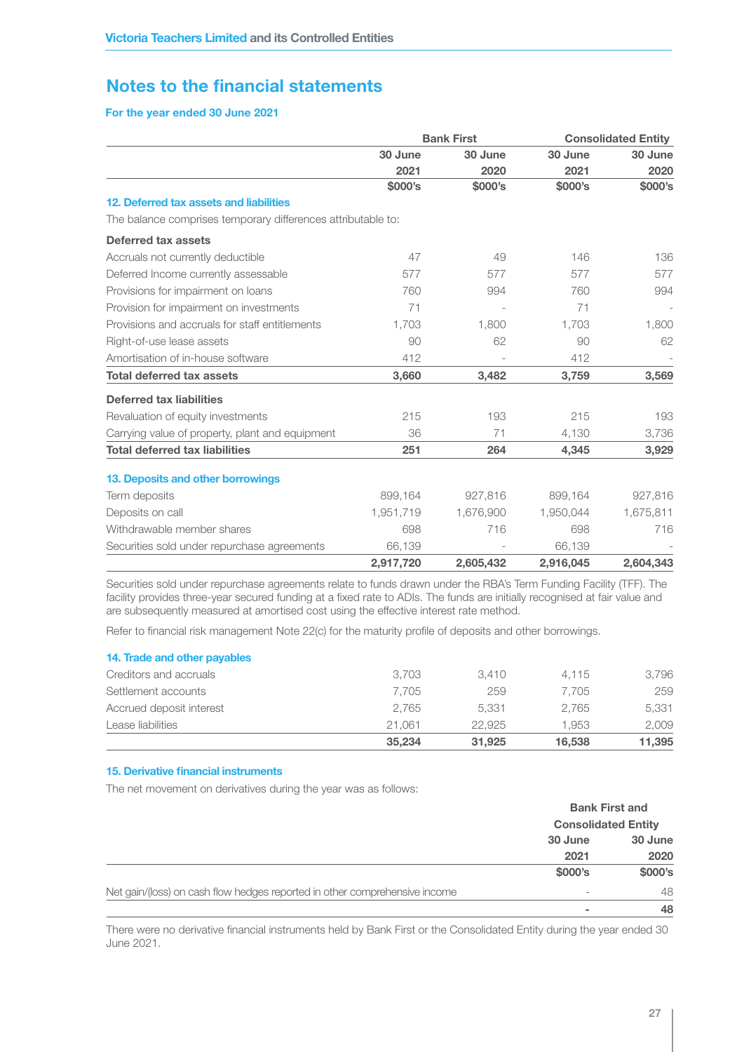## Notes to the financial statements

**For the year ended 30 June 2021**

| | Bank First | | Consolidated Entity | |
|---|---|---|---|---|
| | 30 June 2021 | 30 June 2020 | 30 June 2021 | 30 June 2020 |
| | $000's | $000's | $000's | $000's |
| **12. Deferred tax assets and liabilities** | | | | |
| The balance comprises temporary differences attributable to: | | | | |
| **Deferred tax assets** | | | | |
| Accruals not currently deductible | 47 | 49 | 146 | 136 |
| Deferred Income currently assessable | 577 | 577 | 577 | 577 |
| Provisions for impairment on loans | 760 | 994 | 760 | 994 |
| Provision for impairment on investments | 71 | - | 71 | - |
| Provisions and accruals for staff entitlements | 1,703 | 1,800 | 1,703 | 1,800 |
| Right-of-use lease assets | 90 | 62 | 90 | 62 |
| Amortisation of in-house software | 412 | - | 412 | - |
| **Total deferred tax assets** | **3,660** | **3,482** | **3,759** | **3,569** |
| **Deferred tax liabilities** | | | | |
| Revaluation of equity investments | 215 | 193 | 215 | 193 |
| Carrying value of property, plant and equipment | 36 | 71 | 4,130 | 3,736 |
| **Total deferred tax liabilities** | **251** | **264** | **4,345** | **3,929** |
| **13. Deposits and other borrowings** | | | | |
| Term deposits | 899,164 | 927,816 | 899,164 | 927,816 |
| Deposits on call | 1,951,719 | 1,676,900 | 1,950,044 | 1,675,811 |
| Withdrawable member shares | 698 | 716 | 698 | 716 |
| Securities sold under repurchase agreements | 66,139 | - | 66,139 | - |
| | **2,917,720** | **2,605,432** | **2,916,045** | **2,604,343** |

Securities sold under repurchase agreements relate to funds drawn under the RBA's Term Funding Facility (TFF). The facility provides three-year secured funding at a fixed rate to ADIs. The funds are initially recognised at fair value and are subsequently measured at amortised cost using the effective interest rate method.

Refer to financial risk management Note 22(c) for the maturity profile of deposits and other borrowings.

| | Bank First 30 June 2021 $000's | Bank First 30 June 2020 $000's | Consolidated 30 June 2021 $000's | Consolidated 30 June 2020 $000's |
|---|---|---|---|---|
| **14. Trade and other payables** | | | | |
| Creditors and accruals | 3,703 | 3,410 | 4,115 | 3,796 |
| Settlement accounts | 7,705 | 259 | 7,705 | 259 |
| Accrued deposit interest | 2,765 | 5,331 | 2,765 | 5,331 |
| Lease liabilities | 21,061 | 22,925 | 1,953 | 2,009 |
| | **35,234** | **31,925** | **16,538** | **11,395** |

### 15. Derivative financial instruments

The net movement on derivatives during the year was as follows:

| | Bank First and Consolidated Entity | |
|---|---|---|
| | 30 June 2021 | 30 June 2020 |
| | $000's | $000's |
| Net gain/(loss) on cash flow hedges reported in other comprehensive income | - | 48 |
| | **-** | **48** |

There were no derivative financial instruments held by Bank First or the Consolidated Entity during the year ended 30 June 2021.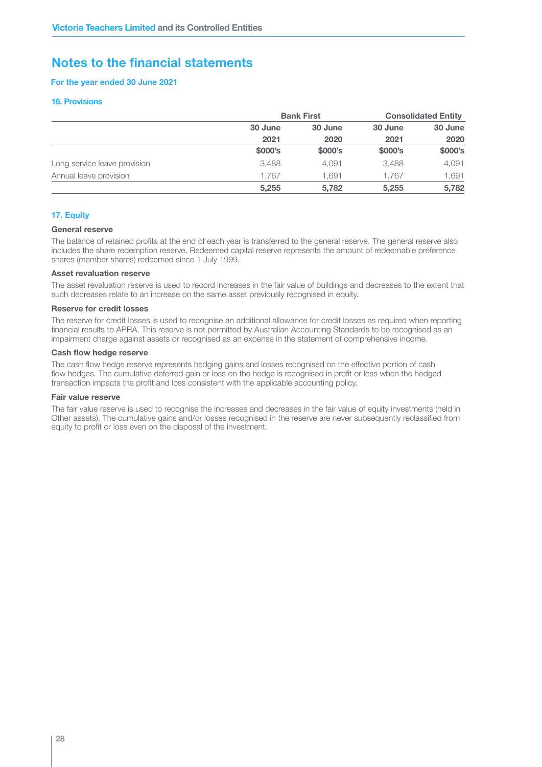# Notes to the financial statements

**For the year ended 30 June 2021**

### 16. Provisions

| | Bank First | | Consolidated Entity | |
|---|---|---|---|---|
| | 30 June 2021 | 30 June 2020 | 30 June 2021 | 30 June 2020 |
| | $000's | $000's | $000's | $000's |
| Long service leave provision | 3,488 | 4,091 | 3,488 | 4,091 |
| Annual leave provision | 1,767 | 1,691 | 1,767 | 1,691 |
| | **5,255** | **5,782** | **5,255** | **5,782** |

### 17. Equity

**General reserve**

The balance of retained profits at the end of each year is transferred to the general reserve. The general reserve also includes the share redemption reserve. Redeemed capital reserve represents the amount of redeemable preference shares (member shares) redeemed since 1 July 1999.

**Asset revaluation reserve**

The asset revaluation reserve is used to record increases in the fair value of buildings and decreases to the extent that such decreases relate to an increase on the same asset previously recognised in equity.

**Reserve for credit losses**

The reserve for credit losses is used to recognise an additional allowance for credit losses as required when reporting financial results to APRA. This reserve is not permitted by Australian Accounting Standards to be recognised as an impairment charge against assets or recognised as an expense in the statement of comprehensive income.

**Cash flow hedge reserve**

The cash flow hedge reserve represents hedging gains and losses recognised on the effective portion of cash flow hedges. The cumulative deferred gain or loss on the hedge is recognised in profit or loss when the hedged transaction impacts the profit and loss consistent with the applicable accounting policy.

**Fair value reserve**

The fair value reserve is used to recognise the increases and decreases in the fair value of equity investments (held in Other assets). The cumulative gains and/or losses recognised in the reserve are never subsequently reclassified from equity to profit or loss even on the disposal of the investment.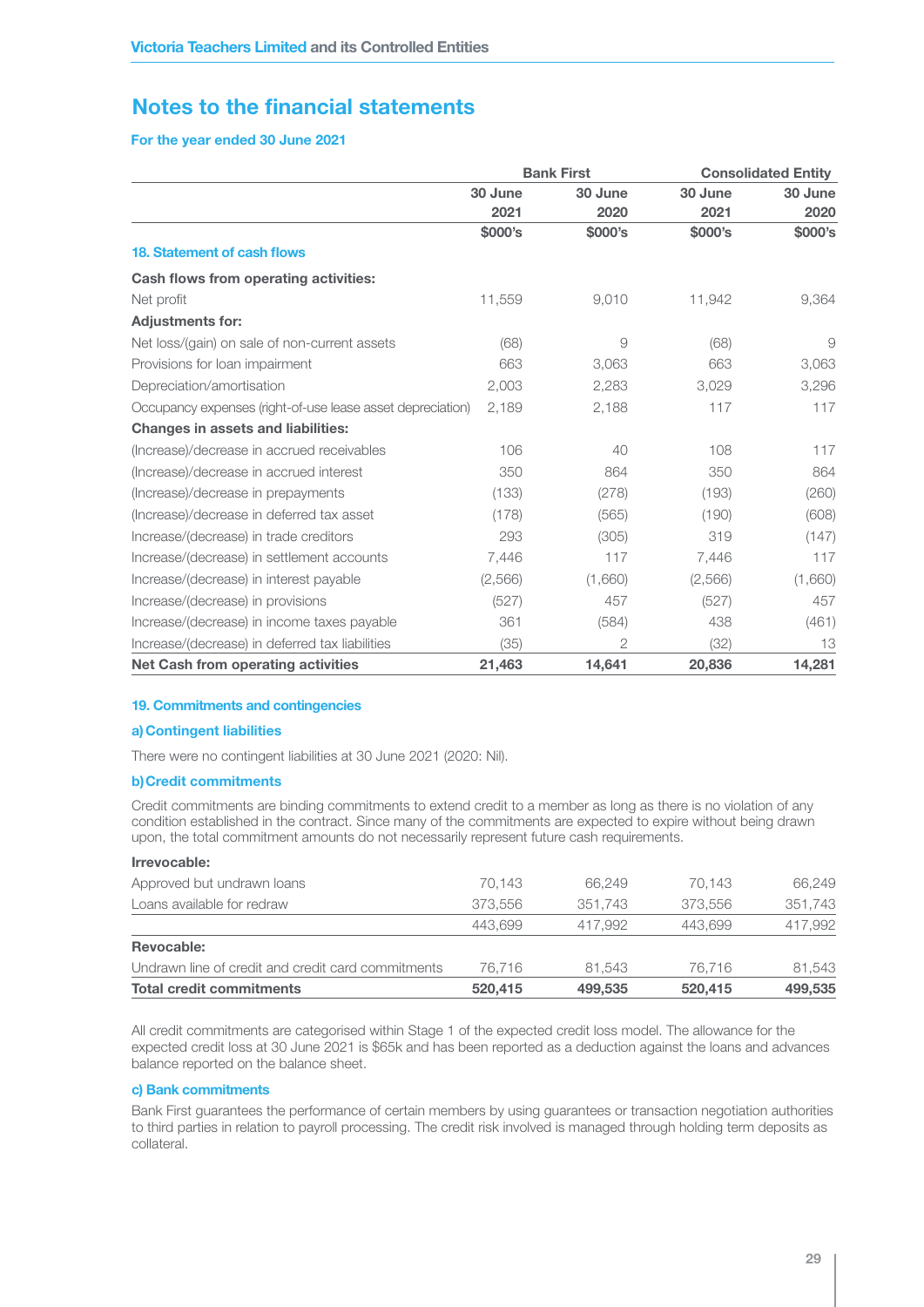# Notes to the financial statements

**For the year ended 30 June 2021**

| | Bank First | | Consolidated Entity | |
|---|---|---|---|---|
| | 30 June 2021 | 30 June 2020 | 30 June 2021 | 30 June 2020 |
| | $000's | $000's | $000's | $000's |
| **18. Statement of cash flows** | | | | |
| **Cash flows from operating activities:** | | | | |
| Net profit | 11,559 | 9,010 | 11,942 | 9,364 |
| **Adjustments for:** | | | | |
| Net loss/(gain) on sale of non-current assets | (68) | 9 | (68) | 9 |
| Provisions for loan impairment | 663 | 3,063 | 663 | 3,063 |
| Depreciation/amortisation | 2,003 | 2,283 | 3,029 | 3,296 |
| Occupancy expenses (right-of-use lease asset depreciation) | 2,189 | 2,188 | 117 | 117 |
| **Changes in assets and liabilities:** | | | | |
| (Increase)/decrease in accrued receivables | 106 | 40 | 108 | 117 |
| (Increase)/decrease in accrued interest | 350 | 864 | 350 | 864 |
| (Increase)/decrease in prepayments | (133) | (278) | (193) | (260) |
| (Increase)/decrease in deferred tax asset | (178) | (565) | (190) | (608) |
| Increase/(decrease) in trade creditors | 293 | (305) | 319 | (147) |
| Increase/(decrease) in settlement accounts | 7,446 | 117 | 7,446 | 117 |
| Increase/(decrease) in interest payable | (2,566) | (1,660) | (2,566) | (1,660) |
| Increase/(decrease) in provisions | (527) | 457 | (527) | 457 |
| Increase/(decrease) in income taxes payable | 361 | (584) | 438 | (461) |
| Increase/(decrease) in deferred tax liabilities | (35) | 2 | (32) | 13 |
| **Net Cash from operating activities** | **21,463** | **14,641** | **20,836** | **14,281** |

## 19. Commitments and contingencies

### a) Contingent liabilities

There were no contingent liabilities at 30 June 2021 (2020: Nil).

### b) Credit commitments

Credit commitments are binding commitments to extend credit to a member as long as there is no violation of any condition established in the contract. Since many of the commitments are expected to expire without being drawn upon, the total commitment amounts do not necessarily represent future cash requirements.

| | Bank First 30 June 2021 | Bank First 30 June 2020 | Consolidated 30 June 2021 | Consolidated 30 June 2020 |
|---|---|---|---|---|
| **Irrevocable:** | | | | |
| Approved but undrawn loans | 70,143 | 66,249 | 70,143 | 66,249 |
| Loans available for redraw | 373,556 | 351,743 | 373,556 | 351,743 |
| | 443,699 | 417,992 | 443,699 | 417,992 |
| **Revocable:** | | | | |
| Undrawn line of credit and credit card commitments | 76,716 | 81,543 | 76,716 | 81,543 |
| **Total credit commitments** | **520,415** | **499,535** | **520,415** | **499,535** |

All credit commitments are categorised within Stage 1 of the expected credit loss model. The allowance for the expected credit loss at 30 June 2021 is $65k and has been reported as a deduction against the loans and advances balance reported on the balance sheet.

### c) Bank commitments

Bank First guarantees the performance of certain members by using guarantees or transaction negotiation authorities to third parties in relation to payroll processing. The credit risk involved is managed through holding term deposits as collateral.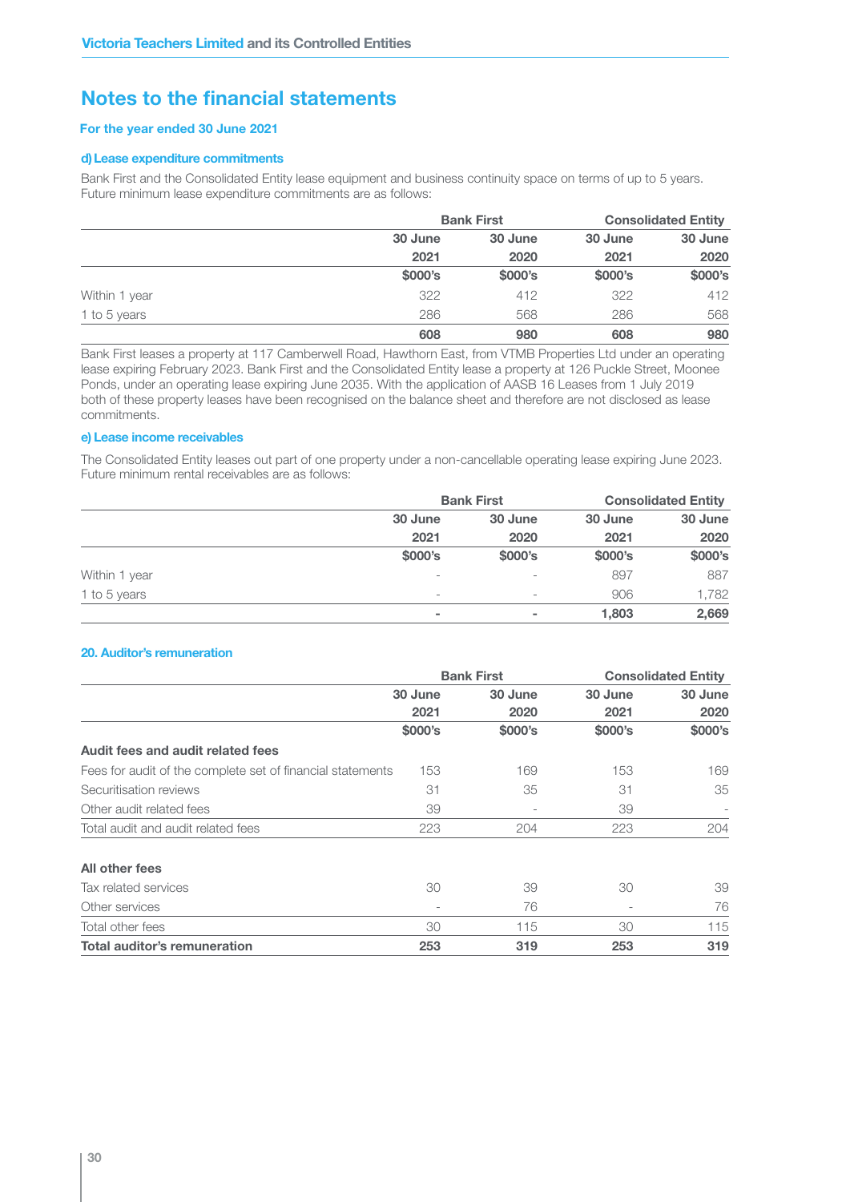# Notes to the financial statements

**For the year ended 30 June 2021**

### d) Lease expenditure commitments

Bank First and the Consolidated Entity lease equipment and business continuity space on terms of up to 5 years. Future minimum lease expenditure commitments are as follows:

| | Bank First | | Consolidated Entity | |
|---|---|---|---|---|
| | 30 June 2021 | 30 June 2020 | 30 June 2021 | 30 June 2020 |
| | $000's | $000's | $000's | $000's |
| Within 1 year | 322 | 412 | 322 | 412 |
| 1 to 5 years | 286 | 568 | 286 | 568 |
| | **608** | **980** | **608** | **980** |

Bank First leases a property at 117 Camberwell Road, Hawthorn East, from VTMB Properties Ltd under an operating lease expiring February 2023. Bank First and the Consolidated Entity lease a property at 126 Puckle Street, Moonee Ponds, under an operating lease expiring June 2035. With the application of AASB 16 Leases from 1 July 2019 both of these property leases have been recognised on the balance sheet and therefore are not disclosed as lease commitments.

### e) Lease income receivables

The Consolidated Entity leases out part of one property under a non-cancellable operating lease expiring June 2023. Future minimum rental receivables are as follows:

| | Bank First | | Consolidated Entity | |
|---|---|---|---|---|
| | 30 June 2021 | 30 June 2020 | 30 June 2021 | 30 June 2020 |
| | $000's | $000's | $000's | $000's |
| Within 1 year | - | - | 897 | 887 |
| 1 to 5 years | - | - | 906 | 1,782 |
| | **-** | **-** | **1,803** | **2,669** |

## 20. Auditor's remuneration

| | Bank First | | Consolidated Entity | |
|---|---|---|---|---|
| | 30 June 2021 | 30 June 2020 | 30 June 2021 | 30 June 2020 |
| | $000's | $000's | $000's | $000's |
| **Audit fees and audit related fees** | | | | |
| Fees for audit of the complete set of financial statements | 153 | 169 | 153 | 169 |
| Securitisation reviews | 31 | 35 | 31 | 35 |
| Other audit related fees | 39 | - | 39 | - |
| Total audit and audit related fees | 223 | 204 | 223 | 204 |
| | | | | |
| **All other fees** | | | | |
| Tax related services | 30 | 39 | 30 | 39 |
| Other services | - | 76 | - | 76 |
| Total other fees | 30 | 115 | 30 | 115 |
| **Total auditor's remuneration** | **253** | **319** | **253** | **319** |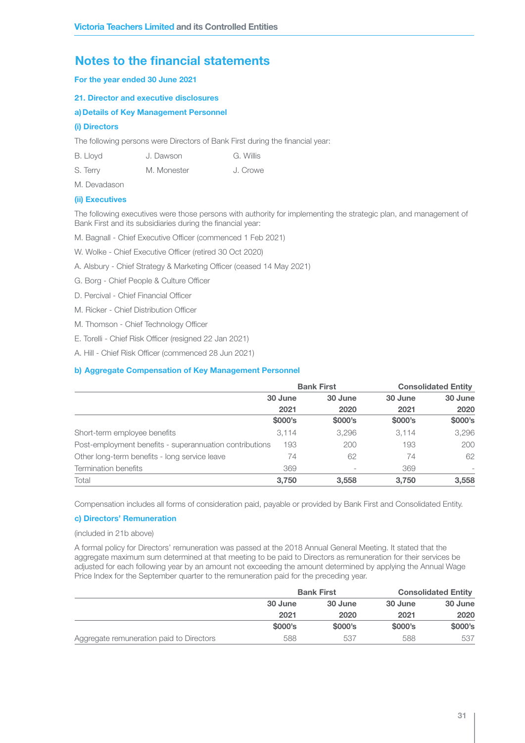# Notes to the financial statements

**For the year ended 30 June 2021**

## 21. Director and executive disclosures

### a) Details of Key Management Personnel

#### (i) Directors

The following persons were Directors of Bank First during the financial year:

| | | |
|---|---|---|
| B. Lloyd | J. Dawson | G. Willis |
| S. Terry | M. Monester | J. Crowe |
| M. Devadason | | |

#### (ii) Executives

The following executives were those persons with authority for implementing the strategic plan, and management of Bank First and its subsidiaries during the financial year:

M. Bagnall - Chief Executive Officer (commenced 1 Feb 2021)

W. Wolke - Chief Executive Officer (retired 30 Oct 2020)

A. Alsbury - Chief Strategy & Marketing Officer (ceased 14 May 2021)

G. Borg - Chief People & Culture Officer

D. Percival - Chief Financial Officer

M. Ricker - Chief Distribution Officer

M. Thomson - Chief Technology Officer

E. Torelli - Chief Risk Officer (resigned 22 Jan 2021)

A. Hill - Chief Risk Officer (commenced 28 Jun 2021)

### b) Aggregate Compensation of Key Management Personnel

| | Bank First | | Consolidated Entity | |
|---|---|---|---|---|
| | 30 June 2021 | 30 June 2020 | 30 June 2021 | 30 June 2020 |
| | $000's | $000's | $000's | $000's |
| Short-term employee benefits | 3,114 | 3,296 | 3,114 | 3,296 |
| Post-employment benefits - superannuation contributions | 193 | 200 | 193 | 200 |
| Other long-term benefits - long service leave | 74 | 62 | 74 | 62 |
| Termination benefits | 369 | - | 369 | - |
| Total | **3,750** | **3,558** | **3,750** | **3,558** |

Compensation includes all forms of consideration paid, payable or provided by Bank First and Consolidated Entity.

### c) Directors' Remuneration

(included in 21b above)

A formal policy for Directors' remuneration was passed at the 2018 Annual General Meeting. It stated that the aggregate maximum sum determined at that meeting to be paid to Directors as remuneration for their services be adjusted for each following year by an amount not exceeding the amount determined by applying the Annual Wage Price Index for the September quarter to the remuneration paid for the preceding year.

| | Bank First | | Consolidated Entity | |
|---|---|---|---|---|
| | 30 June 2021 | 30 June 2020 | 30 June 2021 | 30 June 2020 |
| | $000's | $000's | $000's | $000's |
| Aggregate remuneration paid to Directors | 588 | 537 | 588 | 537 |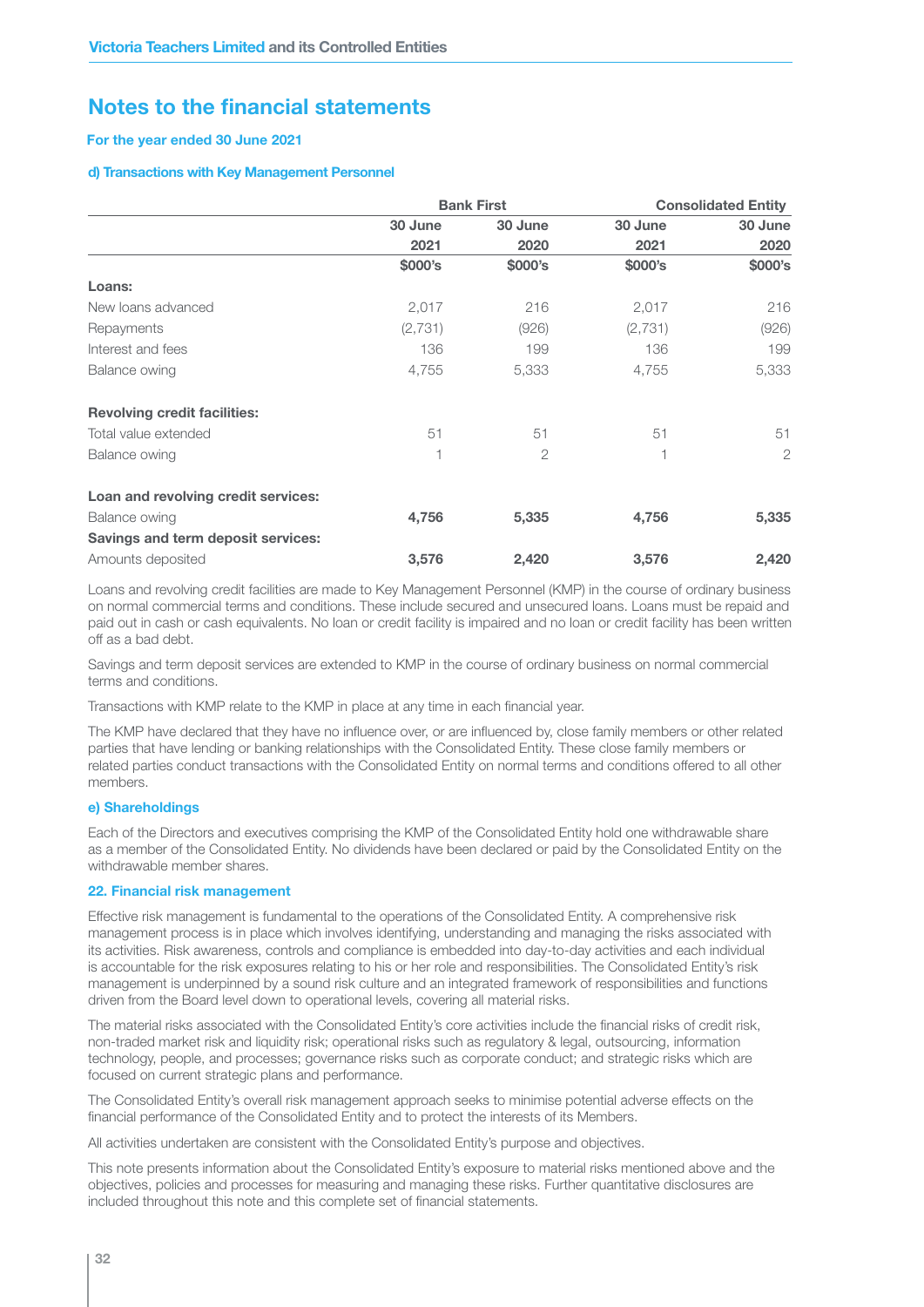# Notes to the financial statements

**For the year ended 30 June 2021**

#### d) Transactions with Key Management Personnel

| | Bank First | | Consolidated Entity | |
|---|---|---|---|---|
| | 30 June 2021 | 30 June 2020 | 30 June 2021 | 30 June 2020 |
| | $000's | $000's | $000's | $000's |
| **Loans:** | | | | |
| New loans advanced | 2,017 | 216 | 2,017 | 216 |
| Repayments | (2,731) | (926) | (2,731) | (926) |
| Interest and fees | 136 | 199 | 136 | 199 |
| Balance owing | 4,755 | 5,333 | 4,755 | 5,333 |
| **Revolving credit facilities:** | | | | |
| Total value extended | 51 | 51 | 51 | 51 |
| Balance owing | 1 | 2 | 1 | 2 |
| **Loan and revolving credit services:** | | | | |
| Balance owing | **4,756** | **5,335** | **4,756** | **5,335** |
| **Savings and term deposit services:** | | | | |
| Amounts deposited | **3,576** | **2,420** | **3,576** | **2,420** |

Loans and revolving credit facilities are made to Key Management Personnel (KMP) in the course of ordinary business on normal commercial terms and conditions. These include secured and unsecured loans. Loans must be repaid and paid out in cash or cash equivalents. No loan or credit facility is impaired and no loan or credit facility has been written off as a bad debt.

Savings and term deposit services are extended to KMP in the course of ordinary business on normal commercial terms and conditions.

Transactions with KMP relate to the KMP in place at any time in each financial year.

The KMP have declared that they have no influence over, or are influenced by, close family members or other related parties that have lending or banking relationships with the Consolidated Entity. These close family members or related parties conduct transactions with the Consolidated Entity on normal terms and conditions offered to all other members.

#### e) Shareholdings

Each of the Directors and executives comprising the KMP of the Consolidated Entity hold one withdrawable share as a member of the Consolidated Entity. No dividends have been declared or paid by the Consolidated Entity on the withdrawable member shares.

## 22. Financial risk management

Effective risk management is fundamental to the operations of the Consolidated Entity. A comprehensive risk management process is in place which involves identifying, understanding and managing the risks associated with its activities. Risk awareness, controls and compliance is embedded into day-to-day activities and each individual is accountable for the risk exposures relating to his or her role and responsibilities. The Consolidated Entity's risk management is underpinned by a sound risk culture and an integrated framework of responsibilities and functions driven from the Board level down to operational levels, covering all material risks.

The material risks associated with the Consolidated Entity's core activities include the financial risks of credit risk, non-traded market risk and liquidity risk; operational risks such as regulatory & legal, outsourcing, information technology, people, and processes; governance risks such as corporate conduct; and strategic risks which are focused on current strategic plans and performance.

The Consolidated Entity's overall risk management approach seeks to minimise potential adverse effects on the financial performance of the Consolidated Entity and to protect the interests of its Members.

All activities undertaken are consistent with the Consolidated Entity's purpose and objectives.

This note presents information about the Consolidated Entity's exposure to material risks mentioned above and the objectives, policies and processes for measuring and managing these risks. Further quantitative disclosures are included throughout this note and this complete set of financial statements.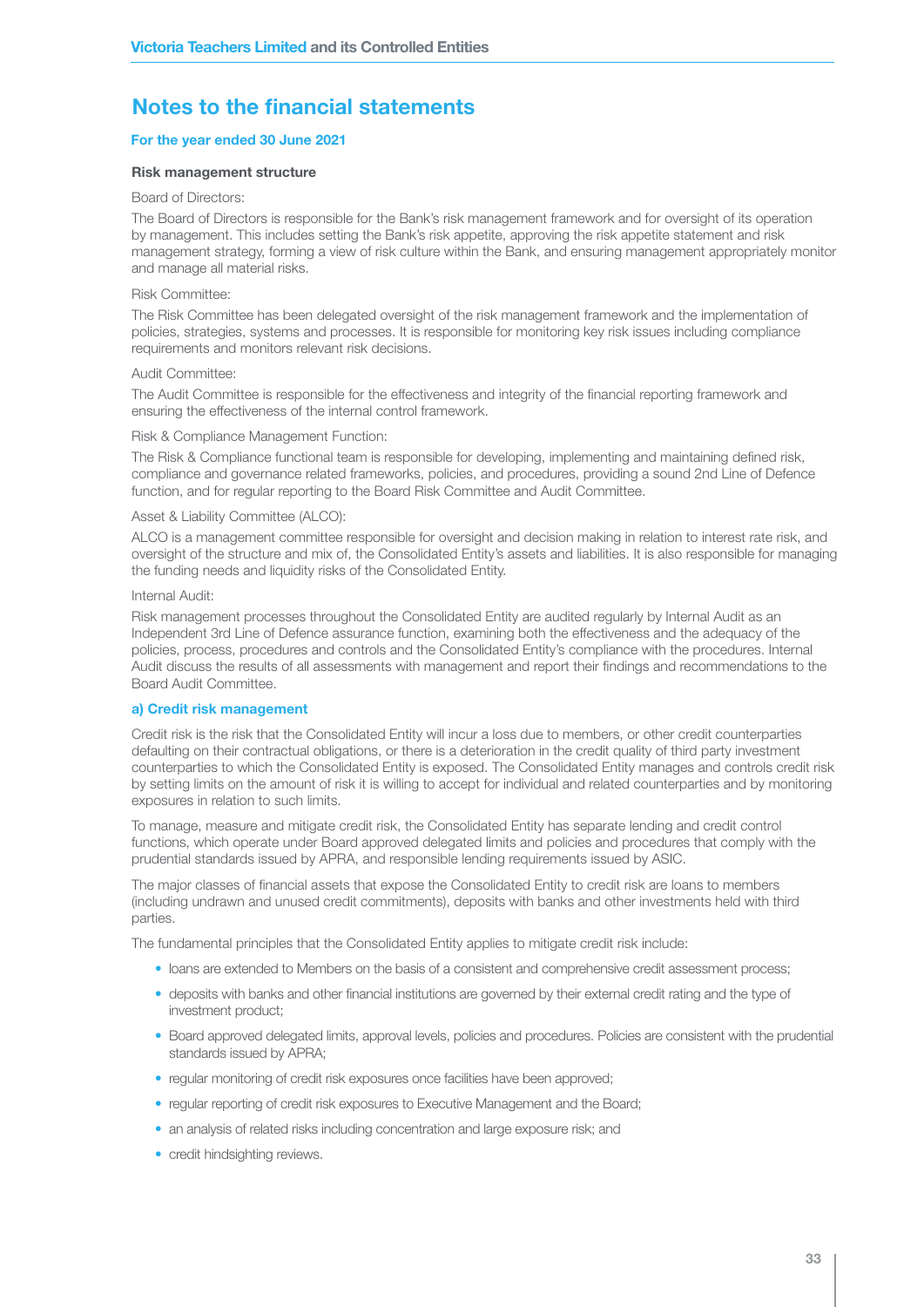## Notes to the financial statements

**For the year ended 30 June 2021**

**Risk management structure**

Board of Directors:

The Board of Directors is responsible for the Bank's risk management framework and for oversight of its operation by management. This includes setting the Bank's risk appetite, approving the risk appetite statement and risk management strategy, forming a view of risk culture within the Bank, and ensuring management appropriately monitor and manage all material risks.

Risk Committee:

The Risk Committee has been delegated oversight of the risk management framework and the implementation of policies, strategies, systems and processes. It is responsible for monitoring key risk issues including compliance requirements and monitors relevant risk decisions.

Audit Committee:

The Audit Committee is responsible for the effectiveness and integrity of the financial reporting framework and ensuring the effectiveness of the internal control framework.

Risk & Compliance Management Function:

The Risk & Compliance functional team is responsible for developing, implementing and maintaining defined risk, compliance and governance related frameworks, policies, and procedures, providing a sound 2nd Line of Defence function, and for regular reporting to the Board Risk Committee and Audit Committee.

Asset & Liability Committee (ALCO):

ALCO is a management committee responsible for oversight and decision making in relation to interest rate risk, and oversight of the structure and mix of, the Consolidated Entity's assets and liabilities. It is also responsible for managing the funding needs and liquidity risks of the Consolidated Entity.

Internal Audit:

Risk management processes throughout the Consolidated Entity are audited regularly by Internal Audit as an Independent 3rd Line of Defence assurance function, examining both the effectiveness and the adequacy of the policies, process, procedures and controls and the Consolidated Entity's compliance with the procedures. Internal Audit discuss the results of all assessments with management and report their findings and recommendations to the Board Audit Committee.

### a) Credit risk management

Credit risk is the risk that the Consolidated Entity will incur a loss due to members, or other credit counterparties defaulting on their contractual obligations, or there is a deterioration in the credit quality of third party investment counterparties to which the Consolidated Entity is exposed. The Consolidated Entity manages and controls credit risk by setting limits on the amount of risk it is willing to accept for individual and related counterparties and by monitoring exposures in relation to such limits.

To manage, measure and mitigate credit risk, the Consolidated Entity has separate lending and credit control functions, which operate under Board approved delegated limits and policies and procedures that comply with the prudential standards issued by APRA, and responsible lending requirements issued by ASIC.

The major classes of financial assets that expose the Consolidated Entity to credit risk are loans to members (including undrawn and unused credit commitments), deposits with banks and other investments held with third parties.

The fundamental principles that the Consolidated Entity applies to mitigate credit risk include:

- loans are extended to Members on the basis of a consistent and comprehensive credit assessment process;
- deposits with banks and other financial institutions are governed by their external credit rating and the type of investment product;
- Board approved delegated limits, approval levels, policies and procedures. Policies are consistent with the prudential standards issued by APRA;
- regular monitoring of credit risk exposures once facilities have been approved;
- regular reporting of credit risk exposures to Executive Management and the Board;
- an analysis of related risks including concentration and large exposure risk; and
- credit hindsighting reviews.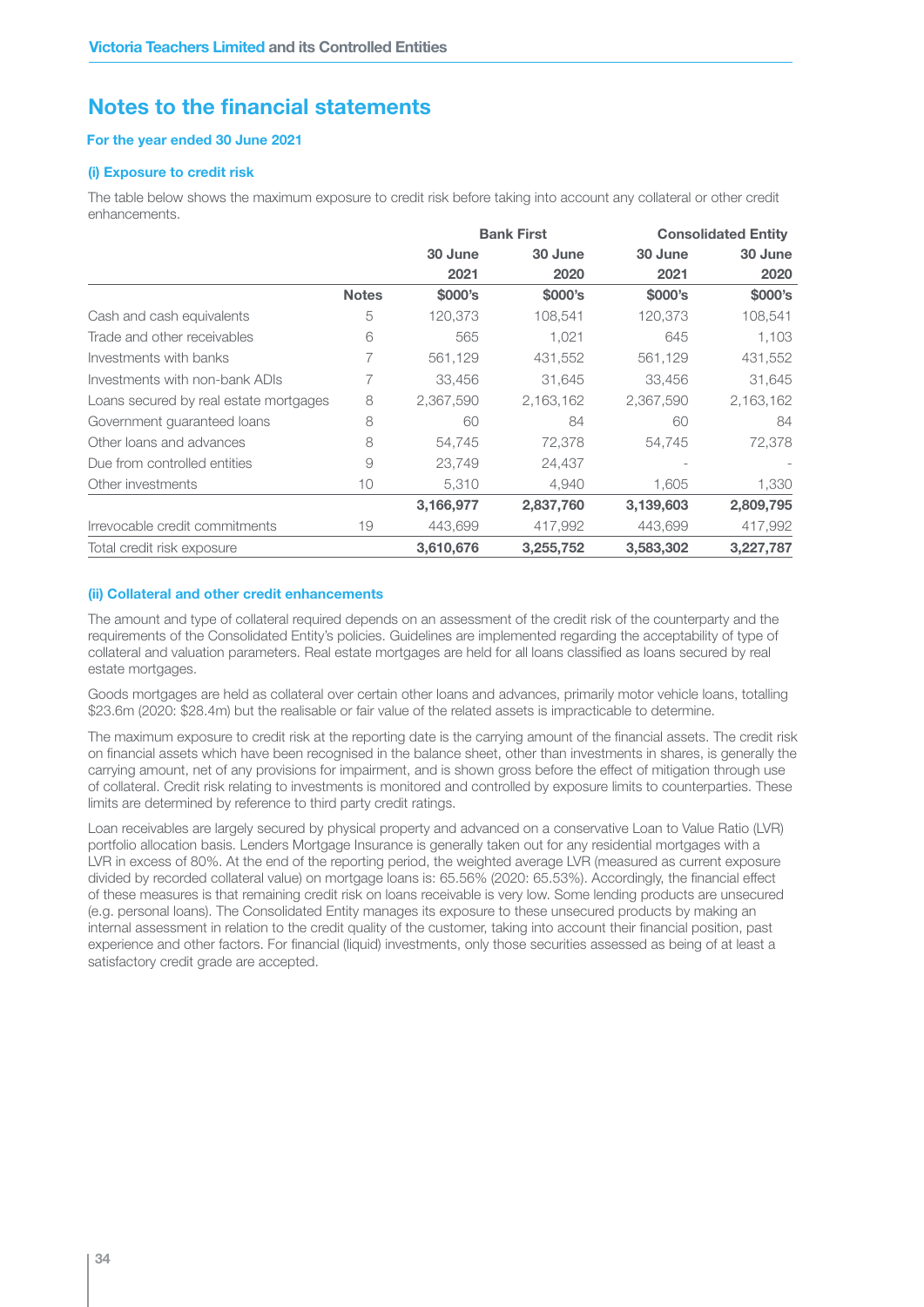## Notes to the financial statements

**For the year ended 30 June 2021**

### (i) Exposure to credit risk

The table below shows the maximum exposure to credit risk before taking into account any collateral or other credit enhancements.

| | | Bank First | | Consolidated Entity | |
|---|---|---|---|---|---|
| | | 30 June 2021 | 30 June 2020 | 30 June 2021 | 30 June 2020 |
| | **Notes** | **$000's** | **$000's** | **$000's** | **$000's** |
| Cash and cash equivalents | 5 | 120,373 | 108,541 | 120,373 | 108,541 |
| Trade and other receivables | 6 | 565 | 1,021 | 645 | 1,103 |
| Investments with banks | 7 | 561,129 | 431,552 | 561,129 | 431,552 |
| Investments with non-bank ADIs | 7 | 33,456 | 31,645 | 33,456 | 31,645 |
| Loans secured by real estate mortgages | 8 | 2,367,590 | 2,163,162 | 2,367,590 | 2,163,162 |
| Government guaranteed loans | 8 | 60 | 84 | 60 | 84 |
| Other loans and advances | 8 | 54,745 | 72,378 | 54,745 | 72,378 |
| Due from controlled entities | 9 | 23,749 | 24,437 | - | - |
| Other investments | 10 | 5,310 | 4,940 | 1,605 | 1,330 |
| | | **3,166,977** | **2,837,760** | **3,139,603** | **2,809,795** |
| Irrevocable credit commitments | 19 | 443,699 | 417,992 | 443,699 | 417,992 |
| Total credit risk exposure | | **3,610,676** | **3,255,752** | **3,583,302** | **3,227,787** |

### (ii) Collateral and other credit enhancements

The amount and type of collateral required depends on an assessment of the credit risk of the counterparty and the requirements of the Consolidated Entity's policies. Guidelines are implemented regarding the acceptability of type of collateral and valuation parameters. Real estate mortgages are held for all loans classified as loans secured by real estate mortgages.

Goods mortgages are held as collateral over certain other loans and advances, primarily motor vehicle loans, totalling $23.6m (2020: $28.4m) but the realisable or fair value of the related assets is impracticable to determine.

The maximum exposure to credit risk at the reporting date is the carrying amount of the financial assets. The credit risk on financial assets which have been recognised in the balance sheet, other than investments in shares, is generally the carrying amount, net of any provisions for impairment, and is shown gross before the effect of mitigation through use of collateral. Credit risk relating to investments is monitored and controlled by exposure limits to counterparties. These limits are determined by reference to third party credit ratings.

Loan receivables are largely secured by physical property and advanced on a conservative Loan to Value Ratio (LVR) portfolio allocation basis. Lenders Mortgage Insurance is generally taken out for any residential mortgages with a LVR in excess of 80%. At the end of the reporting period, the weighted average LVR (measured as current exposure divided by recorded collateral value) on mortgage loans is: 65.56% (2020: 65.53%). Accordingly, the financial effect of these measures is that remaining credit risk on loans receivable is very low. Some lending products are unsecured (e.g. personal loans). The Consolidated Entity manages its exposure to these unsecured products by making an internal assessment in relation to the credit quality of the customer, taking into account their financial position, past experience and other factors. For financial (liquid) investments, only those securities assessed as being of at least a satisfactory credit grade are accepted.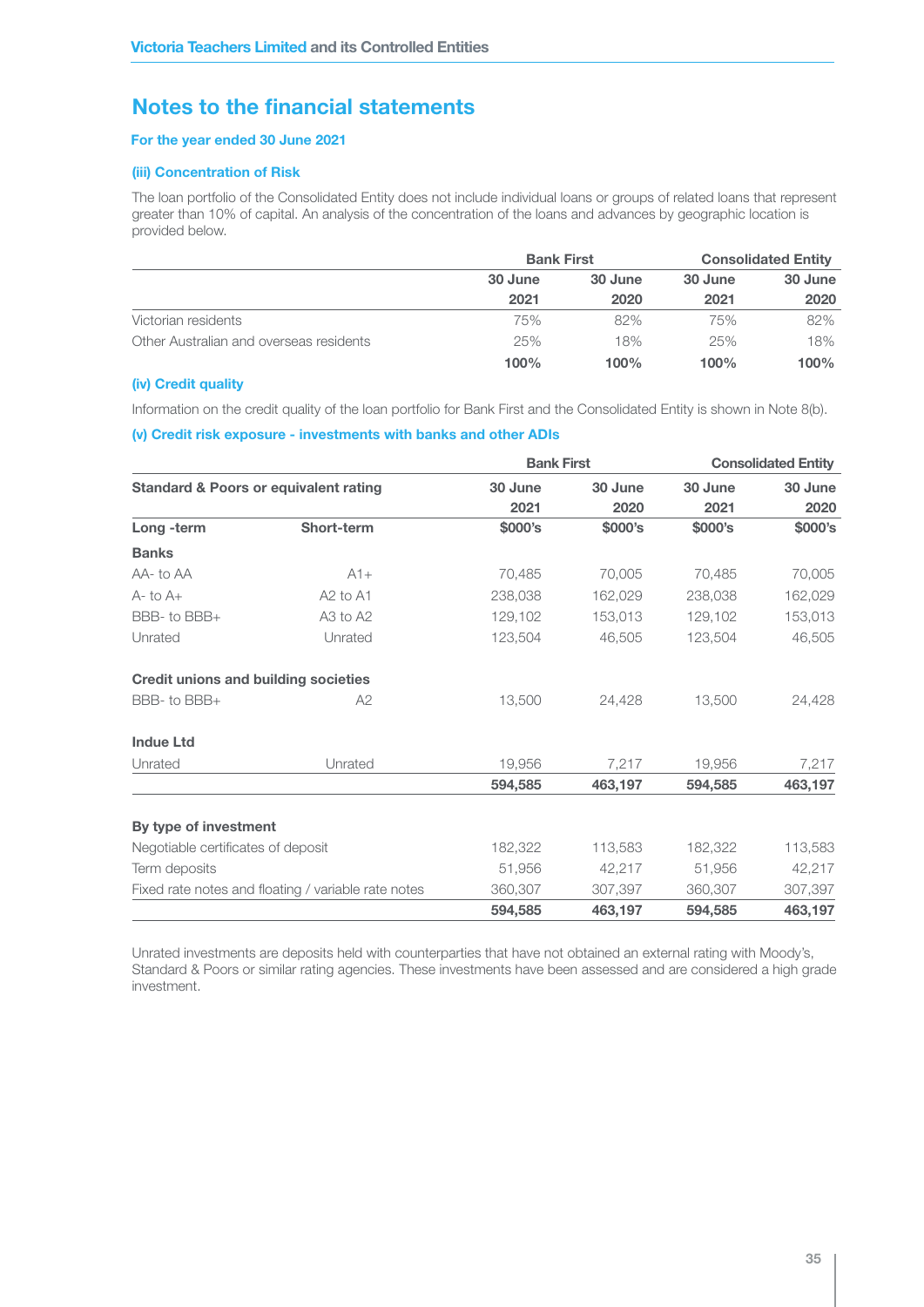# Notes to the financial statements

**For the year ended 30 June 2021**

### (iii) Concentration of Risk

The loan portfolio of the Consolidated Entity does not include individual loans or groups of related loans that represent greater than 10% of capital. An analysis of the concentration of the loans and advances by geographic location is provided below.

| | Bank First | | Consolidated Entity | |
|---|---|---|---|---|
| | 30 June 2021 | 30 June 2020 | 30 June 2021 | 30 June 2020 |
| Victorian residents | 75% | 82% | 75% | 82% |
| Other Australian and overseas residents | 25% | 18% | 25% | 18% |
| | **100%** | **100%** | **100%** | **100%** |

### (iv) Credit quality

Information on the credit quality of the loan portfolio for Bank First and the Consolidated Entity is shown in Note 8(b).

### (v) Credit risk exposure - investments with banks and other ADIs

| | | Bank First | | Consolidated Entity | |
|---|---|---|---|---|---|
| **Standard & Poors or equivalent rating** | | **30 June 2021** | **30 June 2020** | **30 June 2021** | **30 June 2020** |
| **Long -term** | **Short-term** | **$000's** | **$000's** | **$000's** | **$000's** |
| **Banks** | | | | | |
| AA- to AA | A1+ | 70,485 | 70,005 | 70,485 | 70,005 |
| A- to A+ | A2 to A1 | 238,038 | 162,029 | 238,038 | 162,029 |
| BBB- to BBB+ | A3 to A2 | 129,102 | 153,013 | 129,102 | 153,013 |
| Unrated | Unrated | 123,504 | 46,505 | 123,504 | 46,505 |
| **Credit unions and building societies** | | | | | |
| BBB- to BBB+ | A2 | 13,500 | 24,428 | 13,500 | 24,428 |
| **Indue Ltd** | | | | | |
| Unrated | Unrated | 19,956 | 7,217 | 19,956 | 7,217 |
| | | **594,585** | **463,197** | **594,585** | **463,197** |
| **By type of investment** | | | | | |
| Negotiable certificates of deposit | | 182,322 | 113,583 | 182,322 | 113,583 |
| Term deposits | | 51,956 | 42,217 | 51,956 | 42,217 |
| Fixed rate notes and floating / variable rate notes | | 360,307 | 307,397 | 360,307 | 307,397 |
| | | **594,585** | **463,197** | **594,585** | **463,197** |

Unrated investments are deposits held with counterparties that have not obtained an external rating with Moody's, Standard & Poors or similar rating agencies. These investments have been assessed and are considered a high grade investment.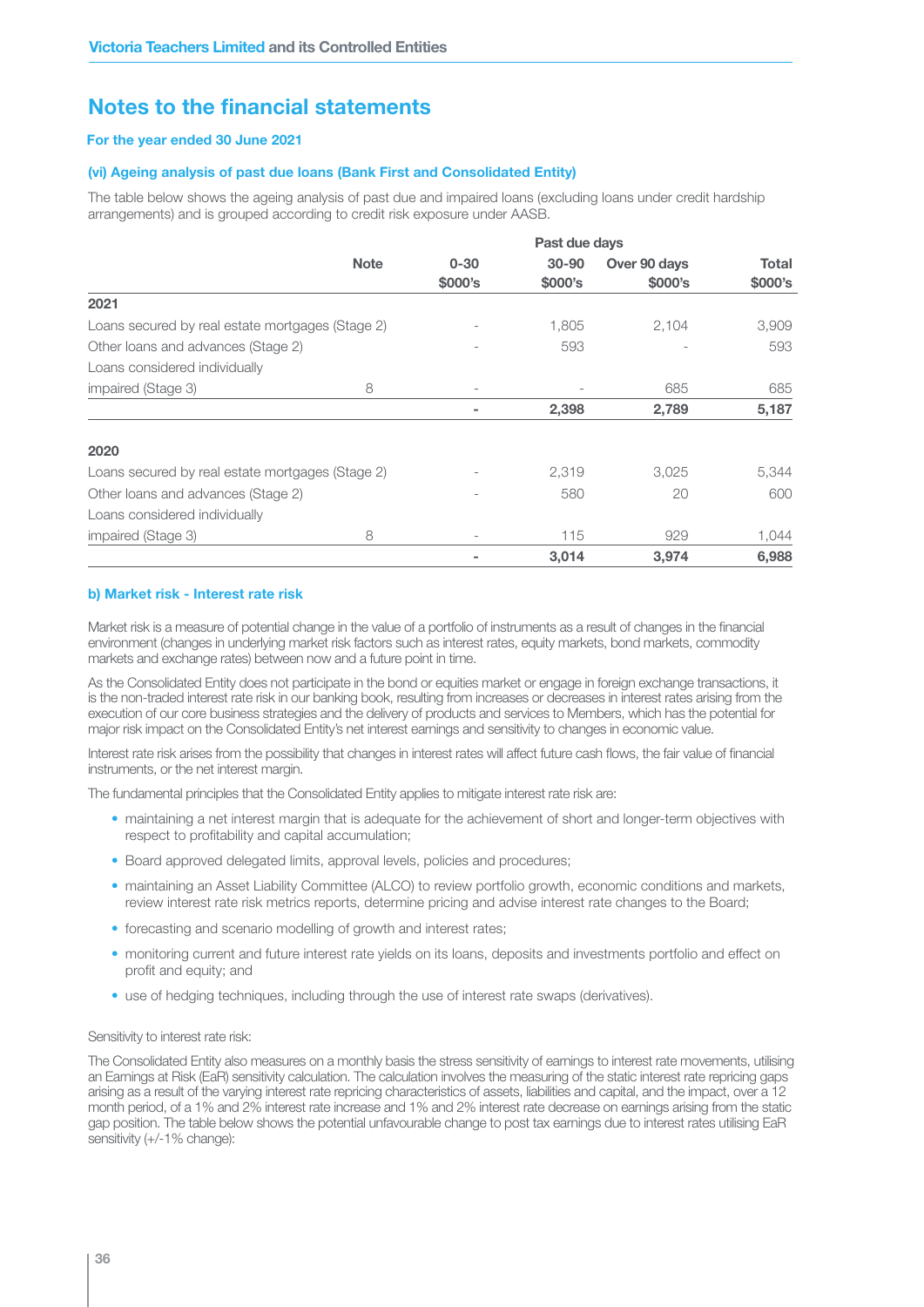# Notes to the financial statements

**For the year ended 30 June 2021**

### (vi) Ageing analysis of past due loans (Bank First and Consolidated Entity)

The table below shows the ageing analysis of past due and impaired loans (excluding loans under credit hardship arrangements) and is grouped according to credit risk exposure under AASB.

| | Note | Past due days | | | |
|---|---|---|---|---|---|
| | | 0-30 $000's | 30-90 $000's | Over 90 days $000's | Total $000's |
| **2021** | | | | | |
| Loans secured by real estate mortgages (Stage 2) | | - | 1,805 | 2,104 | 3,909 |
| Other loans and advances (Stage 2) | | - | 593 | - | 593 |
| Loans considered individually impaired (Stage 3) | 8 | - | - | 685 | 685 |
| | | **-** | **2,398** | **2,789** | **5,187** |
| **2020** | | | | | |
| Loans secured by real estate mortgages (Stage 2) | | - | 2,319 | 3,025 | 5,344 |
| Other loans and advances (Stage 2) | | - | 580 | 20 | 600 |
| Loans considered individually impaired (Stage 3) | 8 | - | 115 | 929 | 1,044 |
| | | **-** | **3,014** | **3,974** | **6,988** |

### b) Market risk - Interest rate risk

Market risk is a measure of potential change in the value of a portfolio of instruments as a result of changes in the financial environment (changes in underlying market risk factors such as interest rates, equity markets, bond markets, commodity markets and exchange rates) between now and a future point in time.

As the Consolidated Entity does not participate in the bond or equities market or engage in foreign exchange transactions, it is the non-traded interest rate risk in our banking book, resulting from increases or decreases in interest rates arising from the execution of our core business strategies and the delivery of products and services to Members, which has the potential for major risk impact on the Consolidated Entity's net interest earnings and sensitivity to changes in economic value.

Interest rate risk arises from the possibility that changes in interest rates will affect future cash flows, the fair value of financial instruments, or the net interest margin.

The fundamental principles that the Consolidated Entity applies to mitigate interest rate risk are:

- maintaining a net interest margin that is adequate for the achievement of short and longer-term objectives with respect to profitability and capital accumulation;
- Board approved delegated limits, approval levels, policies and procedures;
- maintaining an Asset Liability Committee (ALCO) to review portfolio growth, economic conditions and markets, review interest rate risk metrics reports, determine pricing and advise interest rate changes to the Board;
- forecasting and scenario modelling of growth and interest rates;
- monitoring current and future interest rate yields on its loans, deposits and investments portfolio and effect on profit and equity; and
- use of hedging techniques, including through the use of interest rate swaps (derivatives).

Sensitivity to interest rate risk:

The Consolidated Entity also measures on a monthly basis the stress sensitivity of earnings to interest rate movements, utilising an Earnings at Risk (EaR) sensitivity calculation. The calculation involves the measuring of the static interest rate repricing gaps arising as a result of the varying interest rate repricing characteristics of assets, liabilities and capital, and the impact, over a 12 month period, of a 1% and 2% interest rate increase and 1% and 2% interest rate decrease on earnings arising from the static gap position. The table below shows the potential unfavourable change to post tax earnings due to interest rates utilising EaR sensitivity (+/-1% change):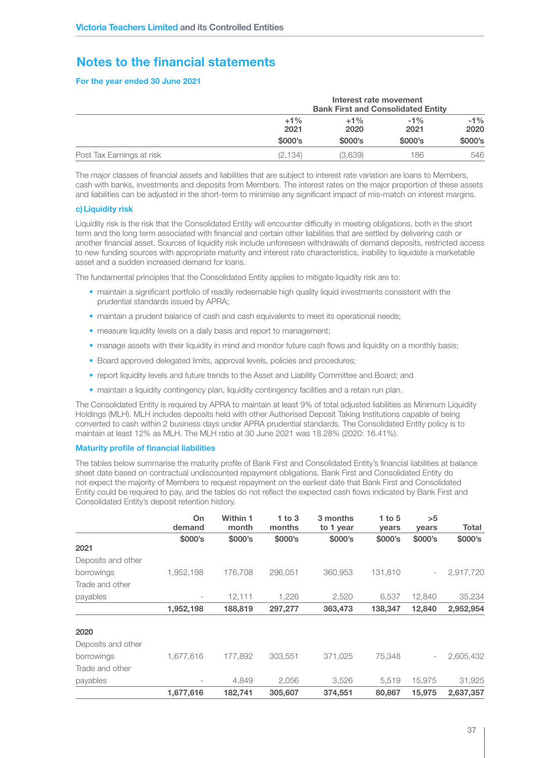## Notes to the financial statements

### For the year ended 30 June 2021

| | Interest rate movement Bank First and Consolidated Entity | | | |
|---|---|---|---|---|
| | +1% 2021 $000's | +1% 2020 $000's | -1% 2021 $000's | -1% 2020 $000's |
| Post Tax Earnings at risk | (2,134) | (3,639) | 186 | 546 |

The major classes of financial assets and liabilities that are subject to interest rate variation are loans to Members, cash with banks, investments and deposits from Members. The interest rates on the major proportion of these assets and liabilities can be adjusted in the short-term to minimise any significant impact of mis-match on interest margins.

#### c) Liquidity risk

Liquidity risk is the risk that the Consolidated Entity will encounter difficulty in meeting obligations, both in the short term and the long term associated with financial and certain other liabilities that are settled by delivering cash or another financial asset. Sources of liquidity risk include unforeseen withdrawals of demand deposits, restricted access to new funding sources with appropriate maturity and interest rate characteristics, inability to liquidate a marketable asset and a sudden increased demand for loans.

The fundamental principles that the Consolidated Entity applies to mitigate liquidity risk are to:

- maintain a significant portfolio of readily redeemable high quality liquid investments consistent with the prudential standards issued by APRA;
- maintain a prudent balance of cash and cash equivalents to meet its operational needs;
- measure liquidity levels on a daily basis and report to management;
- manage assets with their liquidity in mind and monitor future cash flows and liquidity on a monthly basis;
- Board approved delegated limits, approval levels, policies and procedures;
- report liquidity levels and future trends to the Asset and Liability Committee and Board; and
- maintain a liquidity contingency plan, liquidity contingency facilities and a retain run plan.

The Consolidated Entity is required by APRA to maintain at least 9% of total adjusted liabilities as Minimum Liquidity Holdings (MLH). MLH includes deposits held with other Authorised Deposit Taking Institutions capable of being converted to cash within 2 business days under APRA prudential standards. The Consolidated Entity policy is to maintain at least 12% as MLH. The MLH ratio at 30 June 2021 was 18.28% (2020: 16.41%).

#### Maturity profile of financial liabilities

The tables below summarise the maturity profile of Bank First and Consolidated Entity's financial liabilities at balance sheet date based on contractual undiscounted repayment obligations. Bank First and Consolidated Entity do not expect the majority of Members to request repayment on the earliest date that Bank First and Consolidated Entity could be required to pay, and the tables do not reflect the expected cash flows indicated by Bank First and Consolidated Entity's deposit retention history.

| | On demand $000's | Within 1 month $000's | 1 to 3 months $000's | 3 months to 1 year $000's | 1 to 5 years $000's | >5 years $000's | Total $000's |
|---|---|---|---|---|---|---|---|
| **2021** | | | | | | | |
| Deposits and other borrowings | 1,952,198 | 176,708 | 296,051 | 360,953 | 131,810 | - | 2,917,720 |
| Trade and other payables | - | 12,111 | 1,226 | 2,520 | 6,537 | 12,840 | 35,234 |
| | **1,952,198** | **188,819** | **297,277** | **363,473** | **138,347** | **12,840** | **2,952,954** |
| **2020** | | | | | | | |
| Deposits and other borrowings | 1,677,616 | 177,892 | 303,551 | 371,025 | 75,348 | - | 2,605,432 |
| Trade and other payables | - | 4,849 | 2,056 | 3,526 | 5,519 | 15,975 | 31,925 |
| | **1,677,616** | **182,741** | **305,607** | **374,551** | **80,867** | **15,975** | **2,637,357** |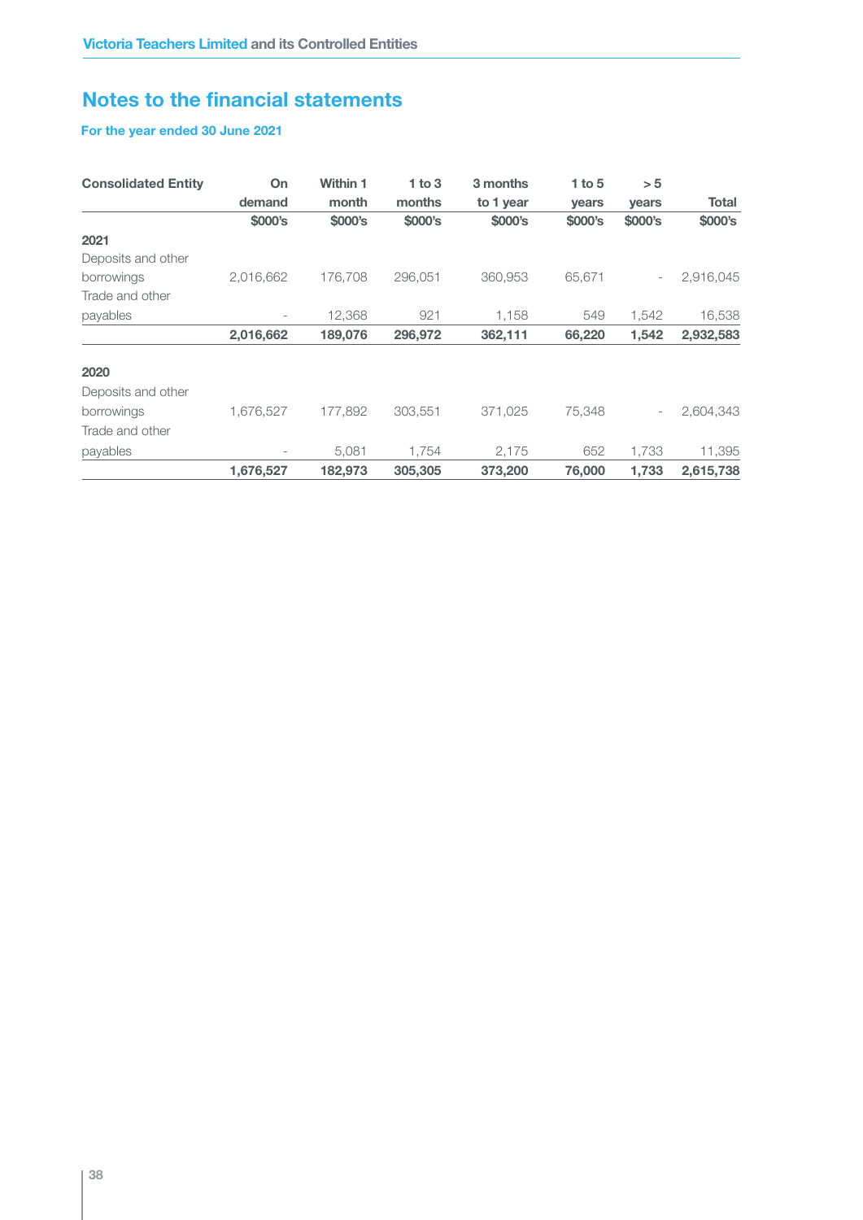## Notes to the financial statements

**For the year ended 30 June 2021**

| Consolidated Entity | On demand | Within 1 month | 1 to 3 months | 3 months to 1 year | 1 to 5 years | > 5 years | Total |
|---|---|---|---|---|---|---|---|
| | $000's | $000's | $000's | $000's | $000's | $000's | $000's |
| **2021** | | | | | | | |
| Deposits and other borrowings | 2,016,662 | 176,708 | 296,051 | 360,953 | 65,671 | - | 2,916,045 |
| Trade and other payables | - | 12,368 | 921 | 1,158 | 549 | 1,542 | 16,538 |
| | **2,016,662** | **189,076** | **296,972** | **362,111** | **66,220** | **1,542** | **2,932,583** |
| **2020** | | | | | | | |
| Deposits and other borrowings | 1,676,527 | 177,892 | 303,551 | 371,025 | 75,348 | - | 2,604,343 |
| Trade and other payables | - | 5,081 | 1,754 | 2,175 | 652 | 1,733 | 11,395 |
| | **1,676,527** | **182,973** | **305,305** | **373,200** | **76,000** | **1,733** | **2,615,738** |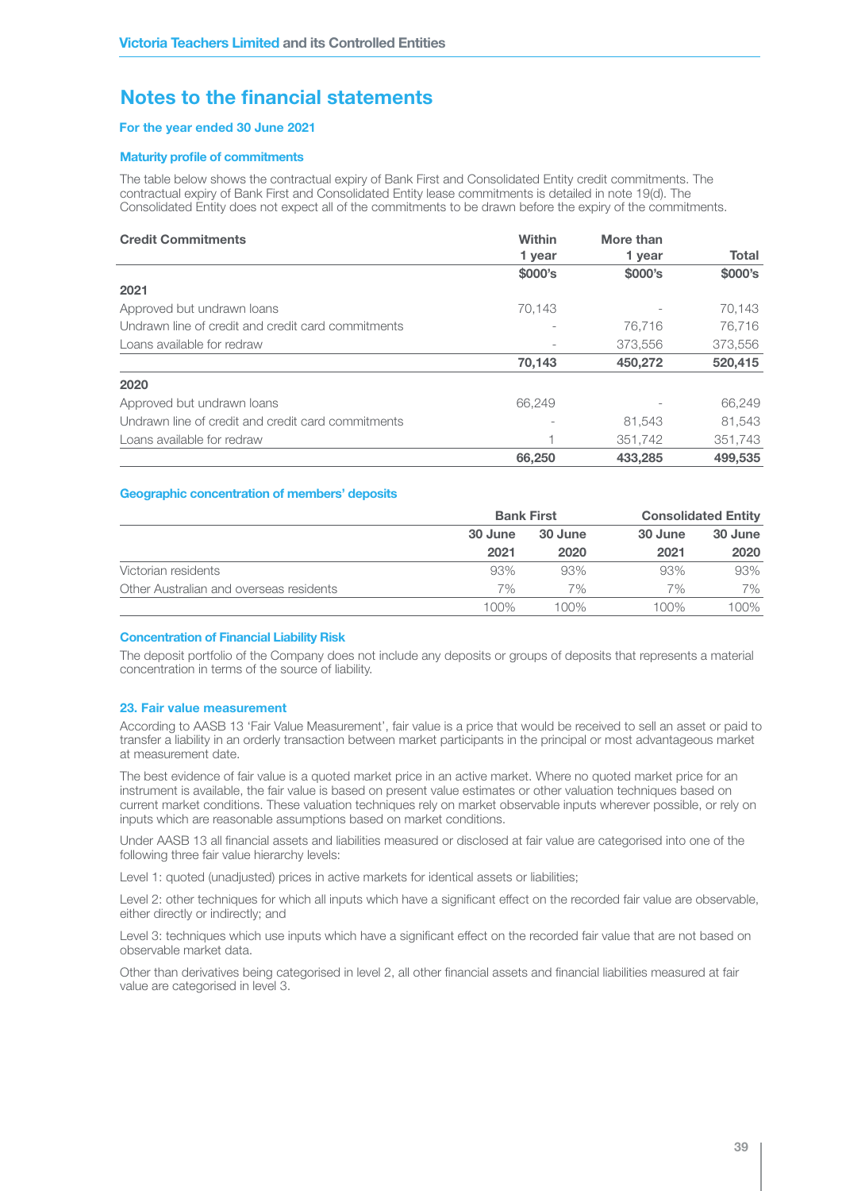# Notes to the financial statements

**For the year ended 30 June 2021**

### Maturity profile of commitments

The table below shows the contractual expiry of Bank First and Consolidated Entity credit commitments. The contractual expiry of Bank First and Consolidated Entity lease commitments is detailed in note 19(d). The Consolidated Entity does not expect all of the commitments to be drawn before the expiry of the commitments.

| Credit Commitments | Within 1 year | More than 1 year | Total |
|---|---|---|---|
| | $000's | $000's | $000's |
| **2021** | | | |
| Approved but undrawn loans | 70,143 | - | 70,143 |
| Undrawn line of credit and credit card commitments | - | 76,716 | 76,716 |
| Loans available for redraw | - | 373,556 | 373,556 |
| | **70,143** | **450,272** | **520,415** |
| **2020** | | | |
| Approved but undrawn loans | 66,249 | - | 66,249 |
| Undrawn line of credit and credit card commitments | - | 81,543 | 81,543 |
| Loans available for redraw | 1 | 351,742 | 351,743 |
| | **66,250** | **433,285** | **499,535** |

### Geographic concentration of members' deposits

| | Bank First | | Consolidated Entity | |
|---|---|---|---|---|
| | 30 June 2021 | 30 June 2020 | 30 June 2021 | 30 June 2020 |
| Victorian residents | 93% | 93% | 93% | 93% |
| Other Australian and overseas residents | 7% | 7% | 7% | 7% |
| | 100% | 100% | 100% | 100% |

### Concentration of Financial Liability Risk

The deposit portfolio of the Company does not include any deposits or groups of deposits that represents a material concentration in terms of the source of liability.

## 23. Fair value measurement

According to AASB 13 'Fair Value Measurement', fair value is a price that would be received to sell an asset or paid to transfer a liability in an orderly transaction between market participants in the principal or most advantageous market at measurement date.

The best evidence of fair value is a quoted market price in an active market. Where no quoted market price for an instrument is available, the fair value is based on present value estimates or other valuation techniques based on current market conditions. These valuation techniques rely on market observable inputs wherever possible, or rely on inputs which are reasonable assumptions based on market conditions.

Under AASB 13 all financial assets and liabilities measured or disclosed at fair value are categorised into one of the following three fair value hierarchy levels:

Level 1: quoted (unadjusted) prices in active markets for identical assets or liabilities;

Level 2: other techniques for which all inputs which have a significant effect on the recorded fair value are observable, either directly or indirectly; and

Level 3: techniques which use inputs which have a significant effect on the recorded fair value that are not based on observable market data.

Other than derivatives being categorised in level 2, all other financial assets and financial liabilities measured at fair value are categorised in level 3.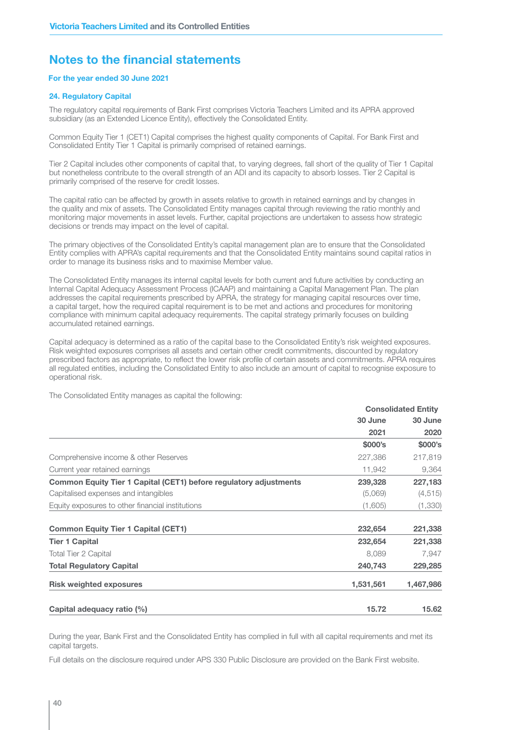# Notes to the financial statements

**For the year ended 30 June 2021**

### 24. Regulatory Capital

The regulatory capital requirements of Bank First comprises Victoria Teachers Limited and its APRA approved subsidiary (as an Extended Licence Entity), effectively the Consolidated Entity.

Common Equity Tier 1 (CET1) Capital comprises the highest quality components of Capital. For Bank First and Consolidated Entity Tier 1 Capital is primarily comprised of retained earnings.

Tier 2 Capital includes other components of capital that, to varying degrees, fall short of the quality of Tier 1 Capital but nonetheless contribute to the overall strength of an ADI and its capacity to absorb losses. Tier 2 Capital is primarily comprised of the reserve for credit losses.

The capital ratio can be affected by growth in assets relative to growth in retained earnings and by changes in the quality and mix of assets. The Consolidated Entity manages capital through reviewing the ratio monthly and monitoring major movements in asset levels. Further, capital projections are undertaken to assess how strategic decisions or trends may impact on the level of capital.

The primary objectives of the Consolidated Entity's capital management plan are to ensure that the Consolidated Entity complies with APRA's capital requirements and that the Consolidated Entity maintains sound capital ratios in order to manage its business risks and to maximise Member value.

The Consolidated Entity manages its internal capital levels for both current and future activities by conducting an Internal Capital Adequacy Assessment Process (ICAAP) and maintaining a Capital Management Plan. The plan addresses the capital requirements prescribed by APRA, the strategy for managing capital resources over time, a capital target, how the required capital requirement is to be met and actions and procedures for monitoring compliance with minimum capital adequacy requirements. The capital strategy primarily focuses on building accumulated retained earnings.

Capital adequacy is determined as a ratio of the capital base to the Consolidated Entity's risk weighted exposures. Risk weighted exposures comprises all assets and certain other credit commitments, discounted by regulatory prescribed factors as appropriate, to reflect the lower risk profile of certain assets and commitments. APRA requires all regulated entities, including the Consolidated Entity to also include an amount of capital to recognise exposure to operational risk.

The Consolidated Entity manages as capital the following:

| | Consolidated Entity | |
|---|---|---|
| | 30 June 2021 | 30 June 2020 |
| | $000's | $000's |
| Comprehensive income & other Reserves | 227,386 | 217,819 |
| Current year retained earnings | 11,942 | 9,364 |
| **Common Equity Tier 1 Capital (CET1) before regulatory adjustments** | **239,328** | **227,183** |
| Capitalised expenses and intangibles | (5,069) | (4,515) |
| Equity exposures to other financial institutions | (1,605) | (1,330) |
| **Common Equity Tier 1 Capital (CET1)** | **232,654** | **221,338** |
| **Tier 1 Capital** | **232,654** | **221,338** |
| Total Tier 2 Capital | 8,089 | 7,947 |
| **Total Regulatory Capital** | **240,743** | **229,285** |
| **Risk weighted exposures** | **1,531,561** | **1,467,986** |
| **Capital adequacy ratio (%)** | **15.72** | **15.62** |

During the year, Bank First and the Consolidated Entity has complied in full with all capital requirements and met its capital targets.

Full details on the disclosure required under APS 330 Public Disclosure are provided on the Bank First website.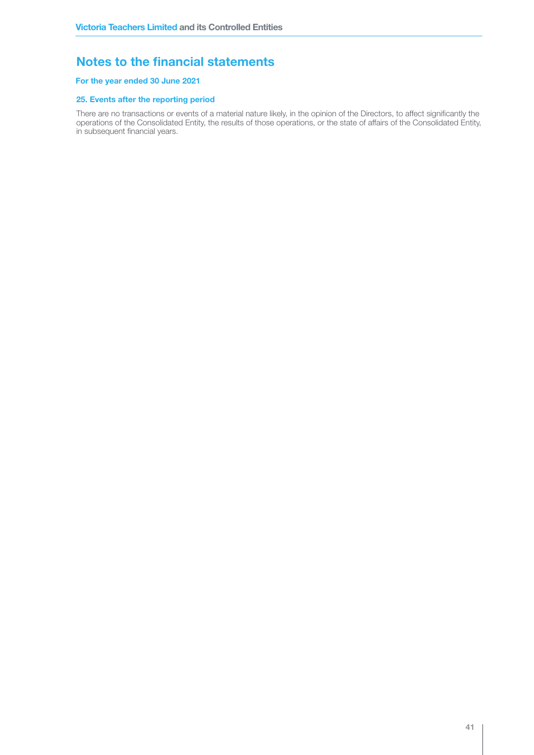# Notes to the financial statements

**For the year ended 30 June 2021**

### 25. Events after the reporting period

There are no transactions or events of a material nature likely, in the opinion of the Directors, to affect significantly the operations of the Consolidated Entity, the results of those operations, or the state of affairs of the Consolidated Entity, in subsequent financial years.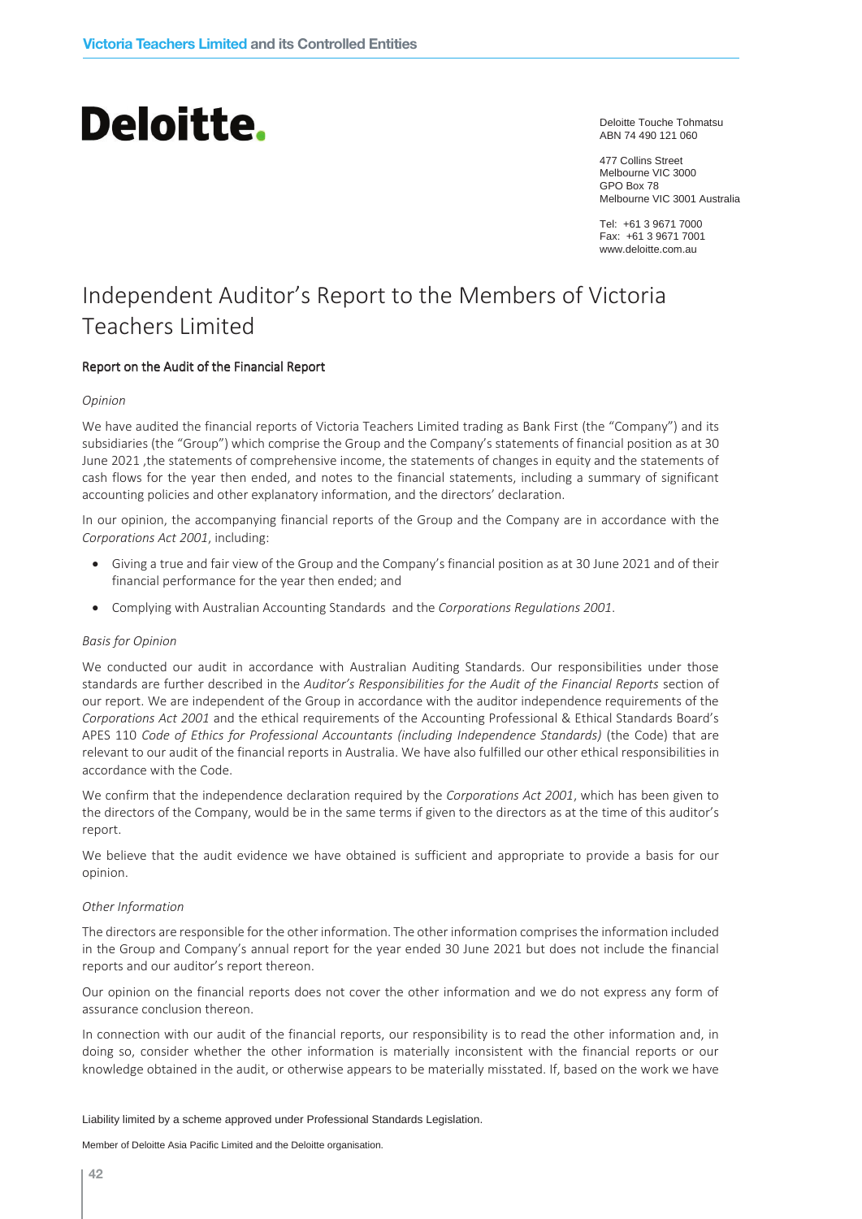Deloitte.

Deloitte Touche Tohmatsu
ABN 74 490 121 060

477 Collins Street
Melbourne VIC 3000
GPO Box 78
Melbourne VIC 3001 Australia

Tel: +61 3 9671 7000
Fax: +61 3 9671 7001
www.deloitte.com.au

# Independent Auditor's Report to the Members of Victoria Teachers Limited

## Report on the Audit of the Financial Report

*Opinion*

We have audited the financial reports of Victoria Teachers Limited trading as Bank First (the "Company") and its subsidiaries (the "Group") which comprise the Group and the Company's statements of financial position as at 30 June 2021 ,the statements of comprehensive income, the statements of changes in equity and the statements of cash flows for the year then ended, and notes to the financial statements, including a summary of significant accounting policies and other explanatory information, and the directors' declaration.

In our opinion, the accompanying financial reports of the Group and the Company are in accordance with the *Corporations Act 2001*, including:

- Giving a true and fair view of the Group and the Company's financial position as at 30 June 2021 and of their financial performance for the year then ended; and
- Complying with Australian Accounting Standards and the *Corporations Regulations 2001*.

*Basis for Opinion*

We conducted our audit in accordance with Australian Auditing Standards. Our responsibilities under those standards are further described in the *Auditor's Responsibilities for the Audit of the Financial Reports* section of our report. We are independent of the Group in accordance with the auditor independence requirements of the *Corporations Act 2001* and the ethical requirements of the Accounting Professional & Ethical Standards Board's APES 110 *Code of Ethics for Professional Accountants (including Independence Standards)* (the Code) that are relevant to our audit of the financial reports in Australia. We have also fulfilled our other ethical responsibilities in accordance with the Code.

We confirm that the independence declaration required by the *Corporations Act 2001*, which has been given to the directors of the Company, would be in the same terms if given to the directors as at the time of this auditor's report.

We believe that the audit evidence we have obtained is sufficient and appropriate to provide a basis for our opinion.

*Other Information*

The directors are responsible for the other information. The other information comprises the information included in the Group and Company's annual report for the year ended 30 June 2021 but does not include the financial reports and our auditor's report thereon.

Our opinion on the financial reports does not cover the other information and we do not express any form of assurance conclusion thereon.

In connection with our audit of the financial reports, our responsibility is to read the other information and, in doing so, consider whether the other information is materially inconsistent with the financial reports or our knowledge obtained in the audit, or otherwise appears to be materially misstated. If, based on the work we have

Liability limited by a scheme approved under Professional Standards Legislation.

Member of Deloitte Asia Pacific Limited and the Deloitte organisation.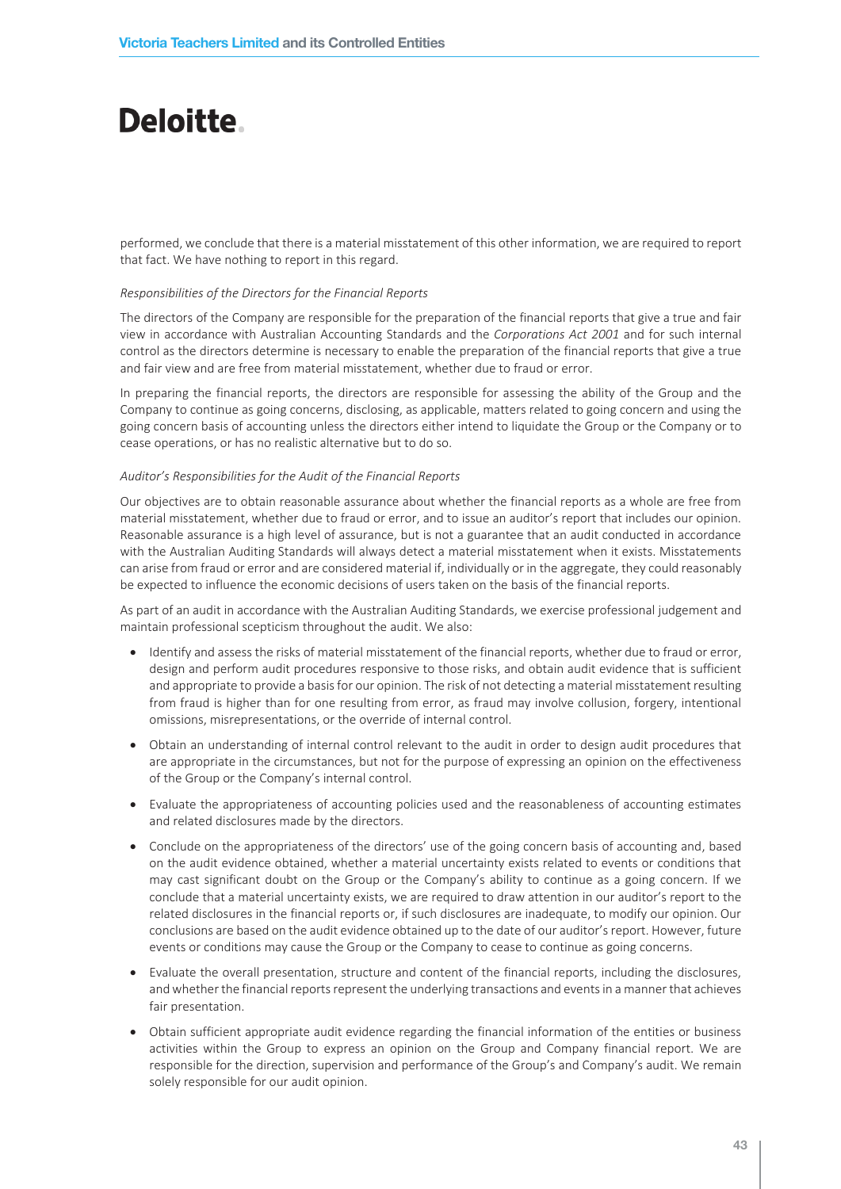performed, we conclude that there is a material misstatement of this other information, we are required to report that fact. We have nothing to report in this regard.

*Responsibilities of the Directors for the Financial Reports*

The directors of the Company are responsible for the preparation of the financial reports that give a true and fair view in accordance with Australian Accounting Standards and the *Corporations Act 2001* and for such internal control as the directors determine is necessary to enable the preparation of the financial reports that give a true and fair view and are free from material misstatement, whether due to fraud or error.

In preparing the financial reports, the directors are responsible for assessing the ability of the Group and the Company to continue as going concerns, disclosing, as applicable, matters related to going concern and using the going concern basis of accounting unless the directors either intend to liquidate the Group or the Company or to cease operations, or has no realistic alternative but to do so.

*Auditor's Responsibilities for the Audit of the Financial Reports*

Our objectives are to obtain reasonable assurance about whether the financial reports as a whole are free from material misstatement, whether due to fraud or error, and to issue an auditor's report that includes our opinion. Reasonable assurance is a high level of assurance, but is not a guarantee that an audit conducted in accordance with the Australian Auditing Standards will always detect a material misstatement when it exists. Misstatements can arise from fraud or error and are considered material if, individually or in the aggregate, they could reasonably be expected to influence the economic decisions of users taken on the basis of the financial reports.

As part of an audit in accordance with the Australian Auditing Standards, we exercise professional judgement and maintain professional scepticism throughout the audit. We also:

- Identify and assess the risks of material misstatement of the financial reports, whether due to fraud or error, design and perform audit procedures responsive to those risks, and obtain audit evidence that is sufficient and appropriate to provide a basis for our opinion. The risk of not detecting a material misstatement resulting from fraud is higher than for one resulting from error, as fraud may involve collusion, forgery, intentional omissions, misrepresentations, or the override of internal control.
- Obtain an understanding of internal control relevant to the audit in order to design audit procedures that are appropriate in the circumstances, but not for the purpose of expressing an opinion on the effectiveness of the Group or the Company's internal control.
- Evaluate the appropriateness of accounting policies used and the reasonableness of accounting estimates and related disclosures made by the directors.
- Conclude on the appropriateness of the directors' use of the going concern basis of accounting and, based on the audit evidence obtained, whether a material uncertainty exists related to events or conditions that may cast significant doubt on the Group or the Company's ability to continue as a going concern. If we conclude that a material uncertainty exists, we are required to draw attention in our auditor's report to the related disclosures in the financial reports or, if such disclosures are inadequate, to modify our opinion. Our conclusions are based on the audit evidence obtained up to the date of our auditor's report. However, future events or conditions may cause the Group or the Company to cease to continue as going concerns.
- Evaluate the overall presentation, structure and content of the financial reports, including the disclosures, and whether the financial reports represent the underlying transactions and events in a manner that achieves fair presentation.
- Obtain sufficient appropriate audit evidence regarding the financial information of the entities or business activities within the Group to express an opinion on the Group and Company financial report. We are responsible for the direction, supervision and performance of the Group's and Company's audit. We remain solely responsible for our audit opinion.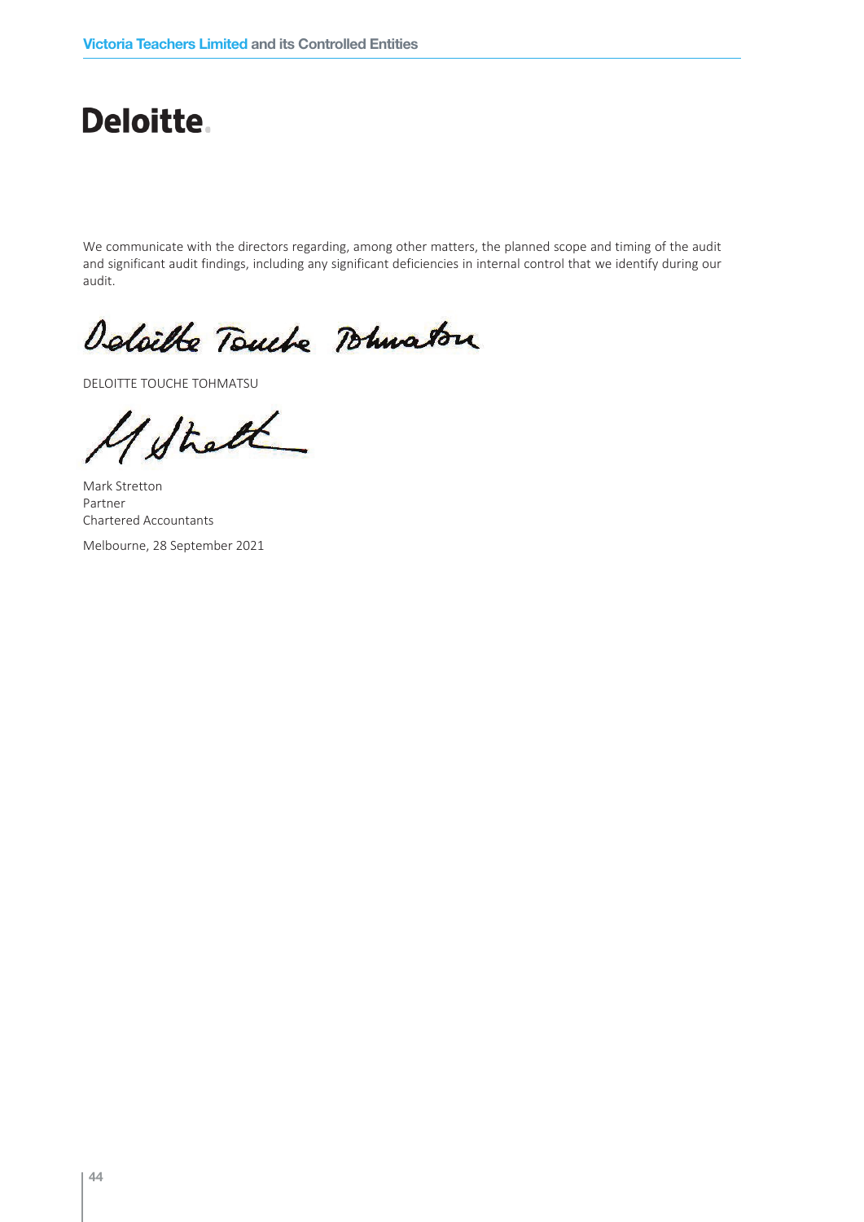Deloitte.

We communicate with the directors regarding, among other matters, the planned scope and timing of the audit and significant audit findings, including any significant deficiencies in internal control that we identify during our audit.

DELOITTE TOUCHE TOHMATSU

Mark Stretton
Partner
Chartered Accountants

Melbourne, 28 September 2021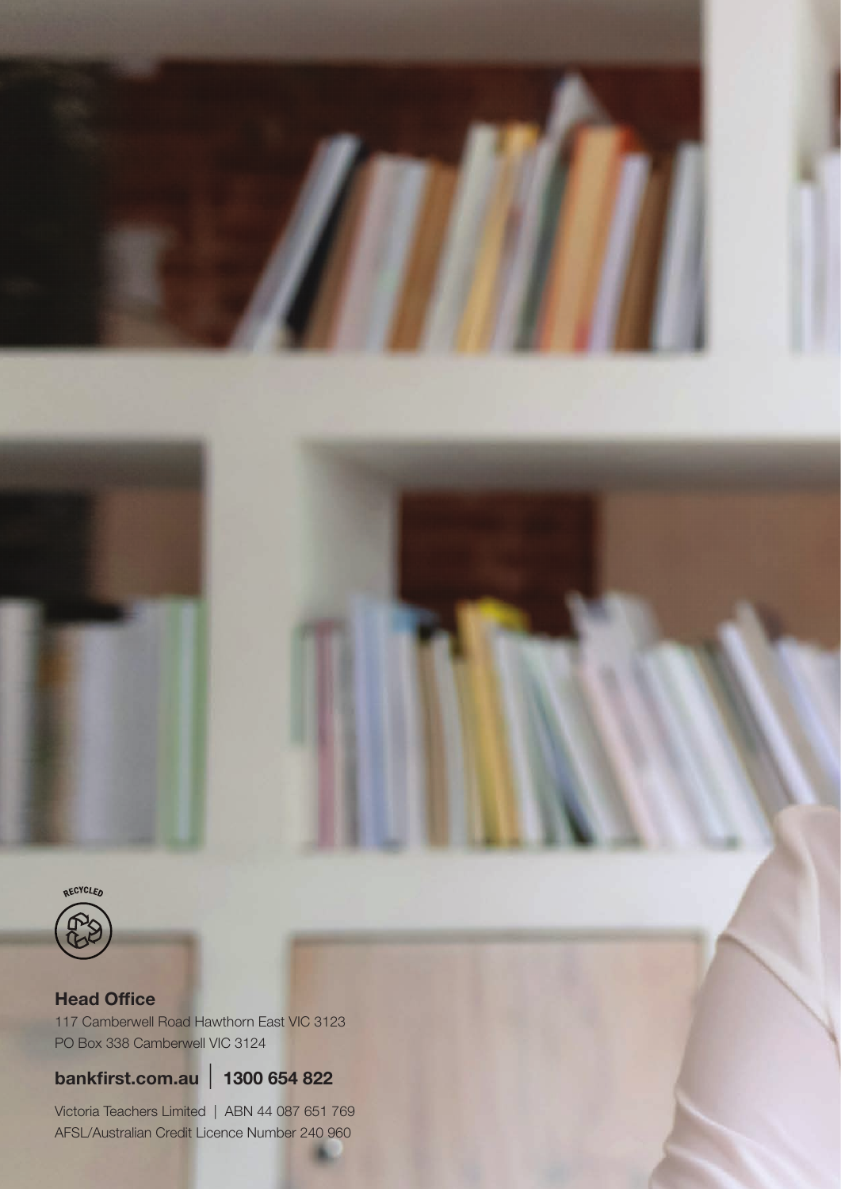RECYCLED

**Head Office**

117 Camberwell Road Hawthorn East VIC 3123
PO Box 338 Camberwell VIC 3124

**bankfirst.com.au** | **1300 654 822**

Victoria Teachers Limited | ABN 44 087 651 769
AFSL/Australian Credit Licence Number 240 960